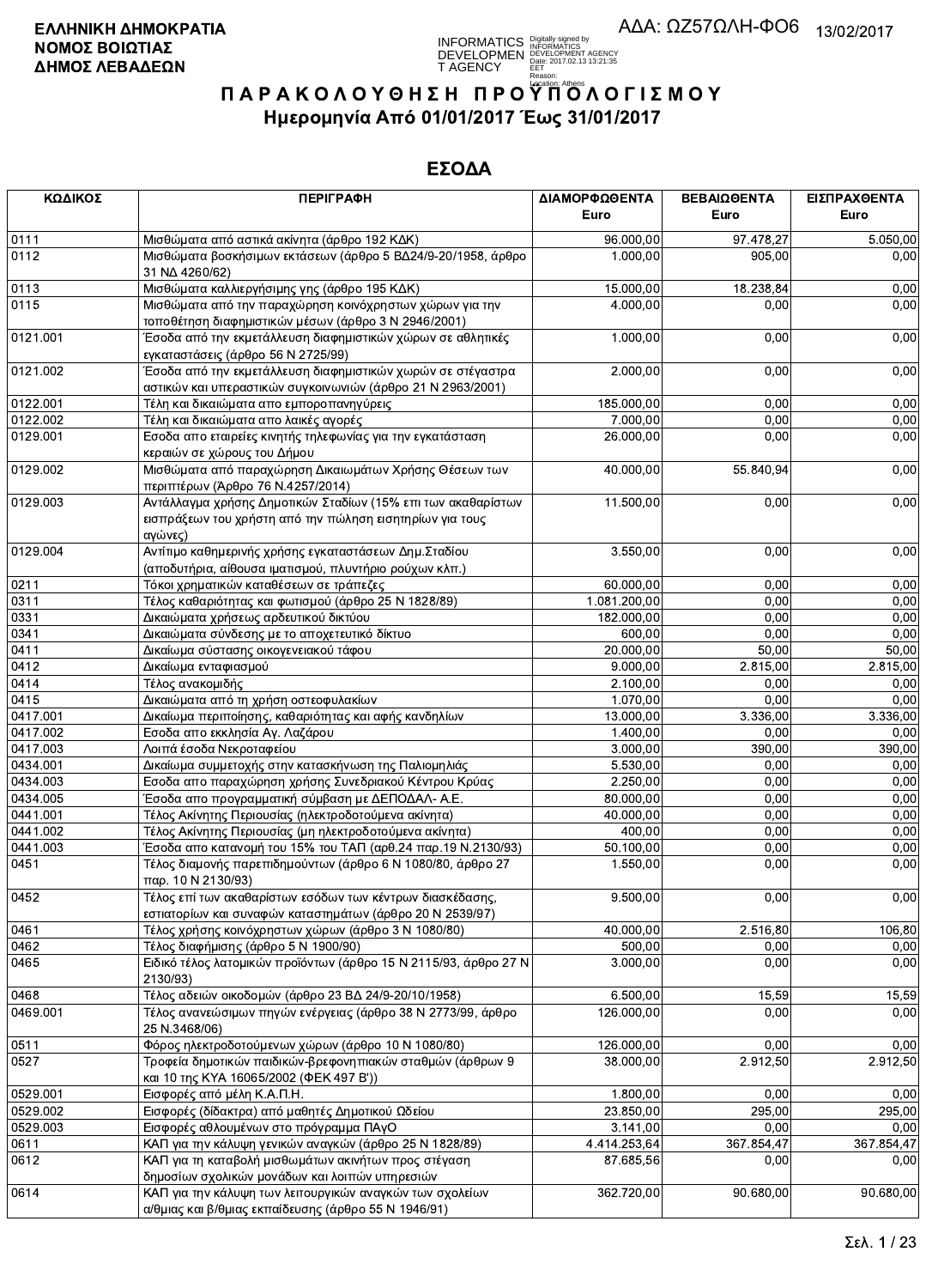**ΕΛΛΗΝΙΚΗ ΔΗΜΟΚΡΑΤΙΑ**
**ΝΟΜΟΣ ΒΟΙΩΤΙΑΣ**
**ΔΗΜΟΣ ΛΕΒΑΔΕΩΝ**

ΑΔΑ: ΩΖ57ΩΛΗ-ΦΟ6 13/02/2017

# ΠΑΡΑΚΟΛΟΥΘΗΣΗ ΠΡΟΫΠΟΛΟΓΙΣΜΟΥ

## Ημερομηνία Από 01/01/2017 Έως 31/01/2017

## ΕΣΟΔΑ

| ΚΩΔΙΚΟΣ | ΠΕΡΙΓΡΑΦΗ | ΔΙΑΜΟΡΦΩΘΕΝΤΑ Euro | ΒΕΒΑΙΩΘΕΝΤΑ Euro | ΕΙΣΠΡΑΧΘΕΝΤΑ Euro |
|---|---|---|---|---|
| 0111 | Μισθώματα από αστικά ακίνητα (άρθρο 192 ΚΔΚ) | 96.000,00 | 97.478,27 | 5.050,00 |
| 0112 | Μισθώματα βοσκήσιμων εκτάσεων (άρθρο 5 ΒΔ24/9-20/1958, άρθρο 31 ΝΔ 4260/62) | 1.000,00 | 905,00 | 0,00 |
| 0113 | Μισθώματα καλλιεργήσιμης γης (άρθρο 195 ΚΔΚ) | 15.000,00 | 18.238,84 | 0,00 |
| 0115 | Μισθώματα από την παραχώρηση κοινόχρηστων χώρων για την τοποθέτηση διαφημιστικών μέσων (άρθρο 3 Ν 2946/2001) | 4.000,00 | 0,00 | 0,00 |
| 0121.001 | Έσοδα από την εκμετάλλευση διαφημιστικών χώρων σε αθλητικές εγκαταστάσεις (άρθρο 56 Ν 2725/99) | 1.000,00 | 0,00 | 0,00 |
| 0121.002 | Έσοδα από την εκμετάλλευση διαφημιστικών χωρών σε στέγαστρα αστικών και υπεραστικών συγκοινωνιών (άρθρο 21 Ν 2963/2001) | 2.000,00 | 0,00 | 0,00 |
| 0122.001 | Τέλη και δικαιώματα απο εμποροπανηγύρεις | 185.000,00 | 0,00 | 0,00 |
| 0122.002 | Τέλη και δικαιώματα απο λαικές αγορές | 7.000,00 | 0,00 | 0,00 |
| 0129.001 | Εσοδα απο εταιρείες κινητής τηλεφωνίας για την εγκατάσταση κεραιών σε χώρους του Δήμου | 26.000,00 | 0,00 | 0,00 |
| 0129.002 | Μισθώματα από παραχώρηση Δικαιωμάτων Χρήσης Θέσεων των περιπτέρων (Άρθρο 76 Ν.4257/2014) | 40.000,00 | 55.840,94 | 0,00 |
| 0129.003 | Αντάλλαγμα χρήσης Δημοτικών Σταδίων (15% επι των ακαθαρίστων εισπράξεων του χρήστη από την πώληση εισητηρίων για τους αγώνες) | 11.500,00 | 0,00 | 0,00 |
| 0129.004 | Αντίτιμο καθημερινής χρήσης εγκαταστάσεων Δημ.Σταδίου (αποδυτήρια, αίθουσα ιματισμού, πλυντήριο ρούχων κλπ.) | 3.550,00 | 0,00 | 0,00 |
| 0211 | Τόκοι χρηματικών καταθέσεων σε τράπεζες | 60.000,00 | 0,00 | 0,00 |
| 0311 | Τέλος καθαριότητας και φωτισμού (άρθρο 25 Ν 1828/89) | 1.081.200,00 | 0,00 | 0,00 |
| 0331 | Δικαιώματα χρήσεως αρδευτικού δικτύου | 182.000,00 | 0,00 | 0,00 |
| 0341 | Δικαιώματα σύνδεσης με το αποχετευτικό δίκτυο | 600,00 | 0,00 | 0,00 |
| 0411 | Δικαίωμα σύστασης οικογενειακού τάφου | 20.000,00 | 50,00 | 50,00 |
| 0412 | Δικαίωμα ενταφιασμού | 9.000,00 | 2.815,00 | 2.815,00 |
| 0414 | Τέλος ανακομιδής | 2.100,00 | 0,00 | 0,00 |
| 0415 | Δικαιώματα από τη χρήση οστεοφυλακίων | 1.070,00 | 0,00 | 0,00 |
| 0417.001 | Δικαίωμα περιποίησης, καθαριότητας και αφής κανδηλίων | 13.000,00 | 3.336,00 | 3.336,00 |
| 0417.002 | Εσοδα απο εκκλησία Αγ. Λαζάρου | 1.400,00 | 0,00 | 0,00 |
| 0417.003 | Λοιπά έσοδα Νεκροταφείου | 3.000,00 | 390,00 | 390,00 |
| 0434.001 | Δικαίωμα συμμετοχής στην κατασκήνωση της Παλιομηλιάς | 5.530,00 | 0,00 | 0,00 |
| 0434.003 | Εσοδα απο παραχώρηση χρήσης Συνεδριακού Κέντρου Κρύας | 2.250,00 | 0,00 | 0,00 |
| 0434.005 | Έσοδα απο προγραμματική σύμβαση με ΔΕΠΟΔΑΛ- Α.Ε. | 80.000,00 | 0,00 | 0,00 |
| 0441.001 | Τέλος Ακίνητης Περιουσίας (ηλεκτροδοτούμενα ακίνητα) | 40.000,00 | 0,00 | 0,00 |
| 0441.002 | Τέλος Ακίνητης Περιουσίας (μη ηλεκτροδοτούμενα ακίνητα) | 400,00 | 0,00 | 0,00 |
| 0441.003 | Έσοδα απο κατανομή του 15% του ΤΑΠ (αρθ.24 παρ.19 Ν.2130/93) | 50.100,00 | 0,00 | 0,00 |
| 0451 | Τέλος διαμονής παρεπιδημούντων (άρθρο 6 Ν 1080/80, άρθρο 27 παρ. 10 Ν 2130/93) | 1.550,00 | 0,00 | 0,00 |
| 0452 | Τέλος επί των ακαθαρίστων εσόδων των κέντρων διασκέδασης, εστιατορίων και συναφών καταστημάτων (άρθρο 20 Ν 2539/97) | 9.500,00 | 0,00 | 0,00 |
| 0461 | Τέλος χρήσης κοινόχρηστων χώρων (άρθρο 3 Ν 1080/80) | 40.000,00 | 2.516,80 | 106,80 |
| 0462 | Τέλος διαφήμισης (άρθρο 5 Ν 1900/90) | 500,00 | 0,00 | 0,00 |
| 0465 | Ειδικό τέλος λατομικών προϊόντων (άρθρο 15 Ν 2115/93, άρθρο 27 Ν 2130/93) | 3.000,00 | 0,00 | 0,00 |
| 0468 | Τέλος αδειών οικοδομών (άρθρο 23 ΒΔ 24/9-20/10/1958) | 6.500,00 | 15,59 | 15,59 |
| 0469.001 | Τέλος ανανεώσιμων πηγών ενέργειας (άρθρο 38 Ν 2773/99, άρθρο 25 Ν.3468/06) | 126.000,00 | 0,00 | 0,00 |
| 0511 | Φόρος ηλεκτροδοτούμενων χώρων (άρθρο 10 Ν 1080/80) | 126.000,00 | 0,00 | 0,00 |
| 0527 | Τροφεία δημοτικών παιδικών-βρεφονηπιακών σταθμών (άρθρων 9 και 10 της ΚΥΑ 16065/2002 (ΦΕΚ 497 Β')) | 38.000,00 | 2.912,50 | 2.912,50 |
| 0529.001 | Εισφορές από μέλη Κ.Α.Π.Η. | 1.800,00 | 0,00 | 0,00 |
| 0529.002 | Εισφορές (δίδακτρα) από μαθητές Δημοτικού Ωδείου | 23.850,00 | 295,00 | 295,00 |
| 0529.003 | Εισφορές αθλουμένων στο πρόγραμμα ΠΑγΟ | 3.141,00 | 0,00 | 0,00 |
| 0611 | ΚΑΠ για την κάλυψη γενικών αναγκών (άρθρο 25 Ν 1828/89) | 4.414.253,64 | 367.854,47 | 367.854,47 |
| 0612 | ΚΑΠ για τη καταβολή μισθωμάτων ακινήτων προς στέγαση δημοσίων σχολικών μονάδων και λοιπών υπηρεσιών | 87.685,56 | 0,00 | 0,00 |
| 0614 | ΚΑΠ για την κάλυψη των λειτουργικών αναγκών των σχολείων α/θμιας και β/θμιας εκπαίδευσης (άρθρο 55 Ν 1946/91) | 362.720,00 | 90.680,00 | 90.680,00 |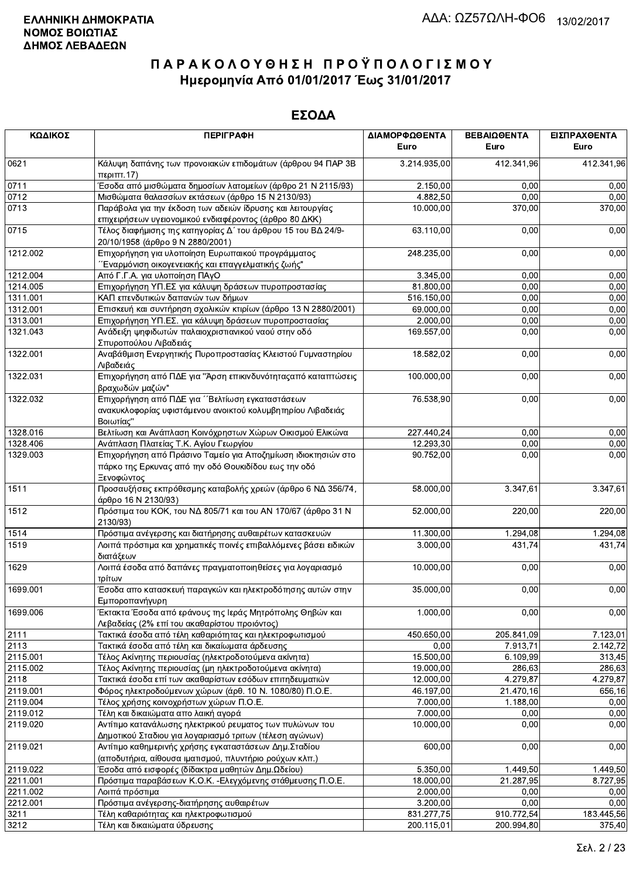**ΕΛΛΗΝΙΚΗ ΔΗΜΟΚΡΑΤΙΑ**
**ΝΟΜΟΣ ΒΟΙΩΤΙΑΣ**
**ΔΗΜΟΣ ΛΕΒΑΔΕΩΝ**

ΑΔΑ: ΩΖ57ΩΛΗ-ΦΟ6 13/02/2017

# ΠΑΡΑΚΟΛΟΥΘΗΣΗ ΠΡΟΫΠΟΛΟΓΙΣΜΟΥ
## Ημερομηνία Από 01/01/2017 Έως 31/01/2017

## ΕΣΟΔΑ

| ΚΩΔΙΚΟΣ | ΠΕΡΙΓΡΑΦΗ | ΔΙΑΜΟΡΦΩΘΕΝΤΑ Euro | ΒΕΒΑΙΩΘΕΝΤΑ Euro | ΕΙΣΠΡΑΧΘΕΝΤΑ Euro |
|---|---|---|---|---|
| 0621 | Κάλυψη δαπάνης των προνοιακών επιδομάτων (άρθρου 94 ΠΑΡ 3Β περιπτ.17) | 3.214.935,00 | 412.341,96 | 412.341,96 |
| 0711 | Έσοδα από μισθώματα δημοσίων λατομείων (άρθρο 21 Ν 2115/93) | 2.150,00 | 0,00 | 0,00 |
| 0712 | Μισθώματα θαλασσίων εκτάσεων (άρθρο 15 Ν 2130/93) | 4.882,50 | 0,00 | 0,00 |
| 0713 | Παράβολα για την έκδοση των αδειών ίδρυσης και λειτουργίας επιχειρήσεων υγειονομικού ενδιαφέροντος (άρθρο 80 ΔΚΚ) | 10.000,00 | 370,00 | 370,00 |
| 0715 | Τέλος διαφήμισης της κατηγορίας Δ΄ του άρθρου 15 του ΒΔ 24/9-20/10/1958 (άρθρο 9 Ν 2880/2001) | 63.110,00 | 0,00 | 0,00 |
| 1212.002 | Επιχορήγηση για υλοποίηση Ευρωπαικού προγράμματος ΄΄Εναρμόνιση οικογενειακής και επαγγελματικής ζωής" | 248.235,00 | 0,00 | 0,00 |
| 1212.004 | Από Γ.Γ.Α. για υλοποίηση ΠΑγΟ | 3.345,00 | 0,00 | 0,00 |
| 1214.005 | Επιχορήγηση ΥΠ.ΕΣ για κάλυψη δράσεων πυροπροστασίας | 81.800,00 | 0,00 | 0,00 |
| 1311.001 | ΚΑΠ επενδυτικών δαπανών των δήμων | 516.150,00 | 0,00 | 0,00 |
| 1312.001 | Επισκευή και συντήρηση σχολικών κτιρίων (άρθρο 13 Ν 2880/2001) | 69.000,00 | 0,00 | 0,00 |
| 1313.001 | Επιχορήγηση ΥΠ.ΕΣ. για κάλυψη δράσεων πυροπροστασίας | 2.000,00 | 0,00 | 0,00 |
| 1321.043 | Ανάδειξη ψηφιδωτών παλαιοχριστιανικού ναού στην οδό Σπυροπούλου Λιβαδειάς | 169.557,00 | 0,00 | 0,00 |
| 1322.001 | Αναβάθμιση Ενεργητικής Πυροπροστασίας Κλειστού Γυμναστηρίου Λιβαδειάς | 18.582,02 | 0,00 | 0,00 |
| 1322.031 | Επιχορήγηση από ΠΔΕ για "Άρση επικινδυνότηταςαπό καταπτώσεις βραχωδών μαζών" | 100.000,00 | 0,00 | 0,00 |
| 1322.032 | Επιχορήγηση από ΠΔΕ για ΄΄Βελτίωση εγκαταστάσεων ανακυκλοφορίας υφιστάμενου ανοικτού κολυμβητηρίου Λιβαδειάς Βοιωτίας" | 76.538,90 | 0,00 | 0,00 |
| 1328.016 | Βελτίωση και Ανάπλαση Κοινόχρηστων Χώρων Οικισμού Ελικώνα | 227.440,24 | 0,00 | 0,00 |
| 1328.406 | Ανάπλαση Πλατείας Τ.Κ. Αγίου Γεωργίου | 12.293,30 | 0,00 | 0,00 |
| 1329.003 | Επιχορήγηση από Πράσινο Ταμείο για Αποζημίωση ιδιοκτησιών στο πάρκο της Ερκυνας από την οδό Θουκιδίδου εως την οδό Ξενοφώντος | 90.752,00 | 0,00 | 0,00 |
| 1511 | Προσαυξήσεις εκπρόθεσμης καταβολής χρεών (άρθρο 6 ΝΔ 356/74, άρθρο 16 Ν 2130/93) | 58.000,00 | 3.347,61 | 3.347,61 |
| 1512 | Πρόστιμα του ΚΟΚ, του ΝΔ 805/71 και του ΑΝ 170/67 (άρθρο 31 Ν 2130/93) | 52.000,00 | 220,00 | 220,00 |
| 1514 | Πρόστιμα ανέγερσης και διατήρησης αυθαιρέτων κατασκευών | 11.300,00 | 1.294,08 | 1.294,08 |
| 1519 | Λοιπά πρόστιμα και χρηματικές ποινές επιβαλλόμενες βάσει ειδικών διατάξεων | 3.000,00 | 431,74 | 431,74 |
| 1629 | Λοιπά έσοδα από δαπάνες πραγματοποιηθείσες για λογαριασμό τρίτων | 10.000,00 | 0,00 | 0,00 |
| 1699.001 | Έσοδα απο κατασκευή παραγκών και ηλεκτροδότησης αυτών στην Εμποροπανήγυρη | 35.000,00 | 0,00 | 0,00 |
| 1699.006 | Έκτακτα Έσοδα από εράνους της Ιεράς Μητρόπολης Θηβών και Λεβαδείας (2% επί του ακαθαρίστου προιόντος) | 1.000,00 | 0,00 | 0,00 |
| 2111 | Τακτικά έσοδα από τέλη καθαριότητας και ηλεκτροφωτισμού | 450.650,00 | 205.841,09 | 7.123,01 |
| 2113 | Τακτικά έσοδα από τέλη και δικαίωματα άρδευσης | 0,00 | 7.913,71 | 2.142,72 |
| 2115.001 | Τέλος Ακίνητης περιουσίας (ηλεκτροδοτούμενα ακίνητα) | 15.500,00 | 6.109,99 | 313,45 |
| 2115.002 | Τέλος Ακίνητης περιουσίας (μη ηλεκτροδοτούμενα ακίνητα) | 19.000,00 | 286,63 | 286,63 |
| 2118 | Τακτικά έσοδα επί των ακαθαρίστων εσόδων επιτηδευματιών | 12.000,00 | 4.279,87 | 4.279,87 |
| 2119.001 | Φόρος ηλεκτροδούμενων χώρων (άρθ. 10 Ν. 1080/80) Π.Ο.Ε. | 46.197,00 | 21.470,16 | 656,16 |
| 2119.004 | Τέλος χρήσης κοινοχρήστων χώρων Π.Ο.Ε. | 7.000,00 | 1.188,00 | 0,00 |
| 2119.012 | Τέλη και δικαιώματα απο λαική αγορά | 7.000,00 | 0,00 | 0,00 |
| 2119.020 | Αντίτιμο κατανάλωσης ηλεκτρικού ρευματος των πυλώνων του Δημοτικού Σταδιου για λογαριασμό τριτων (τέλεση αγώνων) | 10.000,00 | 0,00 | 0,00 |
| 2119.021 | Αντίτιμο καθημερινής χρήσης εγκαταστάσεων Δημ.Σταδίου (αποδυτήρια, αίθουσα ιματισμού, πλυντήριο ρούχων κλπ.) | 600,00 | 0,00 | 0,00 |
| 2119.022 | Έσοδα από εισφορές (δίδακτρα μαθητών Δημ.Ωδείου) | 5.350,00 | 1.449,50 | 1.449,50 |
| 2211.001 | Πρόστιμα παραβάσεων Κ.Ο.Κ. -Ελεγχόμενης στάθμευσης Π.Ο.Ε. | 18.000,00 | 21.287,95 | 8.727,95 |
| 2211.002 | Λοιπά πρόστιμα | 2.000,00 | 0,00 | 0,00 |
| 2212.001 | Πρόστιμα ανέγερσης-διατήρησης αυθαιρέτων | 3.200,00 | 0,00 | 0,00 |
| 3211 | Τέλη καθαριότητας και ηλεκτροφωτισμού | 831.277,75 | 910.772,54 | 183.445,56 |
| 3212 | Τέλη και δικαιώματα ύδρευσης | 200.115,01 | 200.994,80 | 375,40 |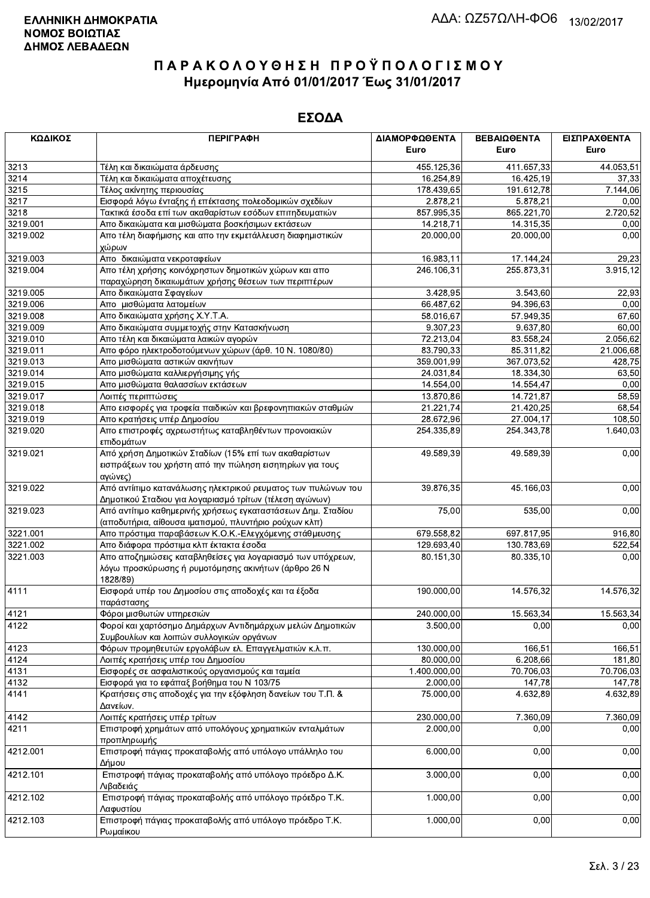**ΕΛΛΗΝΙΚΗ ΔΗΜΟΚΡΑΤΙΑ**
**ΝΟΜΟΣ ΒΟΙΩΤΙΑΣ**
**ΔΗΜΟΣ ΛΕΒΑΔΕΩΝ**

ΑΔΑ: ΩΖ57ΩΛΗ-ΦΟ6 13/02/2017

# Π Α Ρ Α Κ Ο Λ Ο Υ Θ Η Σ Η  Π Ρ Ο Ϋ Π Ο Λ Ο Γ Ι Σ Μ Ο Υ
## Ημερομηνία Από 01/01/2017 Έως 31/01/2017

## ΕΣΟΔΑ

| ΚΩΔΙΚΟΣ | ΠΕΡΙΓΡΑΦΗ | ΔΙΑΜΟΡΦΩΘΕΝΤΑ Euro | ΒΕΒΑΙΩΘΕΝΤΑ Euro | ΕΙΣΠΡΑΧΘΕΝΤΑ Euro |
|---|---|---|---|---|
| 3213 | Τέλη και δικαιώματα άρδευσης | 455.125,36 | 411.657,33 | 44.053,51 |
| 3214 | Τέλη και δικαιώματα αποχέτευσης | 16.254,89 | 16.425,19 | 37,33 |
| 3215 | Τέλος ακίνητης περιουσίας | 178.439,65 | 191.612,78 | 7.144,06 |
| 3217 | Εισφορά λόγω ένταξης ή επέκτασης πολεοδομικών σχεδίων | 2.878,21 | 5.878,21 | 0,00 |
| 3218 | Τακτικά έσοδα επί των ακαθαρίστων εσόδων επιτηδευματιών | 857.995,35 | 865.221,70 | 2.720,52 |
| 3219.001 | Απο δικαιώματα και μισθώματα βοσκήσιμων εκτάσεων | 14.218,71 | 14.315,35 | 0,00 |
| 3219.002 | Απο τέλη διαφήμισης και απο την εκμετάλλευση διαφημιστικών χώρων | 20.000,00 | 20.000,00 | 0,00 |
| 3219.003 | Απο  δικαιώματα νεκροταφείων | 16.983,11 | 17.144,24 | 29,23 |
| 3219.004 | Απο τέλη χρήσης κοινόχρηστων δημοτικών χώρων και απο παραχώρηση δικαιωμάτων χρήσης θέσεων των περιπτέρων | 246.106,31 | 255.873,31 | 3.915,12 |
| 3219.005 | Απο δικαιώματα Σφαγείων | 3.428,95 | 3.543,60 | 22,93 |
| 3219.006 | Απο  μισθώματα λατομείων | 66.487,62 | 94.396,63 | 0,00 |
| 3219.008 | Απο δικαιώματα χρήσης Χ.Υ.Τ.Α. | 58.016,67 | 57.949,35 | 67,60 |
| 3219.009 | Απο δικαιώματα συμμετοχής στην Κατασκήνωση | 9.307,23 | 9.637,80 | 60,00 |
| 3219.010 | Απο τέλη και δικαιώματα λαικών αγορών | 72.213,04 | 83.558,24 | 2.056,62 |
| 3219.011 | Απο φόρο ηλεκτροδοτούμενων χώρων (άρθ. 10 Ν. 1080/80) | 83.790,33 | 85.311,82 | 21.006,68 |
| 3219.013 | Απο μισθώματα αστικών ακινήτων | 359.001,99 | 367.073,52 | 428,75 |
| 3219.014 | Απο μισθώματα καλλιεργήσιμης γής | 24.031,84 | 18.334,30 | 63,50 |
| 3219.015 | Απο μισθώματα θαλασσίων εκτάσεων | 14.554,00 | 14.554,47 | 0,00 |
| 3219.017 | Λοιπές περιπτώσεις | 13.870,86 | 14.721,87 | 58,59 |
| 3219.018 | Απο εισφορές για τροφεία παιδικών και βρεφονηπιακών σταθμών | 21.221,74 | 21.420,25 | 68,54 |
| 3219.019 | Απο κρατήσεις υπέρ Δημοσίου | 28.672,96 | 27.004,17 | 108,50 |
| 3219.020 | Απο επιστροφές αχρεωστήτως καταβληθέντων προνοιακών επιδομάτων | 254.335,89 | 254.343,78 | 1.640,03 |
| 3219.021 | Από χρήση Δημοτικών Σταδίων (15% επί των ακαθαρίστων εισπράξεων του χρήστη από την πώληση εισητηρίων για τους αγώνες) | 49.589,39 | 49.589,39 | 0,00 |
| 3219.022 | Από αντίτιμο κατανάλωσης ηλεκτρικού ρευματος των πυλώνων του Δημοτικού Σταδιου για λογαριασμό τρίτων (τέλεση αγώνων) | 39.876,35 | 45.166,03 | 0,00 |
| 3219.023 | Από αντίτιμο καθημερινής χρήσεως εγκαταστάσεων Δημ. Σταδίου (αποδυτήρια, αίθουσα ιματισμού, πλυντήριο ρούχων κλπ) | 75,00 | 535,00 | 0,00 |
| 3221.001 | Απο πρόστιμα παραβάσεων Κ.Ο.Κ.-Ελεγχόμενης στάθμευσης | 679.558,82 | 697.817,95 | 916,80 |
| 3221.002 | Απο διάφορα πρόστιμα κλπ έκτακτα έσοδα | 129.693,40 | 130.783,69 | 522,54 |
| 3221.003 | Απο αποζημιώσεις καταβληθείσες για λογαριασμό των υπόχρεων, λόγω προσκύρωσης ή ρυμοτόμησης ακινήτων (άρθρο 26 Ν 1828/89) | 80.151,30 | 80.335,10 | 0,00 |
| 4111 | Εισφορά υπέρ του Δημοσίου στις αποδοχές και τα έξοδα παράστασης | 190.000,00 | 14.576,32 | 14.576,32 |
| 4121 | Φόροι μισθωτών υπηρεσιών | 240.000,00 | 15.563,34 | 15.563,34 |
| 4122 | Φοροί και χαρτόσημο Δημάρχων Αντιδημάρχων μελών Δημοτικών Συμβουλίων και λοιπών συλλογικών οργάνων | 3.500,00 | 0,00 | 0,00 |
| 4123 | Φόρων προμηθευτών εργολάβων ελ. Επαγγελματιών κ.λ.π. | 130.000,00 | 166,51 | 166,51 |
| 4124 | Λοιπές κρατήσεις υπέρ του Δημοσίου | 80.000,00 | 6.208,66 | 181,80 |
| 4131 | Εισφορές σε ασφαλιστικούς οργανισμούς και ταμεία | 1.400.000,00 | 70.706,03 | 70.706,03 |
| 4132 | Εισφορά για το εφάπαξ βοήθημα του Ν 103/75 | 2.000,00 | 147,78 | 147,78 |
| 4141 | Κρατήσεις στις αποδοχές για την εξόφληση δανείων του Τ.Π. & Δανείων. | 75.000,00 | 4.632,89 | 4.632,89 |
| 4142 | Λοιπές κρατήσεις υπέρ τρίτων | 230.000,00 | 7.360,09 | 7.360,09 |
| 4211 | Επιστροφή χρημάτων από υπολόγους χρηματικών ενταλμάτων προπληρωμής | 2.000,00 | 0,00 | 0,00 |
| 4212.001 | Επιστροφή πάγιας προκαταβολής από υπόλογο υπάλληλο του Δήμου | 6.000,00 | 0,00 | 0,00 |
| 4212.101 | Επιστροφή πάγιας προκαταβολής από υπόλογο πρόεδρο Δ.Κ. Λιβαδειάς | 3.000,00 | 0,00 | 0,00 |
| 4212.102 | Επιστροφή πάγιας προκαταβολής από υπόλογο πρόεδρο Τ.Κ. Λαφυστίου | 1.000,00 | 0,00 | 0,00 |
| 4212.103 | Επιστροφή πάγιας προκαταβολής από υπόλογο πρόεδρο Τ.Κ. Ρωμαίικου | 1.000,00 | 0,00 | 0,00 |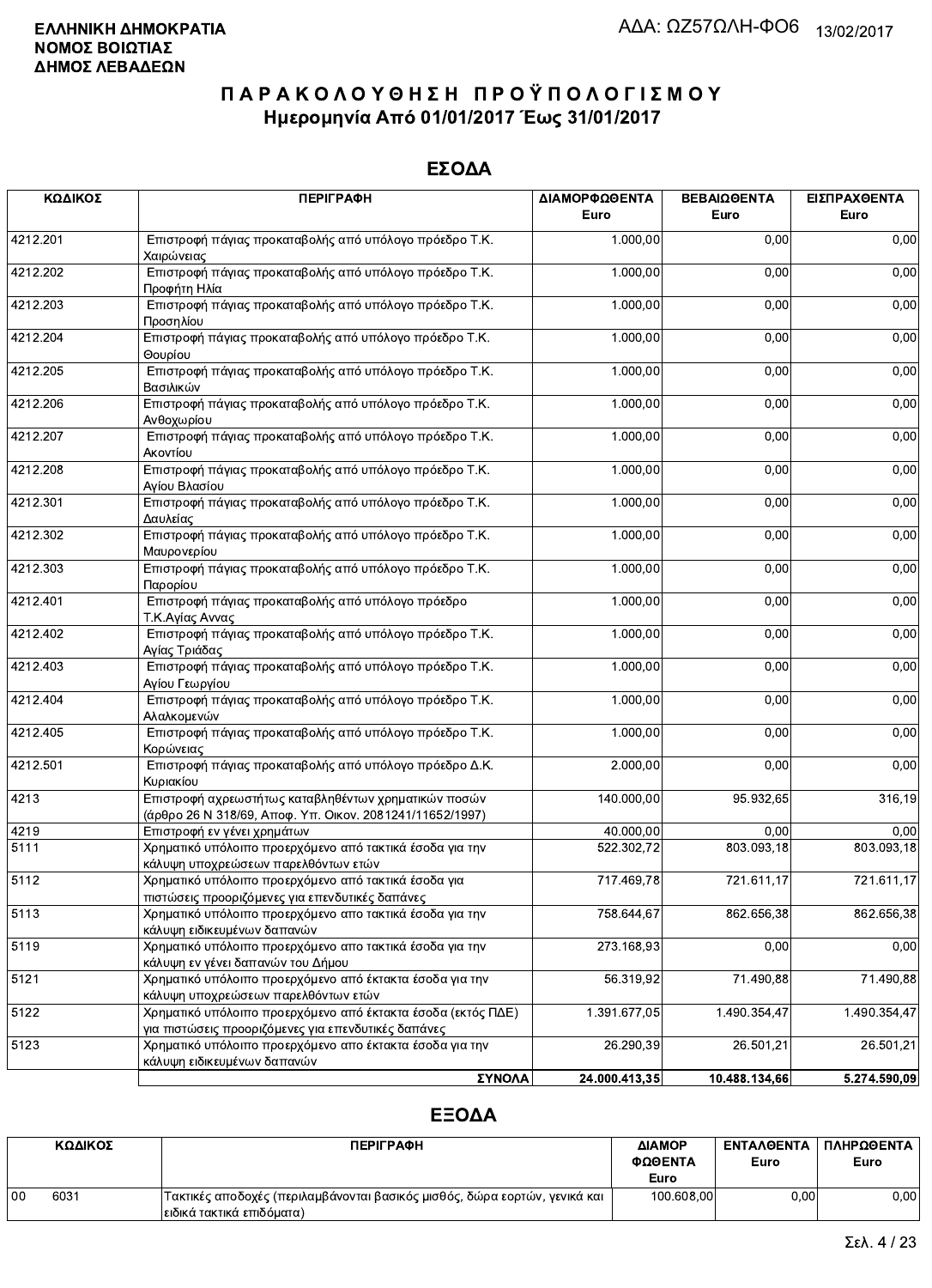**ΕΛΛΗΝΙΚΗ ΔΗΜΟΚΡΑΤΙΑ**
**ΝΟΜΟΣ ΒΟΙΩΤΙΑΣ**
**ΔΗΜΟΣ ΛΕΒΑΔΕΩΝ**

ΑΔΑ: ΩΖ57ΩΛΗ-ΦΟ6 13/02/2017

# ΠΑΡΑΚΟΛΟΥΘΗΣΗ ΠΡΟΫΠΟΛΟΓΙΣΜΟΥ
## Ημερομηνία Από 01/01/2017 Έως 31/01/2017

## ΕΣΟΔΑ

| ΚΩΔΙΚΟΣ | ΠΕΡΙΓΡΑΦΗ | ΔΙΑΜΟΡΦΩΘΕΝΤΑ Euro | ΒΕΒΑΙΩΘΕΝΤΑ Euro | ΕΙΣΠΡΑΧΘΕΝΤΑ Euro |
|---|---|---|---|---|
| 4212.201 | Επιστροφή πάγιας προκαταβολής από υπόλογο πρόεδρο Τ.Κ. Χαιρώνειας | 1.000,00 | 0,00 | 0,00 |
| 4212.202 | Επιστροφή πάγιας προκαταβολής από υπόλογο πρόεδρο Τ.Κ. Προφήτη Ηλία | 1.000,00 | 0,00 | 0,00 |
| 4212.203 | Επιστροφή πάγιας προκαταβολής από υπόλογο πρόεδρο Τ.Κ. Προσηλίου | 1.000,00 | 0,00 | 0,00 |
| 4212.204 | Επιστροφή πάγιας προκαταβολής από υπόλογο πρόεδρο Τ.Κ. Θουρίου | 1.000,00 | 0,00 | 0,00 |
| 4212.205 | Επιστροφή πάγιας προκαταβολής από υπόλογο πρόεδρο Τ.Κ. Βασιλικών | 1.000,00 | 0,00 | 0,00 |
| 4212.206 | Επιστροφή πάγιας προκαταβολής από υπόλογο πρόεδρο Τ.Κ. Ανθοχωρίου | 1.000,00 | 0,00 | 0,00 |
| 4212.207 | Επιστροφή πάγιας προκαταβολής από υπόλογο πρόεδρο Τ.Κ. Ακοντίου | 1.000,00 | 0,00 | 0,00 |
| 4212.208 | Επιστροφή πάγιας προκαταβολής από υπόλογο πρόεδρο Τ.Κ. Αγίου Βλασίου | 1.000,00 | 0,00 | 0,00 |
| 4212.301 | Επιστροφή πάγιας προκαταβολής από υπόλογο πρόεδρο Τ.Κ. Δαυλείας | 1.000,00 | 0,00 | 0,00 |
| 4212.302 | Επιστροφή πάγιας προκαταβολής από υπόλογο πρόεδρο Τ.Κ. Μαυρονερίου | 1.000,00 | 0,00 | 0,00 |
| 4212.303 | Επιστροφή πάγιας προκαταβολής από υπόλογο πρόεδρο Τ.Κ. Παρορίου | 1.000,00 | 0,00 | 0,00 |
| 4212.401 | Επιστροφή πάγιας προκαταβολής από υπόλογο πρόεδρο Τ.Κ.Αγίας Αννας | 1.000,00 | 0,00 | 0,00 |
| 4212.402 | Επιστροφή πάγιας προκαταβολής από υπόλογο πρόεδρο Τ.Κ. Αγίας Τριάδας | 1.000,00 | 0,00 | 0,00 |
| 4212.403 | Επιστροφή πάγιας προκαταβολής από υπόλογο πρόεδρο Τ.Κ. Αγίου Γεωργίου | 1.000,00 | 0,00 | 0,00 |
| 4212.404 | Επιστροφή πάγιας προκαταβολής από υπόλογο πρόεδρο Τ.Κ. Αλαλκομενών | 1.000,00 | 0,00 | 0,00 |
| 4212.405 | Επιστροφή πάγιας προκαταβολής από υπόλογο πρόεδρο Τ.Κ. Κορώνειας | 1.000,00 | 0,00 | 0,00 |
| 4212.501 | Επιστροφή πάγιας προκαταβολής από υπόλογο πρόεδρο Δ.Κ. Κυριακίου | 2.000,00 | 0,00 | 0,00 |
| 4213 | Επιστροφή αχρεωστήτως καταβληθέντων χρηματικών ποσών (άρθρο 26 Ν 318/69, Αποφ. Υπ. Οικον. 2081241/11652/1997) | 140.000,00 | 95.932,65 | 316,19 |
| 4219 | Επιστροφή εν γένει χρημάτων | 40.000,00 | 0,00 | 0,00 |
| 5111 | Χρηματικό υπόλοιπο προερχόμενο από τακτικά έσοδα για την κάλυψη υποχρεώσεων παρελθόντων ετών | 522.302,72 | 803.093,18 | 803.093,18 |
| 5112 | Χρηματικό υπόλοιπο προερχόμενο από τακτικά έσοδα για πιστώσεις προοριζόμενες για επενδυτικές δαπάνες | 717.469,78 | 721.611,17 | 721.611,17 |
| 5113 | Χρηματικό υπόλοιπο προερχόμενο απο τακτικά έσοδα για την κάλυψη ειδικευμένων δαπανών | 758.644,67 | 862.656,38 | 862.656,38 |
| 5119 | Χρηματικό υπόλοιπο προερχόμενο απο τακτικά έσοδα για την κάλυψη εν γένει δαπανών του Δήμου | 273.168,93 | 0,00 | 0,00 |
| 5121 | Χρηματικό υπόλοιπο προερχόμενο από έκτακτα έσοδα για την κάλυψη υποχρεώσεων παρελθόντων ετών | 56.319,92 | 71.490,88 | 71.490,88 |
| 5122 | Χρηματικό υπόλοιπο προερχόμενο από έκτακτα έσοδα (εκτός ΠΔΕ) για πιστώσεις προοριζόμενες για επενδυτικές δαπάνες | 1.391.677,05 | 1.490.354,47 | 1.490.354,47 |
| 5123 | Χρηματικό υπόλοιπο προερχόμενο απο έκτακτα έσοδα για την κάλυψη ειδικευμένων δαπανών | 26.290,39 | 26.501,21 | 26.501,21 |
| | **ΣΥΝΟΛΑ** | **24.000.413,35** | **10.488.134,66** | **5.274.590,09** |

## ΕΞΟΔΑ

| ΚΩΔΙΚΟΣ | | ΠΕΡΙΓΡΑΦΗ | ΔΙΑΜΟΡΦΩΘΕΝΤΑ Euro | ΕΝΤΑΛΘΕΝΤΑ Euro | ΠΛΗΡΩΘΕΝΤΑ Euro |
|---|---|---|---|---|---|
| 00 | 6031 | Τακτικές αποδοχές (περιλαμβάνονται βασικός μισθός, δώρα εορτών, γενικά και ειδικά τακτικά επιδόματα) | 100.608,00 | 0,00 | 0,00 |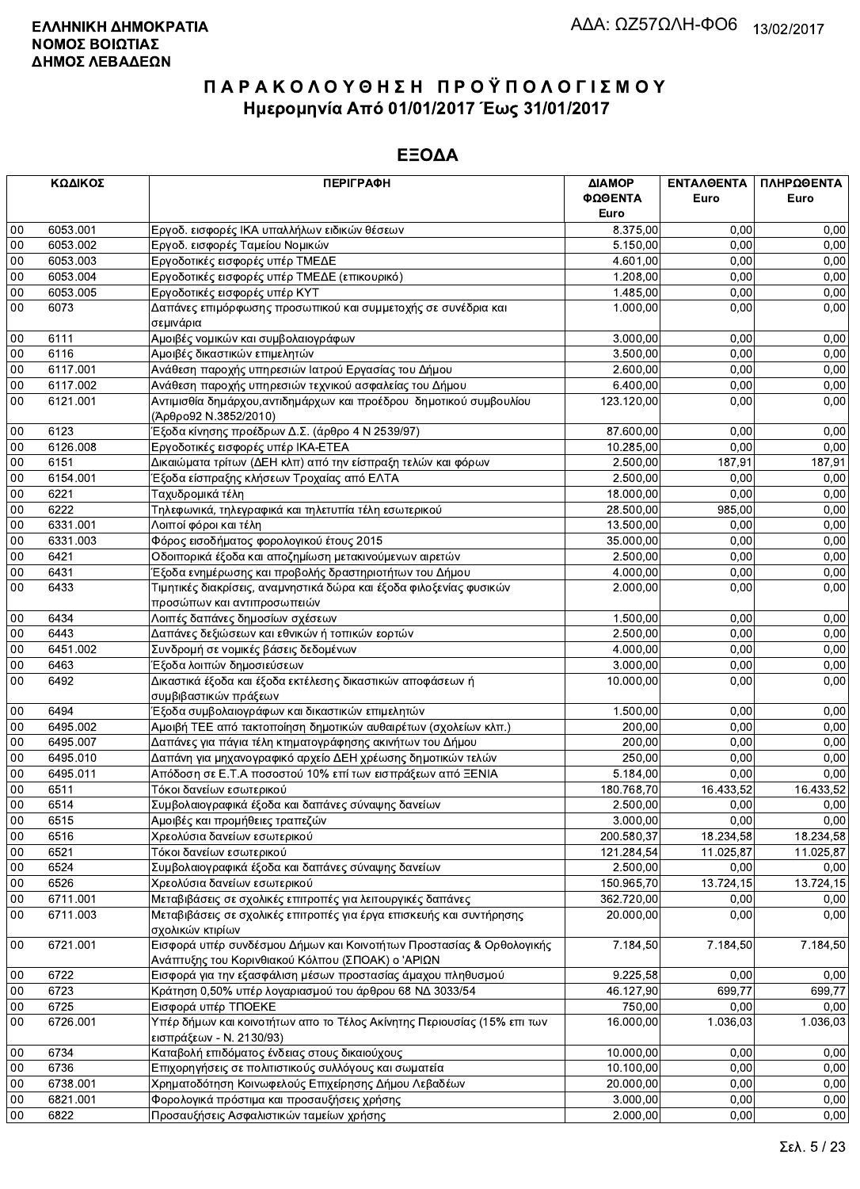**ΕΛΛΗΝΙΚΗ ΔΗΜΟΚΡΑΤΙΑ**
**ΝΟΜΟΣ ΒΟΙΩΤΙΑΣ**
**ΔΗΜΟΣ ΛΕΒΑΔΕΩΝ**

ΑΔΑ: ΩΖ57ΩΛΗ-ΦΟ6 13/02/2017

# ΠΑΡΑΚΟΛΟΥΘΗΣΗ ΠΡΟΫΠΟΛΟΓΙΣΜΟΥ
## Ημερομηνία Από 01/01/2017 Έως 31/01/2017

## ΕΞΟΔΑ

| ΚΩΔΙΚΟΣ | | ΠΕΡΙΓΡΑΦΗ | ΔΙΑΜΟΡΦΩΘΕΝΤΑ Euro | ΕΝΤΑΛΘΕΝΤΑ Euro | ΠΛΗΡΩΘΕΝΤΑ Euro |
|---|---|---|---|---|---|
| 00 | 6053.001 | Εργοδ. εισφορές ΙΚΑ υπαλλήλων ειδικών θέσεων | 8.375,00 | 0,00 | 0,00 |
| 00 | 6053.002 | Εργοδ. εισφορές Ταμείου Νομικών | 5.150,00 | 0,00 | 0,00 |
| 00 | 6053.003 | Εργοδοτικές εισφορές υπέρ ΤΜΕΔΕ | 4.601,00 | 0,00 | 0,00 |
| 00 | 6053.004 | Εργοδοτικές εισφορές υπέρ ΤΜΕΔΕ (επικουρικό) | 1.208,00 | 0,00 | 0,00 |
| 00 | 6053.005 | Εργοδοτικές εισφορές υπέρ ΚΥΤ | 1.485,00 | 0,00 | 0,00 |
| 00 | 6073 | Δαπάνες επιμόρφωσης προσωπικού και συμμετοχής σε συνέδρια και σεμινάρια | 1.000,00 | 0,00 | 0,00 |
| 00 | 6111 | Αμοιβές νομικών και συμβολαιογράφων | 3.000,00 | 0,00 | 0,00 |
| 00 | 6116 | Αμοιβές δικαστικών επιμελητών | 3.500,00 | 0,00 | 0,00 |
| 00 | 6117.001 | Ανάθεση παροχής υπηρεσιών Ιατρού Εργασίας του Δήμου | 2.600,00 | 0,00 | 0,00 |
| 00 | 6117.002 | Ανάθεση παροχής υπηρεσιών τεχνικού ασφαλείας του Δήμου | 6.400,00 | 0,00 | 0,00 |
| 00 | 6121.001 | Αντιμισθία δημάρχου,αντιδημάρχων και προέδρου δημοτικού συμβουλίου (Άρθρο92 Ν.3852/2010) | 123.120,00 | 0,00 | 0,00 |
| 00 | 6123 | Έξοδα κίνησης προέδρων Δ.Σ. (άρθρο 4 Ν 2539/97) | 87.600,00 | 0,00 | 0,00 |
| 00 | 6126.008 | Εργοδοτικές εισφορές υπέρ ΙΚΑ-ΕΤΕΑ | 10.285,00 | 0,00 | 0,00 |
| 00 | 6151 | Δικαιώματα τρίτων (ΔΕΗ κλπ) από την είσπραξη τελών και φόρων | 2.500,00 | 187,91 | 187,91 |
| 00 | 6154.001 | Έξοδα είσπραξης κλήσεων Τροχαίας από ΕΛΤΑ | 2.500,00 | 0,00 | 0,00 |
| 00 | 6221 | Ταχυδρομικά τέλη | 18.000,00 | 0,00 | 0,00 |
| 00 | 6222 | Τηλεφωνικά, τηλεγραφικά και τηλετυπία τέλη εσωτερικού | 28.500,00 | 985,00 | 0,00 |
| 00 | 6331.001 | Λοιποί φόροι και τέλη | 13.500,00 | 0,00 | 0,00 |
| 00 | 6331.003 | Φόρος εισοδήματος φορολογικού έτους 2015 | 35.000,00 | 0,00 | 0,00 |
| 00 | 6421 | Οδοιπορικά έξοδα και αποζημίωση μετακινούμενων αιρετών | 2.500,00 | 0,00 | 0,00 |
| 00 | 6431 | Έξοδα ενημέρωσης και προβολής δραστηριοτήτων του Δήμου | 4.000,00 | 0,00 | 0,00 |
| 00 | 6433 | Τιμητικές διακρίσεις, αναμνηστικά δώρα και έξοδα φιλοξενίας φυσικών προσώπων και αντιπροσωπειών | 2.000,00 | 0,00 | 0,00 |
| 00 | 6434 | Λοιπές δαπάνες δημοσίων σχέσεων | 1.500,00 | 0,00 | 0,00 |
| 00 | 6443 | Δαπάνες δεξιώσεων και εθνικών ή τοπικών εορτών | 2.500,00 | 0,00 | 0,00 |
| 00 | 6451.002 | Συνδρομή σε νομικές βάσεις δεδομένων | 4.000,00 | 0,00 | 0,00 |
| 00 | 6463 | Έξοδα λοιπών δημοσιεύσεων | 3.000,00 | 0,00 | 0,00 |
| 00 | 6492 | Δικαστικά έξοδα και έξοδα εκτέλεσης δικαστικών αποφάσεων ή συμβιβαστικών πράξεων | 10.000,00 | 0,00 | 0,00 |
| 00 | 6494 | Έξοδα συμβολαιογράφων και δικαστικών επιμελητών | 1.500,00 | 0,00 | 0,00 |
| 00 | 6495.002 | Αμοιβή ΤΕΕ από τακτοποίηση δημοτικών αυθαιρέτων (σχολείων κλπ.) | 200,00 | 0,00 | 0,00 |
| 00 | 6495.007 | Δαπάνες για πάγια τέλη κτηματογράφησης ακινήτων του Δήμου | 200,00 | 0,00 | 0,00 |
| 00 | 6495.010 | Δαπάνη για μηχανογραφικό αρχείο ΔΕΗ χρέωσης δημοτικών τελών | 250,00 | 0,00 | 0,00 |
| 00 | 6495.011 | Απόδοση σε Ε.Τ.Α ποσοστού 10% επί των εισπράξεων από ΞΕΝΙΑ | 5.184,00 | 0,00 | 0,00 |
| 00 | 6511 | Τόκοι δανείων εσωτερικού | 180.768,70 | 16.433,52 | 16.433,52 |
| 00 | 6514 | Συμβολαιογραφικά έξοδα και δαπάνες σύναψης δανείων | 2.500,00 | 0,00 | 0,00 |
| 00 | 6515 | Αμοιβές και προμήθειες τραπεζών | 3.000,00 | 0,00 | 0,00 |
| 00 | 6516 | Χρεολύσια δανείων εσωτερικού | 200.580,37 | 18.234,58 | 18.234,58 |
| 00 | 6521 | Τόκοι δανείων εσωτερικού | 121.284,54 | 11.025,87 | 11.025,87 |
| 00 | 6524 | Συμβολαιογραφικά έξοδα και δαπάνες σύναψης δανείων | 2.500,00 | 0,00 | 0,00 |
| 00 | 6526 | Χρεολύσια δανείων εσωτερικού | 150.965,70 | 13.724,15 | 13.724,15 |
| 00 | 6711.001 | Μεταβιβάσεις σε σχολικές επιτροπές για λειτουργικές δαπάνες | 362.720,00 | 0,00 | 0,00 |
| 00 | 6711.003 | Μεταβιβάσεις σε σχολικές επιτροπές για έργα επισκευής και συντήρησης σχολικών κτιρίων | 20.000,00 | 0,00 | 0,00 |
| 00 | 6721.001 | Εισφορά υπέρ συνδέσμου Δήμων και Κοινοτήτων Προστασίας & Ορθολογικής Ανάπτυξης του Κορινθιακού Κόλπου (ΣΠΟΑΚ) ο 'ΑΡΙΩΝ | 7.184,50 | 7.184,50 | 7.184,50 |
| 00 | 6722 | Εισφορά για την εξασφάλιση μέσων προστασίας άμαχου πληθυσμού | 9.225,58 | 0,00 | 0,00 |
| 00 | 6723 | Κράτηση 0,50% υπέρ λογαριασμού του άρθρου 68 ΝΔ 3033/54 | 46.127,90 | 699,77 | 699,77 |
| 00 | 6725 | Εισφορά υπέρ ΤΠΟΕΚΕ | 750,00 | 0,00 | 0,00 |
| 00 | 6726.001 | Υπέρ δήμων και κοινοτήτων απο το Τέλος Ακίνητης Περιουσίας (15% επι των εισπράξεων - Ν. 2130/93) | 16.000,00 | 1.036,03 | 1.036,03 |
| 00 | 6734 | Καταβολή επιδόματος ένδειας στους δικαιούχους | 10.000,00 | 0,00 | 0,00 |
| 00 | 6736 | Επιχορηγήσεις σε πολιτιστικούς συλλόγους και σωματεία | 10.100,00 | 0,00 | 0,00 |
| 00 | 6738.001 | Χρηματοδότηση Κοινωφελούς Επιχείρησης Δήμου Λεβαδέων | 20.000,00 | 0,00 | 0,00 |
| 00 | 6821.001 | Φορολογικά πρόστιμα και προσαυξήσεις χρήσης | 3.000,00 | 0,00 | 0,00 |
| 00 | 6822 | Προσαυξήσεις Ασφαλιστικών ταμείων χρήσης | 2.000,00 | 0,00 | 0,00 |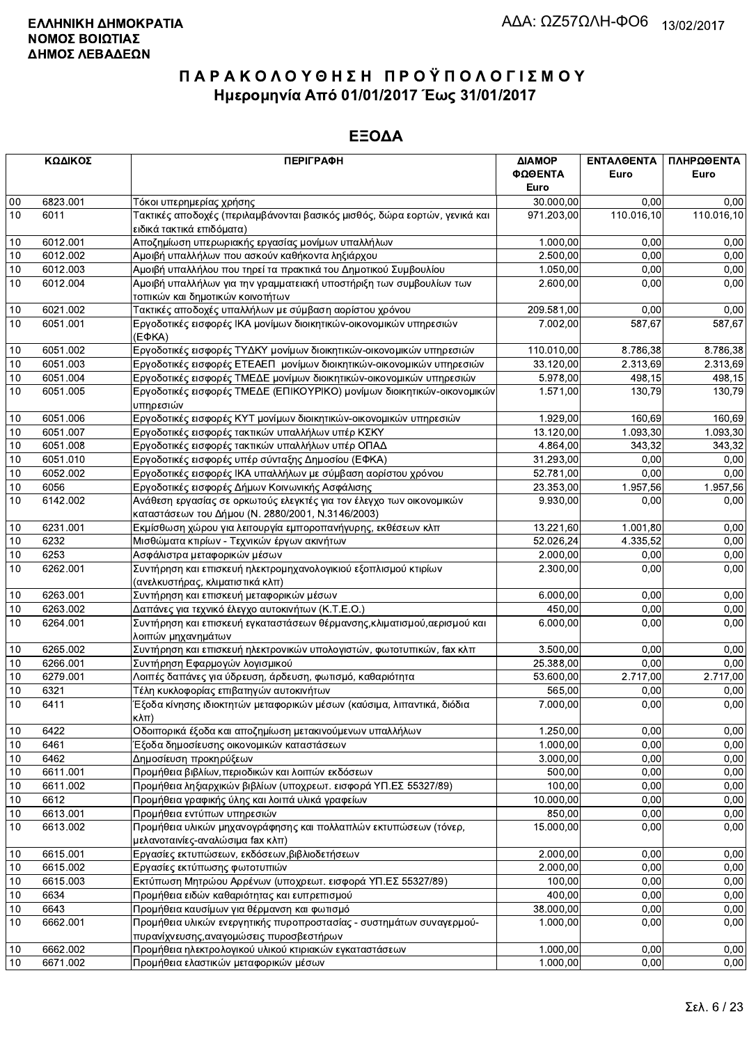**ΕΛΛΗΝΙΚΗ ΔΗΜΟΚΡΑΤΙΑ**
**ΝΟΜΟΣ ΒΟΙΩΤΙΑΣ**
**ΔΗΜΟΣ ΛΕΒΑΔΕΩΝ**

ΑΔΑ: ΩΖ57ΩΛΗ-ΦΟ6 13/02/2017

# Π Α Ρ Α Κ Ο Λ Ο Υ Θ Η Σ Η  Π Ρ Ο Ϋ Π Ο Λ Ο Γ Ι Σ Μ Ο Υ
## Ημερομηνία Από 01/01/2017 Έως 31/01/2017

## ΕΞΟΔΑ

| | ΚΩΔΙΚΟΣ | ΠΕΡΙΓΡΑΦΗ | ΔΙΑΜΟΡΦΩΘΕΝΤΑ Euro | ΕΝΤΑΛΘΕΝΤΑ Euro | ΠΛΗΡΩΘΕΝΤΑ Euro |
|---|---|---|---|---|---|
| 00 | 6823.001 | Τόκοι υπερημερίας χρήσης | 30.000,00 | 0,00 | 0,00 |
| 10 | 6011 | Τακτικές αποδοχές (περιλαμβάνονται βασικός μισθός, δώρα εορτών, γενικά και ειδικά τακτικά επιδόματα) | 971.203,00 | 110.016,10 | 110.016,10 |
| 10 | 6012.001 | Αποζημίωση υπερωριακής εργασίας μονίμων υπαλλήλων | 1.000,00 | 0,00 | 0,00 |
| 10 | 6012.002 | Αμοιβή υπαλλήλων που ασκούν καθήκοντα ληξιάρχου | 2.500,00 | 0,00 | 0,00 |
| 10 | 6012.003 | Αμοιβή υπαλλήλου που τηρεί τα πρακτικά του Δημοτικού Συμβουλίου | 1.050,00 | 0,00 | 0,00 |
| 10 | 6012.004 | Αμοιβή υπαλλήλων για την γραμματειακή υποστήριξη των συμβουλίων των τοπικών και δημοτικών κοινοτήτων | 2.600,00 | 0,00 | 0,00 |
| 10 | 6021.002 | Τακτικές αποδοχές υπαλλήλων με σύμβαση αορίστου χρόνου | 209.581,00 | 0,00 | 0,00 |
| 10 | 6051.001 | Εργοδοτικές εισφορές ΙΚΑ μονίμων διοικητικών-οικονομικών υπηρεσιών (ΕΦΚΑ) | 7.002,00 | 587,67 | 587,67 |
| 10 | 6051.002 | Εργοδοτικές εισφορές ΤΥΔΚΥ μονίμων διοικητικών-οικονομικών υπηρεσιών | 110.010,00 | 8.786,38 | 8.786,38 |
| 10 | 6051.003 | Εργοδοτικές εισφορές ΕΤΕΑΕΠ μονίμων διοικητικών-οικονομικών υπηρεσιών | 33.120,00 | 2.313,69 | 2.313,69 |
| 10 | 6051.004 | Εργοδοτικές εισφορές ΤΜΕΔΕ μονίμων διοικητικών-οικονομικών υπηρεσιών | 5.978,00 | 498,15 | 498,15 |
| 10 | 6051.005 | Εργοδοτικές εισφορές ΤΜΕΔΕ (ΕΠΙΚΟΥΡΙΚΟ) μονίμων διοικητικών-οικονομικών υπηρεσιών | 1.571,00 | 130,79 | 130,79 |
| 10 | 6051.006 | Εργοδοτικές εισφορές ΚΥΤ μονίμων διοικητικών-οικονομικών υπηρεσιών | 1.929,00 | 160,69 | 160,69 |
| 10 | 6051.007 | Εργοδοτικές εισφορές τακτικών υπαλλήλων υπέρ ΚΣΚΥ | 13.120,00 | 1.093,30 | 1.093,30 |
| 10 | 6051.008 | Εργοδοτικές εισφορές τακτικών υπαλλήλων υπέρ ΟΠΑΔ | 4.864,00 | 343,32 | 343,32 |
| 10 | 6051.010 | Εργοδοτικές εισφορές υπέρ σύνταξης Δημοσίου (ΕΦΚΑ) | 31.293,00 | 0,00 | 0,00 |
| 10 | 6052.002 | Εργοδοτικές εισφορές ΙΚΑ υπαλλήλων με σύμβαση αορίστου χρόνου | 52.781,00 | 0,00 | 0,00 |
| 10 | 6056 | Εργοδοτικές εισφορές Δήμων Κοινωνικής Ασφάλισης | 23.353,00 | 1.957,56 | 1.957,56 |
| 10 | 6142.002 | Ανάθεση εργασίας σε ορκωτούς ελεγκτές για τον έλεγχο των οικονομικών καταστάσεων του Δήμου (Ν. 2880/2001, Ν.3146/2003) | 9.930,00 | 0,00 | 0,00 |
| 10 | 6231.001 | Εκμίσθωση χώρου για λειτουργία εμποροπανήγυρης, εκθέσεων κλπ | 13.221,60 | 1.001,80 | 0,00 |
| 10 | 6232 | Μισθώματα κτιρίων - Τεχνικών έργων ακινήτων | 52.026,24 | 4.335,52 | 0,00 |
| 10 | 6253 | Ασφάλιστρα μεταφορικών μέσων | 2.000,00 | 0,00 | 0,00 |
| 10 | 6262.001 | Συντήρηση και επισκευή ηλεκτρομηχανολογικιού εξοπλισμού κτιρίων (ανελκυστήρας, κλιματιστικά κλπ) | 2.300,00 | 0,00 | 0,00 |
| 10 | 6263.001 | Συντήρηση και επισκευή μεταφορικών μέσων | 6.000,00 | 0,00 | 0,00 |
| 10 | 6263.002 | Δαπάνες για τεχνικό έλεγχο αυτοκινήτων (Κ.Τ.Ε.Ο.) | 450,00 | 0,00 | 0,00 |
| 10 | 6264.001 | Συντήρηση και επισκευή εγκαταστάσεων θέρμανσης,κλιματισμού,αερισμού και λοιπών μηχανημάτων | 6.000,00 | 0,00 | 0,00 |
| 10 | 6265.002 | Συντήρηση και επισκευή ηλεκτρονικών υπολογιστών, φωτοτυπικών, fax κλπ | 3.500,00 | 0,00 | 0,00 |
| 10 | 6266.001 | Συντήρηση Εφαρμογών λογισμικού | 25.388,00 | 0,00 | 0,00 |
| 10 | 6279.001 | Λοιπές δαπάνες για ύδρευση, άρδευση, φωτισμό, καθαριότητα | 53.600,00 | 2.717,00 | 2.717,00 |
| 10 | 6321 | Τέλη κυκλοφορίας επιβατηγών αυτοκινήτων | 565,00 | 0,00 | 0,00 |
| 10 | 6411 | Έξοδα κίνησης ιδιοκτητών μεταφορικών μέσων (καύσιμα, λιπαντικά, διόδια κλπ) | 7.000,00 | 0,00 | 0,00 |
| 10 | 6422 | Οδοιπορικά έξοδα και αποζημίωση μετακινούμενων υπαλλήλων | 1.250,00 | 0,00 | 0,00 |
| 10 | 6461 | Έξοδα δημοσίευσης οικονομικών καταστάσεων | 1.000,00 | 0,00 | 0,00 |
| 10 | 6462 | Δημοσίευση προκηρύξεων | 3.000,00 | 0,00 | 0,00 |
| 10 | 6611.001 | Προμήθεια βιβλίων,περιοδικών και λοιπών εκδόσεων | 500,00 | 0,00 | 0,00 |
| 10 | 6611.002 | Προμήθεια ληξιαρχικών βιβλίων (υποχρεωτ. εισφορά ΥΠ.ΕΣ 55327/89) | 100,00 | 0,00 | 0,00 |
| 10 | 6612 | Προμήθεια γραφικής ύλης και λοιπά υλικά γραφείων | 10.000,00 | 0,00 | 0,00 |
| 10 | 6613.001 | Προμήθεια εντύπων υπηρεσιών | 850,00 | 0,00 | 0,00 |
| 10 | 6613.002 | Προμήθεια υλικών μηχανογράφησης και πολλαπλών εκτυπώσεων (τόνερ, μελανοταινίες-αναλώσιμα fax κλπ) | 15.000,00 | 0,00 | 0,00 |
| 10 | 6615.001 | Εργασίες εκτυπώσεων, εκδόσεων,βιβλιοδετήσεων | 2.000,00 | 0,00 | 0,00 |
| 10 | 6615.002 | Εργασίες εκτύπωσης φωτοτυπιών | 2.000,00 | 0,00 | 0,00 |
| 10 | 6615.003 | Εκτύπωση Μητρώου Αρρένων (υποχρεωτ. εισφορά ΥΠ.ΕΣ 55327/89) | 100,00 | 0,00 | 0,00 |
| 10 | 6634 | Προμήθεια ειδών καθαριότητας και ευπρεπισμού | 400,00 | 0,00 | 0,00 |
| 10 | 6643 | Προμήθεια καυσίμων για θέρμανση και φωτισμό | 38.000,00 | 0,00 | 0,00 |
| 10 | 6662.001 | Προμήθεια υλικών ενεργητικής πυροπροστασίας - συστημάτων συναγερμού-πυρανίχνευσης,αναγομώσεις πυροσβεστήρων | 1.000,00 | 0,00 | 0,00 |
| 10 | 6662.002 | Προμήθεια ηλεκτρολογικού υλικού κτιριακών εγκαταστάσεων | 1.000,00 | 0,00 | 0,00 |
| 10 | 6671.002 | Προμήθεια ελαστικών μεταφορικών μέσων | 1.000,00 | 0,00 | 0,00 |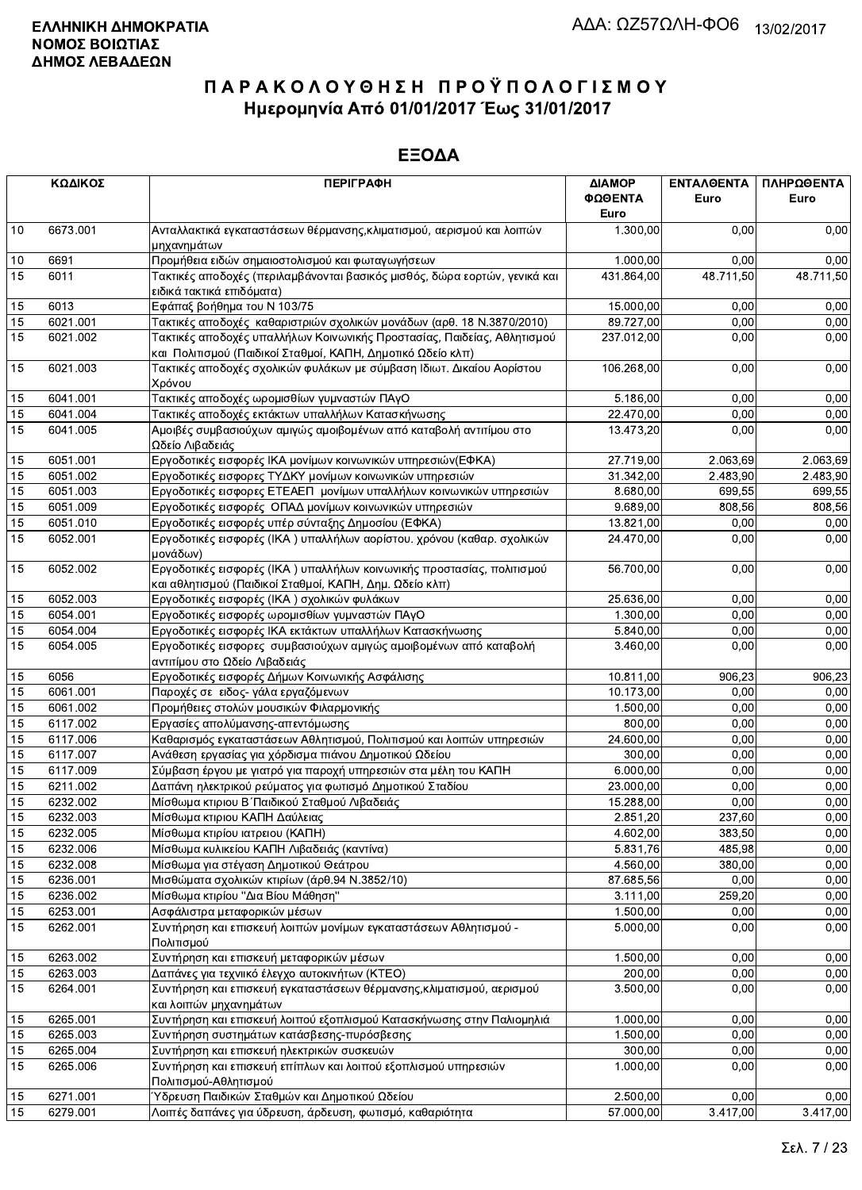**ΕΛΛΗΝΙΚΗ ΔΗΜΟΚΡΑΤΙΑ**
**ΝΟΜΟΣ ΒΟΙΩΤΙΑΣ**
**ΔΗΜΟΣ ΛΕΒΑΔΕΩΝ**

ΑΔΑ: ΩΖ57ΩΛΗ-ΦΟ6 13/02/2017

# ΠΑΡΑΚΟΛΟΥΘΗΣΗ ΠΡΟΫΠΟΛΟΓΙΣΜΟΥ
## Ημερομηνία Από 01/01/2017 Έως 31/01/2017

## ΕΞΟΔΑ

| ΚΩΔΙΚΟΣ | | ΠΕΡΙΓΡΑΦΗ | ΔΙΑΜΟΡΦΩΘΕΝΤΑ Euro | ΕΝΤΑΛΘΕΝΤΑ Euro | ΠΛΗΡΩΘΕΝΤΑ Euro |
|---|---|---|---|---|---|
| 10 | 6673.001 | Ανταλλακτικά εγκαταστάσεων θέρμανσης,κλιματισμού, αερισμού και λοιπών μηχανημάτων | 1.300,00 | 0,00 | 0,00 |
| 10 | 6691 | Προμήθεια ειδών σημαιοστολισμού και φωταγωγήσεων | 1.000,00 | 0,00 | 0,00 |
| 15 | 6011 | Τακτικές αποδοχές (περιλαμβάνονται βασικός μισθός, δώρα εορτών, γενικά και ειδικά τακτικά επιδόματα) | 431.864,00 | 48.711,50 | 48.711,50 |
| 15 | 6013 | Εφάπαξ βοήθημα του Ν 103/75 | 15.000,00 | 0,00 | 0,00 |
| 15 | 6021.001 | Τακτικές αποδοχές καθαριστριών σχολικών μονάδων (αρθ. 18 Ν.3870/2010) | 89.727,00 | 0,00 | 0,00 |
| 15 | 6021.002 | Τακτικές αποδοχές υπαλλήλων Κοινωνικής Προστασίας, Παιδείας, Αθλητισμού και Πολιτισμού (Παιδικοί Σταθμοί, ΚΑΠΗ, Δημοτικό Ωδείο κλπ) | 237.012,00 | 0,00 | 0,00 |
| 15 | 6021.003 | Τακτικές αποδοχές σχολικών φυλάκων με σύμβαση Ιδιωτ. Δικαίου Αορίστου Χρόνου | 106.268,00 | 0,00 | 0,00 |
| 15 | 6041.001 | Τακτικές αποδοχές ωρομισθίων γυμναστών ΠΑγΟ | 5.186,00 | 0,00 | 0,00 |
| 15 | 6041.004 | Τακτικές αποδοχές εκτάκτων υπαλλήλων Κατασκήνωσης | 22.470,00 | 0,00 | 0,00 |
| 15 | 6041.005 | Αμοιβές συμβασιούχων αμιγώς αμοιβομένων από καταβολή αντιτίμου στο Ωδείο Λιβαδειάς | 13.473,20 | 0,00 | 0,00 |
| 15 | 6051.001 | Εργοδοτικές εισφορές ΙΚΑ μονίμων κοινωνικών υπηρεσιών(ΕΦΚΑ) | 27.719,00 | 2.063,69 | 2.063,69 |
| 15 | 6051.002 | Εργοδοτικές εισφορες ΤΥΔΚΥ μονίμων κοινωνικών υπηρεσιών | 31.342,00 | 2.483,90 | 2.483,90 |
| 15 | 6051.003 | Εργοδοτικές εισφορές ΕΤΕΑΕΠ μονίμων υπαλλήλων κοινωνικών υπηρεσιών | 8.680,00 | 699,55 | 699,55 |
| 15 | 6051.009 | Εργοδοτικές εισφορές ΟΠΑΔ μονίμων κοινωνικών υπηρεσιών | 9.689,00 | 808,56 | 808,56 |
| 15 | 6051.010 | Εργοδοτικές εισφορές υπέρ σύνταξης Δημοσίου (ΕΦΚΑ) | 13.821,00 | 0,00 | 0,00 |
| 15 | 6052.001 | Εργοδοτικές εισφορές (ΙΚΑ ) υπαλλήλων αορίστου. χρόνου (καθαρ. σχολικών μονάδων) | 24.470,00 | 0,00 | 0,00 |
| 15 | 6052.002 | Εργοδοτικές εισφορές (ΙΚΑ ) υπαλλήλων κοινωνικής προστασίας, πολιτισμού και αθλητισμού (Παιδικοί Σταθμοί, ΚΑΠΗ, Δημ. Ωδείο κλπ) | 56.700,00 | 0,00 | 0,00 |
| 15 | 6052.003 | Εργοδοτικές εισφορές (ΙΚΑ ) σχολικών φυλάκων | 25.636,00 | 0,00 | 0,00 |
| 15 | 6054.001 | Εργοδοτικές εισφορές ωρομισθίων γυμναστών ΠΑγΟ | 1.300,00 | 0,00 | 0,00 |
| 15 | 6054.004 | Εργοδοτικές εισφορές ΙΚΑ εκτάκτων υπαλλήλων Κατασκήνωσης | 5.840,00 | 0,00 | 0,00 |
| 15 | 6054.005 | Εργοδοτικές εισφορές συμβασιούχων αμιγώς αμοιβομένων από καταβολή αντιτίμου στο Ωδείο Λιβαδειάς | 3.460,00 | 0,00 | 0,00 |
| 15 | 6056 | Εργοδοτικές εισφορές Δήμων Κοινωνικής Ασφάλισης | 10.811,00 | 906,23 | 906,23 |
| 15 | 6061.001 | Παροχές σε ειδος- γάλα εργαζόμενων | 10.173,00 | 0,00 | 0,00 |
| 15 | 6061.002 | Προμήθειες στολών μουσικών Φιλαρμονικής | 1.500,00 | 0,00 | 0,00 |
| 15 | 6117.002 | Εργασίες απολύμανσης-απεντόμωσης | 800,00 | 0,00 | 0,00 |
| 15 | 6117.006 | Καθαρισμός εγκαταστάσεων Αθλητισμού, Πολιτισμού και λοιπών υπηρεσιών | 24.600,00 | 0,00 | 0,00 |
| 15 | 6117.007 | Ανάθεση εργασίας για χόρδισμα πιάνου Δημοτικού Ωδείου | 300,00 | 0,00 | 0,00 |
| 15 | 6117.009 | Σύμβαση έργου με γιατρό για παροχή υπηρεσιών στα μέλη του ΚΑΠΗ | 6.000,00 | 0,00 | 0,00 |
| 15 | 6211.002 | Δαπάνη ηλεκτρικού ρεύματος για φωτισμό Δημοτικού Σταδίου | 23.000,00 | 0,00 | 0,00 |
| 15 | 6232.002 | Μίσθωμα κτιριου Β΄Παιδικού Σταθμού Λιβαδειάς | 15.288,00 | 0,00 | 0,00 |
| 15 | 6232.003 | Μίσθωμα κτιριου ΚΑΠΗ Δαύλειας | 2.851,20 | 237,60 | 0,00 |
| 15 | 6232.005 | Μίσθωμα κτιρίου ιατρειου (ΚΑΠΗ) | 4.602,00 | 383,50 | 0,00 |
| 15 | 6232.006 | Μίσθωμα κυλικείου ΚΑΠΗ Λιβαδειάς (καντίνα) | 5.831,76 | 485,98 | 0,00 |
| 15 | 6232.008 | Μίσθωμα για στέγαση Δημοτικού Θεάτρου | 4.560,00 | 380,00 | 0,00 |
| 15 | 6236.001 | Μισθώματα σχολικών κτιρίων (άρθ.94 Ν.3852/10) | 87.685,56 | 0,00 | 0,00 |
| 15 | 6236.002 | Μίσθωμα κτιρίου "Δια Βίου Μάθηση" | 3.111,00 | 259,20 | 0,00 |
| 15 | 6253.001 | Ασφάλιστρα μεταφορικών μέσων | 1.500,00 | 0,00 | 0,00 |
| 15 | 6262.001 | Συντήρηση και επισκευή λοιπών μονίμων εγκαταστάσεων Αθλητισμού - Πολιτισμού | 5.000,00 | 0,00 | 0,00 |
| 15 | 6263.002 | Συντήρηση και επισκευή μεταφορικών μέσων | 1.500,00 | 0,00 | 0,00 |
| 15 | 6263.003 | Δαπάνες για τεχνικό έλεγχο αυτοκινήτων (ΚΤΕΟ) | 200,00 | 0,00 | 0,00 |
| 15 | 6264.001 | Συντήρηση και επισκευή εγκαταστάσεων θέρμανσης,κλιματισμού, αερισμού και λοιπών μηχανημάτων | 3.500,00 | 0,00 | 0,00 |
| 15 | 6265.001 | Συντήρηση και επισκευή λοιπού εξοπλισμού Κατασκήνωσης στην Παλιομηλιά | 1.000,00 | 0,00 | 0,00 |
| 15 | 6265.003 | Συντήρηση συστημάτων κατάσβεσης-πυρόσβεσης | 1.500,00 | 0,00 | 0,00 |
| 15 | 6265.004 | Συντήρηση και επισκευή ηλεκτρικών συσκευών | 300,00 | 0,00 | 0,00 |
| 15 | 6265.006 | Συντήρηση και επισκευή επίπλων και λοιπού εξοπλισμού υπηρεσιών Πολιτισμού-Αθλητισμού | 1.000,00 | 0,00 | 0,00 |
| 15 | 6271.001 | Ύδρευση Παιδικών Σταθμών και Δημοτικού Ωδείου | 2.500,00 | 0,00 | 0,00 |
| 15 | 6279.001 | Λοιπές δαπάνες για ύδρευση, άρδευση, φωτισμό, καθαριότητα | 57.000,00 | 3.417,00 | 3.417,00 |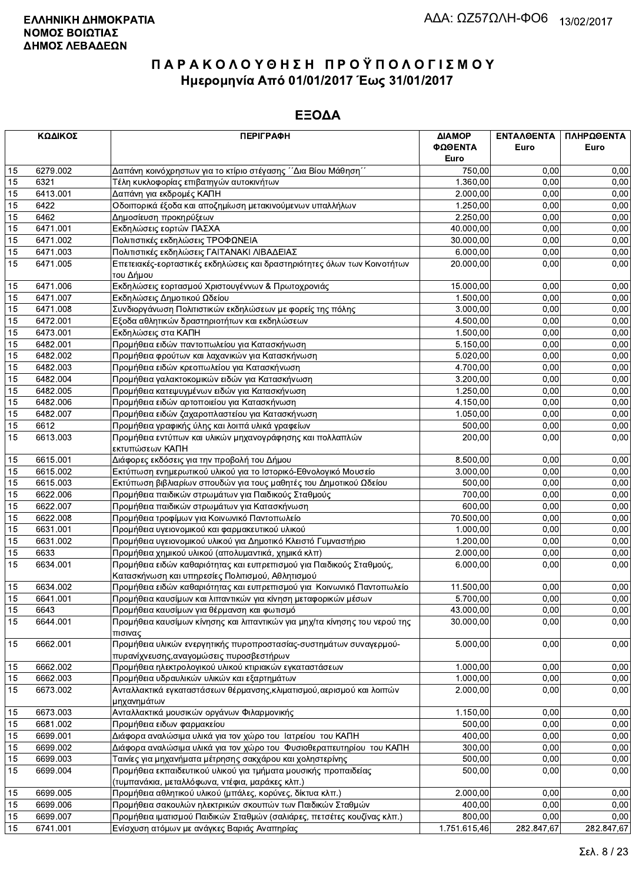**ΕΛΛΗΝΙΚΗ ΔΗΜΟΚΡΑΤΙΑ**
**ΝΟΜΟΣ ΒΟΙΩΤΙΑΣ**
**ΔΗΜΟΣ ΛΕΒΑΔΕΩΝ**

ΑΔΑ: ΩΖ57ΩΛΗ-ΦΟ6 13/02/2017

# ΠΑΡΑΚΟΛΟΥΘΗΣΗ ΠΡΟΫΠΟΛΟΓΙΣΜΟΥ
## Ημερομηνία Από 01/01/2017 Έως 31/01/2017

## ΕΞΟΔΑ

| ΚΩΔΙΚΟΣ | | ΠΕΡΙΓΡΑΦΗ | ΔΙΑΜΟΡΦΩΘΕΝΤΑ Euro | ΕΝΤΑΛΘΕΝΤΑ Euro | ΠΛΗΡΩΘΕΝΤΑ Euro |
|---|---|---|---|---|---|
| 15 | 6279.002 | Δαπάνη κοινόχρηστων για το κτίριο στέγασης ΄΄Δια Βίου Μάθηση΄΄ | 750,00 | 0,00 | 0,00 |
| 15 | 6321 | Τέλη κυκλοφορίας επιβατηγών αυτοκινήτων | 1.360,00 | 0,00 | 0,00 |
| 15 | 6413.001 | Δαπάνη για εκδρομές ΚΑΠΗ | 2.000,00 | 0,00 | 0,00 |
| 15 | 6422 | Οδοιπορικά έξοδα και αποζημίωση μετακινούμενων υπαλλήλων | 1.250,00 | 0,00 | 0,00 |
| 15 | 6462 | Δημοσίευση προκηρύξεων | 2.250,00 | 0,00 | 0,00 |
| 15 | 6471.001 | Εκδηλώσεις εορτών ΠΑΣΧΑ | 40.000,00 | 0,00 | 0,00 |
| 15 | 6471.002 | Πολιτιστικές εκδηλώσεις ΤΡΟΦΩΝΕΙΑ | 30.000,00 | 0,00 | 0,00 |
| 15 | 6471.003 | Πολιτιστικές εκδηλώσεις ΓΑΙΤΑΝΑΚΙ ΛΙΒΑΔΕΙΑΣ | 6.000,00 | 0,00 | 0,00 |
| 15 | 6471.005 | Επετειακές-εορταστικές εκδηλώσεις και δραστηριότητες όλων των Κοινοτήτων του Δήμου | 20.000,00 | 0,00 | 0,00 |
| 15 | 6471.006 | Εκδηλώσεις εορτασμού Χριστουγέννων & Πρωτοχρονιάς | 15.000,00 | 0,00 | 0,00 |
| 15 | 6471.007 | Εκδηλώσεις Δημοτικού Ωδείου | 1.500,00 | 0,00 | 0,00 |
| 15 | 6471.008 | Συνδιοργάνωση Πολιτιστικών εκδηλώσεων με φορείς της πόλης | 3.000,00 | 0,00 | 0,00 |
| 15 | 6472.001 | Εξοδα αθλητικών δραστηριοτήτων και εκδηλώσεων | 4.500,00 | 0,00 | 0,00 |
| 15 | 6473.001 | Εκδηλώσεις στα ΚΑΠΗ | 1.500,00 | 0,00 | 0,00 |
| 15 | 6482.001 | Προμήθεια ειδών παντοπωλείου για Κατασκήνωση | 5.150,00 | 0,00 | 0,00 |
| 15 | 6482.002 | Προμήθεια φρούτων και λαχανικών για Κατασκήνωση | 5.020,00 | 0,00 | 0,00 |
| 15 | 6482.003 | Προμήθεια ειδών κρεοπωλείου για Κατασκήνωση | 4.700,00 | 0,00 | 0,00 |
| 15 | 6482.004 | Προμήθεια γαλακτοκομικών ειδών για Κατασκήνωση | 3.200,00 | 0,00 | 0,00 |
| 15 | 6482.005 | Προμήθεια κατεψυγμένων ειδών για Κατασκήνωση | 1.250,00 | 0,00 | 0,00 |
| 15 | 6482.006 | Προμήθεια ειδών αρτοποιείου για Κατασκήνωση | 4.150,00 | 0,00 | 0,00 |
| 15 | 6482.007 | Προμήθεια ειδών ζαχαροπλαστείου για Κατασκήνωση | 1.050,00 | 0,00 | 0,00 |
| 15 | 6612 | Προμήθεια γραφικής ύλης και λοιπά υλικά γραφείων | 500,00 | 0,00 | 0,00 |
| 15 | 6613.003 | Προμήθεια εντύπων και υλικών μηχανογράφησης και πολλαπλών εκτυπώσεων ΚΑΠΗ | 200,00 | 0,00 | 0,00 |
| 15 | 6615.001 | Διάφορες εκδόσεις για την προβολή του Δήμου | 8.500,00 | 0,00 | 0,00 |
| 15 | 6615.002 | Εκτύπωση ενημερωτικού υλικού για το Ιστορικό-Εθνολογικό Μουσείο | 3.000,00 | 0,00 | 0,00 |
| 15 | 6615.003 | Εκτύπωση βιβλιαρίων σπουδών για τους μαθητές του Δημοτικού Ωδείου | 500,00 | 0,00 | 0,00 |
| 15 | 6622.006 | Προμήθεια παιδικών στρωμάτων για Παιδικούς Σταθμούς | 700,00 | 0,00 | 0,00 |
| 15 | 6622.007 | Προμήθεια παιδικών στρωμάτων για Κατασκήνωση | 600,00 | 0,00 | 0,00 |
| 15 | 6622.008 | Προμήθεια τροφίμων για Κοινωνικό Παντοπωλείο | 70.500,00 | 0,00 | 0,00 |
| 15 | 6631.001 | Προμήθεια υγειονομικού και φαρμακευτικού υλικού | 1.000,00 | 0,00 | 0,00 |
| 15 | 6631.002 | Προμήθεια υγειονομικού υλικού για Δημοτικό Κλειστό Γυμναστήριο | 1.200,00 | 0,00 | 0,00 |
| 15 | 6633 | Προμήθεια χημικού υλικού (απολυμαντικά, χημικά κλπ) | 2.000,00 | 0,00 | 0,00 |
| 15 | 6634.001 | Προμήθεια ειδών καθαριότητας και ευπρεπισμού για Παιδικούς Σταθμούς, Κατασκήνωση και υπηρεσίες Πολιτισμού, Αθλητισμού | 6.000,00 | 0,00 | 0,00 |
| 15 | 6634.002 | Προμήθεια ειδών καθαριότητας και ευπρεπισμού για Κοινωνικό Παντοπωλείο | 11.500,00 | 0,00 | 0,00 |
| 15 | 6641.001 | Προμήθεια καυσίμων και λιπαντικών για κίνηση μεταφορικών μέσων | 5.700,00 | 0,00 | 0,00 |
| 15 | 6643 | Προμήθεια καυσίμων για θέρμανση και φωτισμό | 43.000,00 | 0,00 | 0,00 |
| 15 | 6644.001 | Προμήθεια καυσίμων κίνησης και λιπαντικών για μηχ/τα κίνησης του νερού της πισινας | 30.000,00 | 0,00 | 0,00 |
| 15 | 6662.001 | Προμήθεια υλικών ενεργητικής πυροπροστασίας-συστημάτων συναγερμού-πυρανίχνευσης,αναγομώσεις πυροσβεστήρων | 5.000,00 | 0,00 | 0,00 |
| 15 | 6662.002 | Προμήθεια ηλεκτρολογικού υλικού κτιριακών εγκαταστάσεων | 1.000,00 | 0,00 | 0,00 |
| 15 | 6662.003 | Προμήθεια υδραυλικών υλικών και εξαρτημάτων | 1.000,00 | 0,00 | 0,00 |
| 15 | 6673.002 | Ανταλλακτικά εγκαταστάσεων θέρμανσης,κλιματισμού,αερισμού και λοιπών μηχανημάτων | 2.000,00 | 0,00 | 0,00 |
| 15 | 6673.003 | Ανταλλακτικά μουσικών οργάνων Φιλαρμονικής | 1.150,00 | 0,00 | 0,00 |
| 15 | 6681.002 | Προμήθεια ειδων φαρμακείου | 500,00 | 0,00 | 0,00 |
| 15 | 6699.001 | Διάφορα αναλώσιμα υλικά για τον χώρο του Ιατρείου του ΚΑΠΗ | 400,00 | 0,00 | 0,00 |
| 15 | 6699.002 | Διάφορα αναλώσιμα υλικά για τον χώρο του Φυσιοθεραπευτηρίου του ΚΑΠΗ | 300,00 | 0,00 | 0,00 |
| 15 | 6699.003 | Ταινίες για μηχανήματα μέτρησης σακχάρου και χοληστερίνης | 500,00 | 0,00 | 0,00 |
| 15 | 6699.004 | Προμήθεια εκπαιδευτικού υλικού για τμήματα μουσικής προπαιδείας (τυμπανάκια, μεταλλόφωνα, ντέφια, μαράκες κλπ.) | 500,00 | 0,00 | 0,00 |
| 15 | 6699.005 | Προμήθεια αθλητικού υλικού (μπάλες, κορύνες, δίκτυα κλπ.) | 2.000,00 | 0,00 | 0,00 |
| 15 | 6699.006 | Προμήθεια σακουλών ηλεκτρικών σκουπών των Παιδικών Σταθμών | 400,00 | 0,00 | 0,00 |
| 15 | 6699.007 | Προμήθεια ιματισμού Παιδικών Σταθμών (σαλιάρες, πετσέτες κουζίνας κλπ.) | 800,00 | 0,00 | 0,00 |
| 15 | 6741.001 | Ενίσχυση ατόμων με ανάγκες Βαριάς Αναπηρίας | 1.751.615,46 | 282.847,67 | 282.847,67 |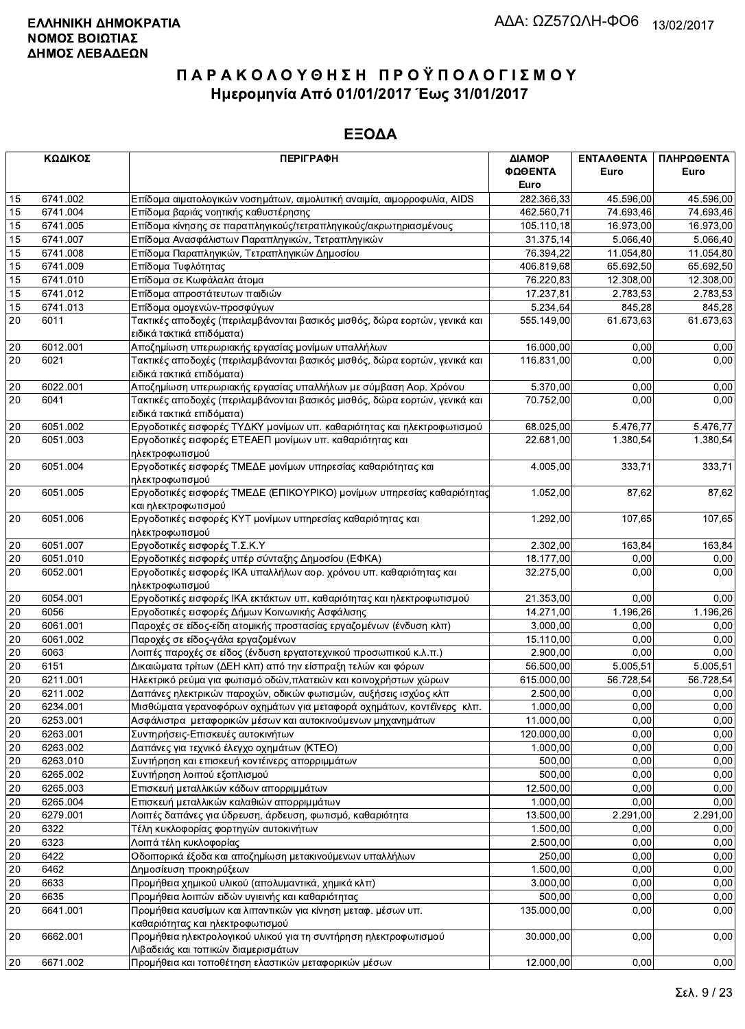**ΕΛΛΗΝΙΚΗ ΔΗΜΟΚΡΑΤΙΑ**
**ΝΟΜΟΣ ΒΟΙΩΤΙΑΣ**
**ΔΗΜΟΣ ΛΕΒΑΔΕΩΝ**

ΑΔΑ: ΩΖ57ΩΛΗ-ΦΟ6 13/02/2017

# ΠΑΡΑΚΟΛΟΥΘΗΣΗ ΠΡΟΫΠΟΛΟΓΙΣΜΟΥ
## Ημερομηνία Από 01/01/2017 Έως 31/01/2017

## ΕΞΟΔΑ

| ΚΩΔΙΚΟΣ | | ΠΕΡΙΓΡΑΦΗ | ΔΙΑΜΟΡΦΩΘΕΝΤΑ Euro | ΕΝΤΑΛΘΕΝΤΑ Euro | ΠΛΗΡΩΘΕΝΤΑ Euro |
|---|---|---|---|---|---|
| 15 | 6741.002 | Επίδομα αιματολογικών νοσημάτων, αιμολυτική αναιμία, αιμορροφυλία, AIDS | 282.366,33 | 45.596,00 | 45.596,00 |
| 15 | 6741.004 | Επίδομα βαριάς νοητικής καθυστέρησης | 462.560,71 | 74.693,46 | 74.693,46 |
| 15 | 6741.005 | Επίδομα κίνησης σε παραπληγικούς/τετραπληγικούς/ακρωτηριασμένους | 105.110,18 | 16.973,00 | 16.973,00 |
| 15 | 6741.007 | Επίδομα Ανασφάλιστων Παραπληγικών, Τετραπληγικών | 31.375,14 | 5.066,40 | 5.066,40 |
| 15 | 6741.008 | Επίδομα Παραπληγικών, Τετραπληγικών Δημοσίου | 76.394,22 | 11.054,80 | 11.054,80 |
| 15 | 6741.009 | Επίδομα Τυφλότητας | 406.819,68 | 65.692,50 | 65.692,50 |
| 15 | 6741.010 | Επίδομα σε Κωφάλαλα άτομα | 76.220,83 | 12.308,00 | 12.308,00 |
| 15 | 6741.012 | Επίδομα απροστάτευτων παιδιών | 17.237,81 | 2.783,53 | 2.783,53 |
| 15 | 6741.013 | Επίδομα ομογενών-προσφύγων | 5.234,64 | 845,28 | 845,28 |
| 20 | 6011 | Τακτικές αποδοχές (περιλαμβάνονται βασικός μισθός, δώρα εορτών, γενικά και ειδικά τακτικά επιδόματα) | 555.149,00 | 61.673,63 | 61.673,63 |
| 20 | 6012.001 | Αποζημίωση υπερωριακής εργασίας μονίμων υπαλλήλων | 16.000,00 | 0,00 | 0,00 |
| 20 | 6021 | Τακτικές αποδοχές (περιλαμβάνονται βασικός μισθός, δώρα εορτών, γενικά και ειδικά τακτικά επιδόματα) | 116.831,00 | 0,00 | 0,00 |
| 20 | 6022.001 | Αποζημίωση υπερωριακής εργασίας υπαλλήλων με σύμβαση Αορ. Χρόνου | 5.370,00 | 0,00 | 0,00 |
| 20 | 6041 | Τακτικές αποδοχές (περιλαμβάνονται βασικός μισθός, δώρα εορτών, γενικά και ειδικά τακτικά επιδόματα) | 70.752,00 | 0,00 | 0,00 |
| 20 | 6051.002 | Εργοδοτικές εισφορές ΤΥΔΚΥ μονίμων υπ. καθαριότητας και ηλεκτροφωτισμού | 68.025,00 | 5.476,77 | 5.476,77 |
| 20 | 6051.003 | Εργοδοτικές εισφορές ΕΤΕΑΕΠ μονίμων υπ. καθαριότητας και ηλεκτροφωτισμού | 22.681,00 | 1.380,54 | 1.380,54 |
| 20 | 6051.004 | Εργοδοτικές εισφορές ΤΜΕΔΕ μονίμων υπηρεσίας καθαριότητας και ηλεκτροφωτισμού | 4.005,00 | 333,71 | 333,71 |
| 20 | 6051.005 | Εργοδοτικές εισφορές ΤΜΕΔΕ (ΕΠΙΚΟΥΡΙΚΟ) μονίμων υπηρεσίας καθαριότητας και ηλεκτροφωτισμού | 1.052,00 | 87,62 | 87,62 |
| 20 | 6051.006 | Εργοδοτικές εισφορές ΚΥΤ μονίμων υπηρεσίας καθαριότητας και ηλεκτροφωτισμού | 1.292,00 | 107,65 | 107,65 |
| 20 | 6051.007 | Εργοδοτικές εισφορές Τ.Σ.Κ.Υ | 2.302,00 | 163,84 | 163,84 |
| 20 | 6051.010 | Εργοδοτικές εισφορές υπέρ σύνταξης Δημοσίου (ΕΦΚΑ) | 18.177,00 | 0,00 | 0,00 |
| 20 | 6052.001 | Εργοδοτικές εισφορές ΙΚΑ υπαλλήλων αορ. χρόνου υπ. καθαριότητας και ηλεκτροφωτισμού | 32.275,00 | 0,00 | 0,00 |
| 20 | 6054.001 | Εργοδοτικές εισφορές ΙΚΑ εκτάκτων υπ. καθαριότητας και ηλεκτροφωτισμού | 21.353,00 | 0,00 | 0,00 |
| 20 | 6056 | Εργοδοτικές εισφορές Δήμων Κοινωνικής Ασφάλισης | 14.271,00 | 1.196,26 | 1.196,26 |
| 20 | 6061.001 | Παροχές σε είδος-είδη ατομικής προστασίας εργαζομένων (ένδυση κλπ) | 3.000,00 | 0,00 | 0,00 |
| 20 | 6061.002 | Παροχές σε είδος-γάλα εργαζομένων | 15.110,00 | 0,00 | 0,00 |
| 20 | 6063 | Λοιπές παροχές σε είδος (ένδυση εργατοτεχνικού προσωπικού κ.λ.π.) | 2.900,00 | 0,00 | 0,00 |
| 20 | 6151 | Δικαιώματα τρίτων (ΔΕΗ κλπ) από την είσπραξη τελών και φόρων | 56.500,00 | 5.005,51 | 5.005,51 |
| 20 | 6211.001 | Ηλεκτρικό ρεύμα για φωτισμό οδών,πλατειών και κοινοχρήστων χώρων | 615.000,00 | 56.728,54 | 56.728,54 |
| 20 | 6211.002 | Δαπάνες ηλεκτρικών παροχών, οδικών φωτισμών, αυξήσεις ισχύος κλπ | 2.500,00 | 0,00 | 0,00 |
| 20 | 6234.001 | Μισθώματα γερανοφόρων οχημάτων για μεταφορά οχημάτων, κοντέινερς κλπ. | 1.000,00 | 0,00 | 0,00 |
| 20 | 6253.001 | Ασφάλιστρα μεταφορικών μέσων και αυτοκινούμενων μηχανημάτων | 11.000,00 | 0,00 | 0,00 |
| 20 | 6263.001 | Συντηρήσεις-Επισκευές αυτοκινήτων | 120.000,00 | 0,00 | 0,00 |
| 20 | 6263.002 | Δαπάνες για τεχνικό έλεγχο οχημάτων (ΚΤΕΟ) | 1.000,00 | 0,00 | 0,00 |
| 20 | 6263.010 | Συντήρηση και επισκευή κοντέινερς απορριμμάτων | 500,00 | 0,00 | 0,00 |
| 20 | 6265.002 | Συντήρηση λοιπού εξοπλισμού | 500,00 | 0,00 | 0,00 |
| 20 | 6265.003 | Επισκευή μεταλλικών κάδων απορριμμάτων | 12.500,00 | 0,00 | 0,00 |
| 20 | 6265.004 | Επισκευή μεταλλικών καλαθιών απορριμμάτων | 1.000,00 | 0,00 | 0,00 |
| 20 | 6279.001 | Λοιπές δαπάνες για ύδρευση, άρδευση, φωτισμό, καθαριότητα | 13.500,00 | 2.291,00 | 2.291,00 |
| 20 | 6322 | Τέλη κυκλοφορίας φορτηγών αυτοκινήτων | 1.500,00 | 0,00 | 0,00 |
| 20 | 6323 | Λοιπά τέλη κυκλοφορίας | 2.500,00 | 0,00 | 0,00 |
| 20 | 6422 | Οδοιπορικά έξοδα και αποζημίωση μετακινούμενων υπαλλήλων | 250,00 | 0,00 | 0,00 |
| 20 | 6462 | Δημοσίευση προκηρύξεων | 1.500,00 | 0,00 | 0,00 |
| 20 | 6633 | Προμήθεια χημικού υλικού (απολυμαντικά, χημικά κλπ) | 3.000,00 | 0,00 | 0,00 |
| 20 | 6635 | Προμήθεια λοιπών ειδών υγιεινής και καθαριότητας | 500,00 | 0,00 | 0,00 |
| 20 | 6641.001 | Προμήθεια καυσίμων και λιπαντικών για κίνηση μεταφ. μέσων υπ. καθαριότητας και ηλεκτροφωτισμού | 135.000,00 | 0,00 | 0,00 |
| 20 | 6662.001 | Προμήθεια ηλεκτρολογικού υλικού για τη συντήρηση ηλεκτροφωτισμού Λιβαδειάς και τοπικών διαμερισμάτων | 30.000,00 | 0,00 | 0,00 |
| 20 | 6671.002 | Προμήθεια και τοποθέτηση ελαστικών μεταφορικών μέσων | 12.000,00 | 0,00 | 0,00 |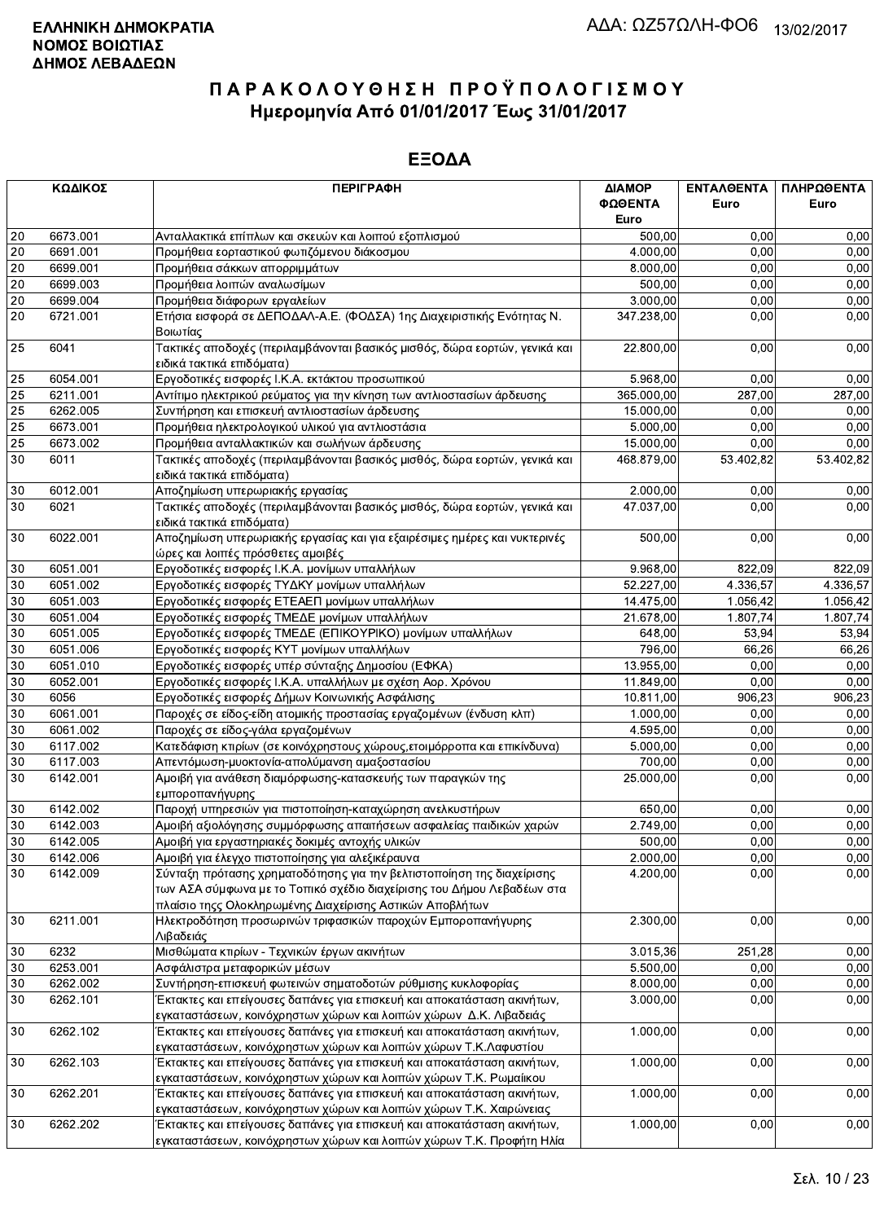**ΕΛΛΗΝΙΚΗ ΔΗΜΟΚΡΑΤΙΑ**
**ΝΟΜΟΣ ΒΟΙΩΤΙΑΣ**
**ΔΗΜΟΣ ΛΕΒΑΔΕΩΝ**

ΑΔΑ: ΩΖ57ΩΛΗ-ΦΟ6 13/02/2017

# ΠΑΡΑΚΟΛΟΥΘΗΣΗ ΠΡΟΫΠΟΛΟΓΙΣΜΟΥ

## Ημερομηνία Από 01/01/2017 Έως 31/01/2017

## ΕΞΟΔΑ

| ΚΩΔΙΚΟΣ | | ΠΕΡΙΓΡΑΦΗ | ΔΙΑΜΟΡΦΩΘΕΝΤΑ Euro | ΕΝΤΑΛΘΕΝΤΑ Euro | ΠΛΗΡΩΘΕΝΤΑ Euro |
|---|---|---|---|---|---|
| 20 | 6673.001 | Ανταλλακτικά επίπλων και σκευών και λοιπού εξοπλισμού | 500,00 | 0,00 | 0,00 |
| 20 | 6691.001 | Προμήθεια εορταστικού φωτιζόμενου διάκοσμου | 4.000,00 | 0,00 | 0,00 |
| 20 | 6699.001 | Προμήθεια σάκκων απορριμμάτων | 8.000,00 | 0,00 | 0,00 |
| 20 | 6699.003 | Προμήθεια λοιπών αναλωσίμων | 500,00 | 0,00 | 0,00 |
| 20 | 6699.004 | Προμήθεια διάφορων εργαλείων | 3.000,00 | 0,00 | 0,00 |
| 20 | 6721.001 | Ετήσια εισφορά σε ΔΕΠΟΔΑΛ-Α.Ε. (ΦΟΔΣΑ) 1ης Διαχειριστικής Ενότητας Ν. Βοιωτίας | 347.238,00 | 0,00 | 0,00 |
| 25 | 6041 | Τακτικές αποδοχές (περιλαμβάνονται βασικός μισθός, δώρα εορτών, γενικά και ειδικά τακτικά επιδόματα) | 22.800,00 | 0,00 | 0,00 |
| 25 | 6054.001 | Εργοδοτικές εισφορές Ι.Κ.Α. εκτάκτου προσωπικού | 5.968,00 | 0,00 | 0,00 |
| 25 | 6211.001 | Αντίτιμο ηλεκτρικού ρεύματος για την κίνηση των αντλιοστασίων άρδευσης | 365.000,00 | 287,00 | 287,00 |
| 25 | 6262.005 | Συντήρηση και επισκευή αντλιοστασίων άρδευσης | 15.000,00 | 0,00 | 0,00 |
| 25 | 6673.001 | Προμήθεια ηλεκτρολογικού υλικού για αντλιοστάσια | 5.000,00 | 0,00 | 0,00 |
| 25 | 6673.002 | Προμήθεια ανταλλακτικών και σωλήνων άρδευσης | 15.000,00 | 0,00 | 0,00 |
| 30 | 6011 | Τακτικές αποδοχές (περιλαμβάνονται βασικός μισθός, δώρα εορτών, γενικά και ειδικά τακτικά επιδόματα) | 468.879,00 | 53.402,82 | 53.402,82 |
| 30 | 6012.001 | Αποζημίωση υπερωριακής εργασίας | 2.000,00 | 0,00 | 0,00 |
| 30 | 6021 | Τακτικές αποδοχές (περιλαμβάνονται βασικός μισθός, δώρα εορτών, γενικά και ειδικά τακτικά επιδόματα) | 47.037,00 | 0,00 | 0,00 |
| 30 | 6022.001 | Αποζημίωση υπερωριακής εργασίας και για εξαιρέσιμες ημέρες και νυκτερινές ώρες και λοιπές πρόσθετες αμοιβές | 500,00 | 0,00 | 0,00 |
| 30 | 6051.001 | Εργοδοτικές εισφορές Ι.Κ.Α. μονίμων υπαλλήλων | 9.968,00 | 822,09 | 822,09 |
| 30 | 6051.002 | Εργοδοτικές εισφορές ΤΥΔΚΥ μονίμων υπαλλήλων | 52.227,00 | 4.336,57 | 4.336,57 |
| 30 | 6051.003 | Εργοδοτικές εισφορές ΕΤΕΑΕΠ μονίμων υπαλλήλων | 14.475,00 | 1.056,42 | 1.056,42 |
| 30 | 6051.004 | Εργοδοτικές εισφορές ΤΜΕΔΕ μονίμων υπαλλήλων | 21.678,00 | 1.807,74 | 1.807,74 |
| 30 | 6051.005 | Εργοδοτικές εισφορές ΤΜΕΔΕ (ΕΠΙΚΟΥΡΙΚΟ) μονίμων υπαλλήλων | 648,00 | 53,94 | 53,94 |
| 30 | 6051.006 | Εργοδοτικές εισφορές ΚΥΤ μονίμων υπαλλήλων | 796,00 | 66,26 | 66,26 |
| 30 | 6051.010 | Εργοδοτικές εισφορές υπέρ σύνταξης Δημοσίου (ΕΦΚΑ) | 13.955,00 | 0,00 | 0,00 |
| 30 | 6052.001 | Εργοδοτικές εισφορές Ι.Κ.Α. υπαλλήλων με σχέση Αορ. Χρόνου | 11.849,00 | 0,00 | 0,00 |
| 30 | 6056 | Εργοδοτικές εισφορές Δήμων Κοινωνικής Ασφάλισης | 10.811,00 | 906,23 | 906,23 |
| 30 | 6061.001 | Παροχές σε είδος-είδη ατομικής προστασίας εργαζομένων (ένδυση κλπ) | 1.000,00 | 0,00 | 0,00 |
| 30 | 6061.002 | Παροχές σε είδος-γάλα εργαζομένων | 4.595,00 | 0,00 | 0,00 |
| 30 | 6117.002 | Κατεδάφιση κτιρίων (σε κοινόχρηστους χώρους,ετοιμόρροπα και επικίνδυνα) | 5.000,00 | 0,00 | 0,00 |
| 30 | 6117.003 | Απεντόμωση-μυοκτονία-απολύμανση αμαξοστασίου | 700,00 | 0,00 | 0,00 |
| 30 | 6142.001 | Αμοιβή για ανάθεση διαμόρφωσης-κατασκευής των παραγκών της εμποροπανήγυρης | 25.000,00 | 0,00 | 0,00 |
| 30 | 6142.002 | Παροχή υπηρεσιών για πιστοποίηση-καταχώρηση ανελκυστήρων | 650,00 | 0,00 | 0,00 |
| 30 | 6142.003 | Αμοιβή αξιολόγησης συμμόρφωσης απαιτήσεων ασφαλείας παιδικών χαρών | 2.749,00 | 0,00 | 0,00 |
| 30 | 6142.005 | Αμοιβή για εργαστηριακές δοκιμές αντοχής υλικών | 500,00 | 0,00 | 0,00 |
| 30 | 6142.006 | Αμοιβή για έλεγχο πιστοποίησης για αλεξικέραυνα | 2.000,00 | 0,00 | 0,00 |
| 30 | 6142.009 | Σύνταξη πρότασης χρηματοδότησης για την βελτιστοποίηση της διαχείρισης των ΑΣΑ σύμφωνα με το Τοπικό σχέδιο διαχείρισης του Δήμου Λεβαδέων στα πλαίσιο τηςς Ολοκληρωμένης Διαχείρισης Αστικών Αποβλήτων | 4.200,00 | 0,00 | 0,00 |
| 30 | 6211.001 | Ηλεκτροδότηση προσωρινών τριφασικών παροχών Εμποροπανήγυρης Λιβαδειάς | 2.300,00 | 0,00 | 0,00 |
| 30 | 6232 | Μισθώματα κτιρίων - Τεχνικών έργων ακινήτων | 3.015,36 | 251,28 | 0,00 |
| 30 | 6253.001 | Ασφάλιστρα μεταφορικών μέσων | 5.500,00 | 0,00 | 0,00 |
| 30 | 6262.002 | Συντήρηση-επισκευή φωτεινών σηματοδοτών ρύθμισης κυκλοφορίας | 8.000,00 | 0,00 | 0,00 |
| 30 | 6262.101 | Έκτακτες και επείγουσες δαπάνες για επισκευή και αποκατάσταση ακινήτων, εγκαταστάσεων, κοινόχρηστων χώρων και λοιπών χώρων Δ.Κ. Λιβαδειάς | 3.000,00 | 0,00 | 0,00 |
| 30 | 6262.102 | Έκτακτες και επείγουσες δαπάνες για επισκευή και αποκατάσταση ακινήτων, εγκαταστάσεων, κοινόχρηστων χώρων και λοιπών χώρων Τ.Κ.Λαφυστίου | 1.000,00 | 0,00 | 0,00 |
| 30 | 6262.103 | Έκτακτες και επείγουσες δαπάνες για επισκευή και αποκατάσταση ακινήτων, εγκαταστάσεων, κοινόχρηστων χώρων και λοιπών χώρων Τ.Κ. Ρωμαίικου | 1.000,00 | 0,00 | 0,00 |
| 30 | 6262.201 | Έκτακτες και επείγουσες δαπάνες για επισκευή και αποκατάσταση ακινήτων, εγκαταστάσεων, κοινόχρηστων χώρων και λοιπών χώρων Τ.Κ. Χαιρώνειας | 1.000,00 | 0,00 | 0,00 |
| 30 | 6262.202 | Έκτακτες και επείγουσες δαπάνες για επισκευή και αποκατάσταση ακινήτων, εγκαταστάσεων, κοινόχρηστων χώρων και λοιπών χώρων Τ.Κ. Προφήτη Ηλία | 1.000,00 | 0,00 | 0,00 |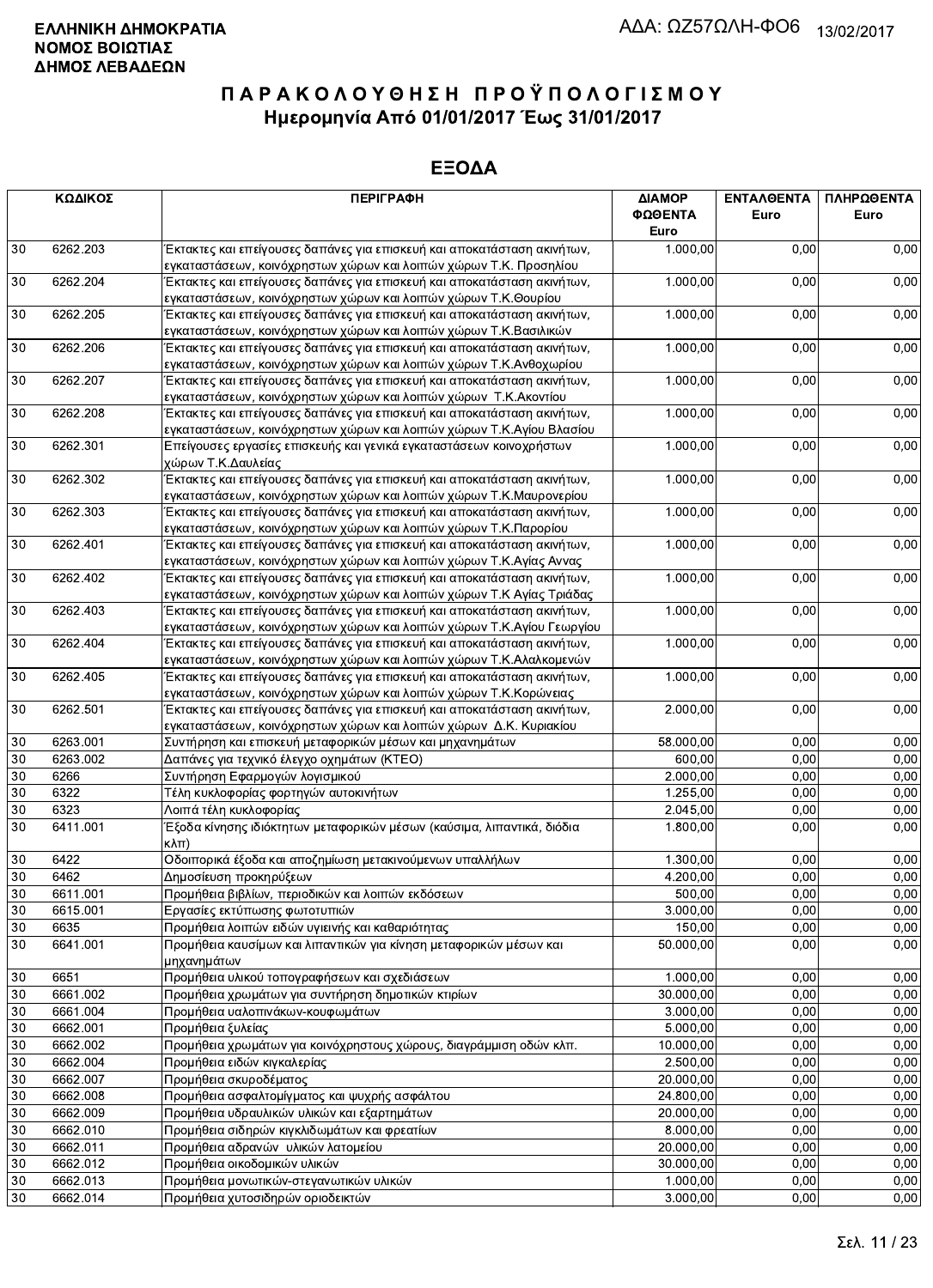**ΕΛΛΗΝΙΚΗ ΔΗΜΟΚΡΑΤΙΑ**
**ΝΟΜΟΣ ΒΟΙΩΤΙΑΣ**
**ΔΗΜΟΣ ΛΕΒΑΔΕΩΝ**

ΑΔΑ: ΩΖ57ΩΛΗ-ΦΟ6 13/02/2017

# ΠΑΡΑΚΟΛΟΥΘΗΣΗ ΠΡΟΫΠΟΛΟΓΙΣΜΟΥ
## Ημερομηνία Από 01/01/2017 Έως 31/01/2017

## ΕΞΟΔΑ

| ΚΩΔΙΚΟΣ | | ΠΕΡΙΓΡΑΦΗ | ΔΙΑΜΟΡΦΩΘΕΝΤΑ Euro | ΕΝΤΑΛΘΕΝΤΑ Euro | ΠΛΗΡΩΘΕΝΤΑ Euro |
|---|---|---|---|---|---|
| 30 | 6262.203 | Έκτακτες και επείγουσες δαπάνες για επισκευή και αποκατάσταση ακινήτων, εγκαταστάσεων, κοινόχρηστων χώρων και λοιπών χώρων Τ.Κ. Προσηλίου | 1.000,00 | 0,00 | 0,00 |
| 30 | 6262.204 | Έκτακτες και επείγουσες δαπάνες για επισκευή και αποκατάσταση ακινήτων, εγκαταστάσεων, κοινόχρηστων χώρων και λοιπών χώρων Τ.Κ.Θουρίου | 1.000,00 | 0,00 | 0,00 |
| 30 | 6262.205 | Έκτακτες και επείγουσες δαπάνες για επισκευή και αποκατάσταση ακινήτων, εγκαταστάσεων, κοινόχρηστων χώρων και λοιπών χώρων Τ.Κ.Βασιλικών | 1.000,00 | 0,00 | 0,00 |
| 30 | 6262.206 | Έκτακτες και επείγουσες δαπάνες για επισκευή και αποκατάσταση ακινήτων, εγκαταστάσεων, κοινόχρηστων χώρων και λοιπών χώρων Τ.Κ.Ανθοχωρίου | 1.000,00 | 0,00 | 0,00 |
| 30 | 6262.207 | Έκτακτες και επείγουσες δαπάνες για επισκευή και αποκατάσταση ακινήτων, εγκαταστάσεων, κοινόχρηστων χώρων και λοιπών χώρων Τ.Κ.Ακοντίου | 1.000,00 | 0,00 | 0,00 |
| 30 | 6262.208 | Έκτακτες και επείγουσες δαπάνες για επισκευή και αποκατάσταση ακινήτων, εγκαταστάσεων, κοινόχρηστων χώρων και λοιπών χώρων Τ.Κ.Αγίου Βλασίου | 1.000,00 | 0,00 | 0,00 |
| 30 | 6262.301 | Επείγουσες εργασίες επισκευής και γενικά εγκαταστάσεων κοινοχρήστων χώρων Τ.Κ.Δαυλείας | 1.000,00 | 0,00 | 0,00 |
| 30 | 6262.302 | Έκτακτες και επείγουσες δαπάνες για επισκευή και αποκατάσταση ακινήτων, εγκαταστάσεων, κοινόχρηστων χώρων και λοιπών χώρων Τ.Κ.Μαυρονερίου | 1.000,00 | 0,00 | 0,00 |
| 30 | 6262.303 | Έκτακτες και επείγουσες δαπάνες για επισκευή και αποκατάσταση ακινήτων, εγκαταστάσεων, κοινόχρηστων χώρων και λοιπών χώρων Τ.Κ.Παρορίου | 1.000,00 | 0,00 | 0,00 |
| 30 | 6262.401 | Έκτακτες και επείγουσες δαπάνες για επισκευή και αποκατάσταση ακινήτων, εγκαταστάσεων, κοινόχρηστων χώρων και λοιπών χώρων Τ.Κ.Αγίας Αννας | 1.000,00 | 0,00 | 0,00 |
| 30 | 6262.402 | Έκτακτες και επείγουσες δαπάνες για επισκευή και αποκατάσταση ακινήτων, εγκαταστάσεων, κοινόχρηστων χώρων και λοιπών χώρων Τ.Κ Αγίας Τριάδας | 1.000,00 | 0,00 | 0,00 |
| 30 | 6262.403 | Έκτακτες και επείγουσες δαπάνες για επισκευή και αποκατάσταση ακινήτων, εγκαταστάσεων, κοινόχρηστων χώρων και λοιπών χώρων Τ.Κ.Αγίου Γεωργίου | 1.000,00 | 0,00 | 0,00 |
| 30 | 6262.404 | Έκτακτες και επείγουσες δαπάνες για επισκευή και αποκατάσταση ακινήτων, εγκαταστάσεων, κοινόχρηστων χώρων και λοιπών χώρων Τ.Κ.Αλαλκομενών | 1.000,00 | 0,00 | 0,00 |
| 30 | 6262.405 | Έκτακτες και επείγουσες δαπάνες για επισκευή και αποκατάσταση ακινήτων, εγκαταστάσεων, κοινόχρηστων χώρων και λοιπών χώρων Τ.Κ.Κορώνειας | 1.000,00 | 0,00 | 0,00 |
| 30 | 6262.501 | Έκτακτες και επείγουσες δαπάνες για επισκευή και αποκατάσταση ακινήτων, εγκαταστάσεων, κοινόχρηστων χώρων και λοιπών χώρων Δ.Κ. Κυριακίου | 2.000,00 | 0,00 | 0,00 |
| 30 | 6263.001 | Συντήρηση και επισκευή μεταφορικών μέσων και μηχανημάτων | 58.000,00 | 0,00 | 0,00 |
| 30 | 6263.002 | Δαπάνες για τεχνικό έλεγχο οχημάτων (ΚΤΕΟ) | 600,00 | 0,00 | 0,00 |
| 30 | 6266 | Συντήρηση Εφαρμογών λογισμικού | 2.000,00 | 0,00 | 0,00 |
| 30 | 6322 | Τέλη κυκλοφορίας φορτηγών αυτοκινήτων | 1.255,00 | 0,00 | 0,00 |
| 30 | 6323 | Λοιπά τέλη κυκλοφορίας | 2.045,00 | 0,00 | 0,00 |
| 30 | 6411.001 | Έξοδα κίνησης ιδιόκτητων μεταφορικών μέσων (καύσιμα, λιπαντικά, διόδια κλπ) | 1.800,00 | 0,00 | 0,00 |
| 30 | 6422 | Οδοιπορικά έξοδα και αποζημίωση μετακινούμενων υπαλλήλων | 1.300,00 | 0,00 | 0,00 |
| 30 | 6462 | Δημοσίευση προκηρύξεων | 4.200,00 | 0,00 | 0,00 |
| 30 | 6611.001 | Προμήθεια βιβλίων, περιοδικών και λοιπών εκδόσεων | 500,00 | 0,00 | 0,00 |
| 30 | 6615.001 | Εργασίες εκτύπωσης φωτοτυπιών | 3.000,00 | 0,00 | 0,00 |
| 30 | 6635 | Προμήθεια λοιπών ειδών υγιεινής και καθαριότητας | 150,00 | 0,00 | 0,00 |
| 30 | 6641.001 | Προμήθεια καυσίμων και λιπαντικών για κίνηση μεταφορικών μέσων και μηχανημάτων | 50.000,00 | 0,00 | 0,00 |
| 30 | 6651 | Προμήθεια υλικού τοπογραφήσεων και σχεδιάσεων | 1.000,00 | 0,00 | 0,00 |
| 30 | 6661.002 | Προμήθεια χρωμάτων για συντήρηση δημοτικών κτιρίων | 30.000,00 | 0,00 | 0,00 |
| 30 | 6661.004 | Προμήθεια υαλοπινάκων-κουφωμάτων | 3.000,00 | 0,00 | 0,00 |
| 30 | 6662.001 | Προμήθεια ξυλείας | 5.000,00 | 0,00 | 0,00 |
| 30 | 6662.002 | Προμήθεια χρωμάτων για κοινόχρηστους χώρους, διαγράμμιση οδών κλπ. | 10.000,00 | 0,00 | 0,00 |
| 30 | 6662.004 | Προμήθεια ειδών κιγκαλερίας | 2.500,00 | 0,00 | 0,00 |
| 30 | 6662.007 | Προμήθεια σκυροδέματος | 20.000,00 | 0,00 | 0,00 |
| 30 | 6662.008 | Προμήθεια ασφαλτομίγματος και ψυχρής ασφάλτου | 24.800,00 | 0,00 | 0,00 |
| 30 | 6662.009 | Προμήθεια υδραυλικών υλικών και εξαρτημάτων | 20.000,00 | 0,00 | 0,00 |
| 30 | 6662.010 | Προμήθεια σιδηρών κιγκλιδωμάτων και φρεατίων | 8.000,00 | 0,00 | 0,00 |
| 30 | 6662.011 | Προμήθεια αδρανών υλικών λατομείου | 20.000,00 | 0,00 | 0,00 |
| 30 | 6662.012 | Προμήθεια οικοδομικών υλικών | 30.000,00 | 0,00 | 0,00 |
| 30 | 6662.013 | Προμήθεια μονωτικών-στεγανωτικών υλικών | 1.000,00 | 0,00 | 0,00 |
| 30 | 6662.014 | Προμήθεια χυτοσιδηρών οριοδεικτών | 3.000,00 | 0,00 | 0,00 |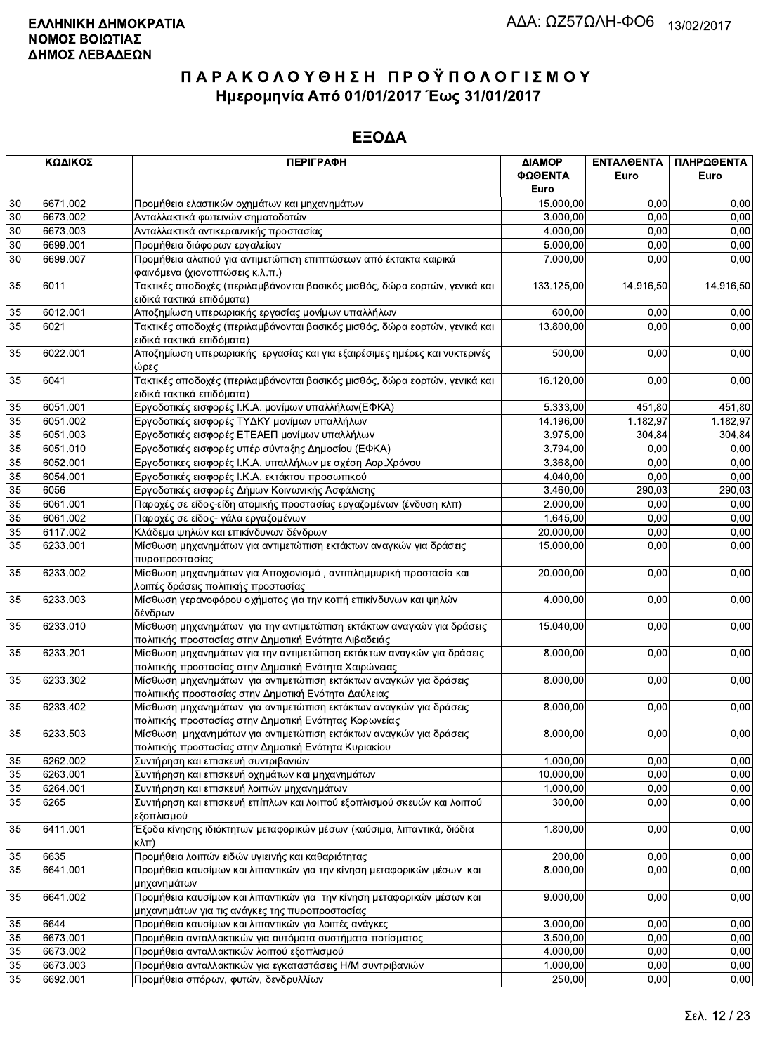**ΕΛΛΗΝΙΚΗ ΔΗΜΟΚΡΑΤΙΑ**
**ΝΟΜΟΣ ΒΟΙΩΤΙΑΣ**
**ΔΗΜΟΣ ΛΕΒΑΔΕΩΝ**

ΑΔΑ: ΩΖ57ΩΛΗ-ΦΟ6 13/02/2017

# ΠΑΡΑΚΟΛΟΥΘΗΣΗ ΠΡΟΫΠΟΛΟΓΙΣΜΟΥ
## Ημερομηνία Από 01/01/2017 Έως 31/01/2017

## ΕΞΟΔΑ

| ΚΩΔΙΚΟΣ | | ΠΕΡΙΓΡΑΦΗ | ΔΙΑΜΟΡΦΩΘΕΝΤΑ Euro | ΕΝΤΑΛΘΕΝΤΑ Euro | ΠΛΗΡΩΘΕΝΤΑ Euro |
|---|---|---|---|---|---|
| 30 | 6671.002 | Προμήθεια ελαστικών οχημάτων και μηχανημάτων | 15.000,00 | 0,00 | 0,00 |
| 30 | 6673.002 | Ανταλλακτικά φωτεινών σηματοδοτών | 3.000,00 | 0,00 | 0,00 |
| 30 | 6673.003 | Ανταλλακτικά αντικεραυνικής προστασίας | 4.000,00 | 0,00 | 0,00 |
| 30 | 6699.001 | Προμήθεια διάφορων εργαλείων | 5.000,00 | 0,00 | 0,00 |
| 30 | 6699.007 | Προμήθεια αλατιού για αντιμετώπιση επιπτώσεων από έκτακτα καιρικά φαινόμενα (χιονοπτώσεις κ.λ.π.) | 7.000,00 | 0,00 | 0,00 |
| 35 | 6011 | Τακτικές αποδοχές (περιλαμβάνονται βασικός μισθός, δώρα εορτών, γενικά και ειδικά τακτικά επιδόματα) | 133.125,00 | 14.916,50 | 14.916,50 |
| 35 | 6012.001 | Αποζημίωση υπερωριακής εργασίας μονίμων υπαλλήλων | 600,00 | 0,00 | 0,00 |
| 35 | 6021 | Τακτικές αποδοχές (περιλαμβάνονται βασικός μισθός, δώρα εορτών, γενικά και ειδικά τακτικά επιδόματα) | 13.800,00 | 0,00 | 0,00 |
| 35 | 6022.001 | Αποζημίωση υπερωριακής εργασίας και για εξαιρέσιμες ημέρες και νυκτερινές ώρες | 500,00 | 0,00 | 0,00 |
| 35 | 6041 | Τακτικές αποδοχές (περιλαμβάνονται βασικός μισθός, δώρα εορτών, γενικά και ειδικά τακτικά επιδόματα) | 16.120,00 | 0,00 | 0,00 |
| 35 | 6051.001 | Εργοδοτικές εισφορές Ι.Κ.Α. μονίμων υπαλλήλων(ΕΦΚΑ) | 5.333,00 | 451,80 | 451,80 |
| 35 | 6051.002 | Εργοδοτικές εισφορές ΤΥΔΚΥ μονίμων υπαλλήλων | 14.196,00 | 1.182,97 | 1.182,97 |
| 35 | 6051.003 | Εργοδοτικές εισφορές ΕΤΕΑΕΠ μονίμων υπαλλήλων | 3.975,00 | 304,84 | 304,84 |
| 35 | 6051.010 | Εργοδοτικές εισφορές υπέρ σύνταξης Δημοσίου (ΕΦΚΑ) | 3.794,00 | 0,00 | 0,00 |
| 35 | 6052.001 | Εργοδοτικες εισφορές Ι.Κ.Α. υπαλλήλων με σχέση Αορ.Χρόνου | 3.368,00 | 0,00 | 0,00 |
| 35 | 6054.001 | Εργοδοτικές εισφορές Ι.Κ.Α. εκτάκτου προσωπικού | 4.040,00 | 0,00 | 0,00 |
| 35 | 6056 | Εργοδοτικές εισφορές Δήμων Κοινωνικής Ασφάλισης | 3.460,00 | 290,03 | 290,03 |
| 35 | 6061.001 | Παροχές σε είδος-είδη ατομικής προστασίας εργαζομένων (ένδυση κλπ) | 2.000,00 | 0,00 | 0,00 |
| 35 | 6061.002 | Παροχές σε είδος- γάλα εργαζομένων | 1.645,00 | 0,00 | 0,00 |
| 35 | 6117.002 | Κλάδεμα ψηλών και επικίνδυνων δένδρων | 20.000,00 | 0,00 | 0,00 |
| 35 | 6233.001 | Μίσθωση μηχανημάτων για αντιμετώπιση εκτάκτων αναγκών για δράσεις πυροπροστασίας | 15.000,00 | 0,00 | 0,00 |
| 35 | 6233.002 | Μίσθωση μηχανημάτων για Αποχιονισμό , αντιπλημμυρική προστασία και λοιπές δράσεις πολιτικής προστασίας | 20.000,00 | 0,00 | 0,00 |
| 35 | 6233.003 | Μίσθωση γερανοφόρου οχήματος για την κοπή επικίνδυνων και ψηλών δένδρων | 4.000,00 | 0,00 | 0,00 |
| 35 | 6233.010 | Μίσθωση μηχανημάτων για την αντιμετώπιση εκτάκτων αναγκών για δράσεις πολιτικής προστασίας στην Δημοτική Ενότητα Λιβαδειάς | 15.040,00 | 0,00 | 0,00 |
| 35 | 6233.201 | Μίσθωση μηχανημάτων για την αντιμετώπιση εκτάκτων αναγκών για δράσεις πολιτικής προστασίας στην Δημοτική Ενότητα Χαιρώνειας | 8.000,00 | 0,00 | 0,00 |
| 35 | 6233.302 | Μίσθωση μηχανημάτων για αντιμετώπιση εκτάκτων αναγκών για δράσεις πολιτιικής προστασίας στην Δημοτική Ενότητα Δαύλειας | 8.000,00 | 0,00 | 0,00 |
| 35 | 6233.402 | Μίσθωση μηχανημάτων για αντιμετώπιση εκτάκτων αναγκών για δράσεις πολιτικής προστασίας στην Δημοτική Ενότητας Κορωνείας | 8.000,00 | 0,00 | 0,00 |
| 35 | 6233.503 | Μίσθωση μηχανημάτων για αντιμετώπιση εκτάκτων αναγκών για δράσεις πολιτικής προστασίας στην Δημοτική Ενότητα Κυριακίου | 8.000,00 | 0,00 | 0,00 |
| 35 | 6262.002 | Συντήρηση και επισκευή συντριβανιών | 1.000,00 | 0,00 | 0,00 |
| 35 | 6263.001 | Συντήρηση και επισκευή οχημάτων και μηχανημάτων | 10.000,00 | 0,00 | 0,00 |
| 35 | 6264.001 | Συντήρηση και επισκευή λοιπών μηχανημάτων | 1.000,00 | 0,00 | 0,00 |
| 35 | 6265 | Συντήρηση και επισκευή επίπλων και λοιπού εξοπλισμού σκευών και λοιπού εξοπλισμού | 300,00 | 0,00 | 0,00 |
| 35 | 6411.001 | Έξοδα κίνησης ιδιόκτητων μεταφορικών μέσων (καύσιμα, λιπαντικά, διόδια κλπ) | 1.800,00 | 0,00 | 0,00 |
| 35 | 6635 | Προμήθεια λοιπών ειδών υγιεινής και καθαριότητας | 200,00 | 0,00 | 0,00 |
| 35 | 6641.001 | Προμήθεια καυσίμων και λιπαντικών για την κίνηση μεταφορικών μέσων και μηχανημάτων | 8.000,00 | 0,00 | 0,00 |
| 35 | 6641.002 | Προμήθεια καυσίμων και λιπαντικών για την κίνηση μεταφορικών μέσων και μηχανημάτων για τις ανάγκες της πυροπροστασίας | 9.000,00 | 0,00 | 0,00 |
| 35 | 6644 | Προμήθεια καυσίμων και λιπαντικών για λοιπές ανάγκες | 3.000,00 | 0,00 | 0,00 |
| 35 | 6673.001 | Προμήθεια ανταλλακτικών για αυτόματα συστήματα ποτίσματος | 3.500,00 | 0,00 | 0,00 |
| 35 | 6673.002 | Προμήθεια ανταλλακτικών λοιπού εξοπλισμού | 4.000,00 | 0,00 | 0,00 |
| 35 | 6673.003 | Προμήθεια ανταλλακτικών για εγκαταστάσεις Η/Μ συντριβανιών | 1.000,00 | 0,00 | 0,00 |
| 35 | 6692.001 | Προμήθεια σπόρων, φυτών, δενδρυλλίων | 250,00 | 0,00 | 0,00 |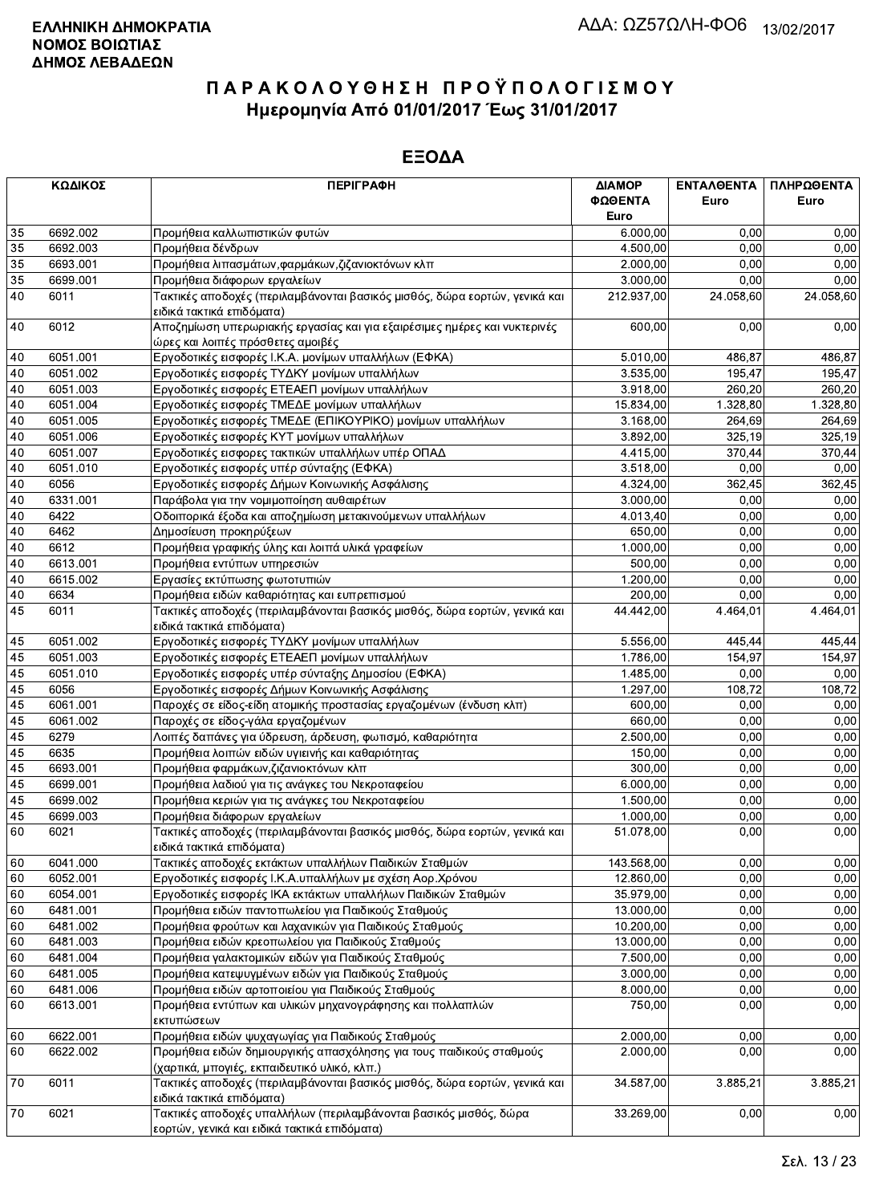**ΕΛΛΗΝΙΚΗ ΔΗΜΟΚΡΑΤΙΑ**
**ΝΟΜΟΣ ΒΟΙΩΤΙΑΣ**
**ΔΗΜΟΣ ΛΕΒΑΔΕΩΝ**

ΑΔΑ: ΩΖ57ΩΛΗ-ΦΟ6 13/02/2017

# ΠΑΡΑΚΟΛΟΥΘΗΣΗ ΠΡΟΫΠΟΛΟΓΙΣΜΟΥ
## Ημερομηνία Από 01/01/2017 Έως 31/01/2017

## ΕΞΟΔΑ

| ΚΩΔΙΚΟΣ | | ΠΕΡΙΓΡΑΦΗ | ΔΙΑΜΟΡΦΩΘΕΝΤΑ Euro | ΕΝΤΑΛΘΕΝΤΑ Euro | ΠΛΗΡΩΘΕΝΤΑ Euro |
|---|---|---|---|---|---|
| 35 | 6692.002 | Προμήθεια καλλωπιστικών φυτών | 6.000,00 | 0,00 | 0,00 |
| 35 | 6692.003 | Προμήθεια δένδρων | 4.500,00 | 0,00 | 0,00 |
| 35 | 6693.001 | Προμήθεια λιπασμάτων,φαρμάκων,ζιζανιοκτόνων κλπ | 2.000,00 | 0,00 | 0,00 |
| 35 | 6699.001 | Προμήθεια διάφορων εργαλείων | 3.000,00 | 0,00 | 0,00 |
| 40 | 6011 | Τακτικές αποδοχές (περιλαμβάνονται βασικός μισθός, δώρα εορτών, γενικά και ειδικά τακτικά επιδόματα) | 212.937,00 | 24.058,60 | 24.058,60 |
| 40 | 6012 | Αποζημίωση υπερωριακής εργασίας και για εξαιρέσιμες ημέρες και νυκτερινές ώρες και λοιπές πρόσθετες αμοιβές | 600,00 | 0,00 | 0,00 |
| 40 | 6051.001 | Εργοδοτικές εισφορές Ι.Κ.Α. μονίμων υπαλλήλων (ΕΦΚΑ) | 5.010,00 | 486,87 | 486,87 |
| 40 | 6051.002 | Εργοδοτικές εισφορές ΤΥΔΚΥ μονίμων υπαλλήλων | 3.535,00 | 195,47 | 195,47 |
| 40 | 6051.003 | Εργοδοτικές εισφορές ΕΤΕΑΕΠ μονίμων υπαλλήλων | 3.918,00 | 260,20 | 260,20 |
| 40 | 6051.004 | Εργοδοτικές εισφορές ΤΜΕΔΕ μονίμων υπαλλήλων | 15.834,00 | 1.328,80 | 1.328,80 |
| 40 | 6051.005 | Εργοδοτικές εισφορές ΤΜΕΔΕ (ΕΠΙΚΟΥΡΙΚΟ) μονίμων υπαλλήλων | 3.168,00 | 264,69 | 264,69 |
| 40 | 6051.006 | Εργοδοτικές εισφορές ΚΥΤ μονίμων υπαλλήλων | 3.892,00 | 325,19 | 325,19 |
| 40 | 6051.007 | Εργοδοτικές εισφορες τακτικών υπαλλήλων υπέρ ΟΠΑΔ | 4.415,00 | 370,44 | 370,44 |
| 40 | 6051.010 | Εργοδοτικές εισφορές υπέρ σύνταξης (ΕΦΚΑ) | 3.518,00 | 0,00 | 0,00 |
| 40 | 6056 | Εργοδοτικές εισφορές Δήμων Κοινωνικής Ασφάλισης | 4.324,00 | 362,45 | 362,45 |
| 40 | 6331.001 | Παράβολα για την νομιμοποίηση αυθαιρέτων | 3.000,00 | 0,00 | 0,00 |
| 40 | 6422 | Οδοιπορικά έξοδα και αποζημίωση μετακινούμενων υπαλλήλων | 4.013,40 | 0,00 | 0,00 |
| 40 | 6462 | Δημοσίευση προκηρύξεων | 650,00 | 0,00 | 0,00 |
| 40 | 6612 | Προμήθεια γραφικής ύλης και λοιπά υλικά γραφείων | 1.000,00 | 0,00 | 0,00 |
| 40 | 6613.001 | Προμήθεια εντύπων υπηρεσιών | 500,00 | 0,00 | 0,00 |
| 40 | 6615.002 | Εργασίες εκτύπωσης φωτοτυπιών | 1.200,00 | 0,00 | 0,00 |
| 40 | 6634 | Προμήθεια ειδών καθαριότητας και ευπρεπισμού | 200,00 | 0,00 | 0,00 |
| 45 | 6011 | Τακτικές αποδοχές (περιλαμβάνονται βασικός μισθός, δώρα εορτών, γενικά και ειδικά τακτικά επιδόματα) | 44.442,00 | 4.464,01 | 4.464,01 |
| 45 | 6051.002 | Εργοδοτικές εισφορές ΤΥΔΚΥ μονίμων υπαλλήλων | 5.556,00 | 445,44 | 445,44 |
| 45 | 6051.003 | Εργοδοτικές εισφορές ΕΤΕΑΕΠ μονίμων υπαλλήλων | 1.786,00 | 154,97 | 154,97 |
| 45 | 6051.010 | Εργοδοτικές εισφορές υπέρ σύνταξης Δημοσίου (ΕΦΚΑ) | 1.485,00 | 0,00 | 0,00 |
| 45 | 6056 | Εργοδοτικές εισφορές Δήμων Κοινωνικής Ασφάλισης | 1.297,00 | 108,72 | 108,72 |
| 45 | 6061.001 | Παροχές σε είδος-είδη ατομικής προστασίας εργαζομένων (ένδυση κλπ) | 600,00 | 0,00 | 0,00 |
| 45 | 6061.002 | Παροχές σε είδος-γάλα εργαζομένων | 660,00 | 0,00 | 0,00 |
| 45 | 6279 | Λοιπές δαπάνες για ύδρευση, άρδευση, φωτισμό, καθαριότητα | 2.500,00 | 0,00 | 0,00 |
| 45 | 6635 | Προμήθεια λοιπών ειδών υγιεινής και καθαριότητας | 150,00 | 0,00 | 0,00 |
| 45 | 6693.001 | Προμήθεια φαρμάκων,ζιζανιοκτόνων κλπ | 300,00 | 0,00 | 0,00 |
| 45 | 6699.001 | Προμήθεια λαδιού για τις ανάγκες του Νεκροταφείου | 6.000,00 | 0,00 | 0,00 |
| 45 | 6699.002 | Προμήθεια κεριών για τις ανάγκες του Νεκροταφείου | 1.500,00 | 0,00 | 0,00 |
| 45 | 6699.003 | Προμήθεια διάφορων εργαλείων | 1.000,00 | 0,00 | 0,00 |
| 60 | 6021 | Τακτικές αποδοχές (περιλαμβάνονται βασικός μισθός, δώρα εορτών, γενικά και ειδικά τακτικά επιδόματα) | 51.078,00 | 0,00 | 0,00 |
| 60 | 6041.000 | Τακτικές αποδοχές εκτάκτων υπαλλήλων Παιδικών Σταθμών | 143.568,00 | 0,00 | 0,00 |
| 60 | 6052.001 | Εργοδοτικές εισφορές Ι.Κ.Α.υπαλλήλων με σχέση Αορ.Χρόνου | 12.860,00 | 0,00 | 0,00 |
| 60 | 6054.001 | Εργοδοτικές εισφορές ΙΚΑ εκτάκτων υπαλλήλων Παιδικών Σταθμών | 35.979,00 | 0,00 | 0,00 |
| 60 | 6481.001 | Προμήθεια ειδών παντοπωλείου για Παιδικούς Σταθμούς | 13.000,00 | 0,00 | 0,00 |
| 60 | 6481.002 | Προμήθεια φρούτων και λαχανικών για Παιδικούς Σταθμούς | 10.200,00 | 0,00 | 0,00 |
| 60 | 6481.003 | Προμήθεια ειδών κρεοπωλείου για Παιδικούς Σταθμούς | 13.000,00 | 0,00 | 0,00 |
| 60 | 6481.004 | Προμήθεια γαλακτομικών ειδών για Παιδικούς Σταθμούς | 7.500,00 | 0,00 | 0,00 |
| 60 | 6481.005 | Προμήθεια κατεψυγμένων ειδών για Παιδικούς Σταθμούς | 3.000,00 | 0,00 | 0,00 |
| 60 | 6481.006 | Προμήθεια ειδών αρτοποιείου για Παιδικούς Σταθμούς | 8.000,00 | 0,00 | 0,00 |
| 60 | 6613.001 | Προμήθεια εντύπων και υλικών μηχανογράφησης και πολλαπλών εκτυπώσεων | 750,00 | 0,00 | 0,00 |
| 60 | 6622.001 | Προμήθεια ειδών ψυχαγωγίας για Παιδικούς Σταθμούς | 2.000,00 | 0,00 | 0,00 |
| 60 | 6622.002 | Προμήθεια ειδών δημιουργικής απασχόλησης για τους παιδικούς σταθμούς (χαρτικά, μπογιές, εκπαιδευτικό υλικό, κλπ.) | 2.000,00 | 0,00 | 0,00 |
| 70 | 6011 | Τακτικές αποδοχές (περιλαμβάνονται βασικός μισθός, δώρα εορτών, γενικά και ειδικά τακτικά επιδόματα) | 34.587,00 | 3.885,21 | 3.885,21 |
| 70 | 6021 | Τακτικές αποδοχές υπαλλήλων (περιλαμβάνονται βασικός μισθός, δώρα εορτών, γενικά και ειδικά τακτικά επιδόματα) | 33.269,00 | 0,00 | 0,00 |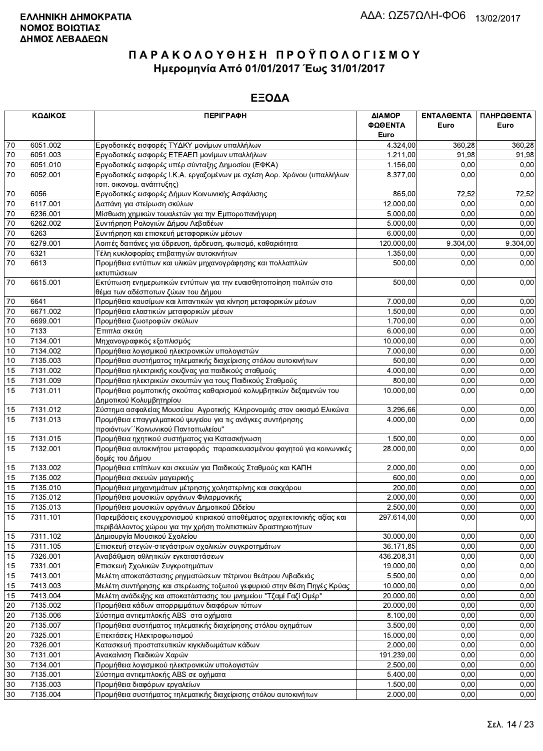**ΕΛΛΗΝΙΚΗ ΔΗΜΟΚΡΑΤΙΑ**
**ΝΟΜΟΣ ΒΟΙΩΤΙΑΣ**
**ΔΗΜΟΣ ΛΕΒΑΔΕΩΝ**

ΑΔΑ: ΩΖ57ΩΛΗ-ΦΟ6 13/02/2017

# ΠΑΡΑΚΟΛΟΥΘΗΣΗ ΠΡΟΫΠΟΛΟΓΙΣΜΟΥ
## Ημερομηνία Από 01/01/2017 Έως 31/01/2017

## ΕΞΟΔΑ

| ΚΩΔΙΚΟΣ | | ΠΕΡΙΓΡΑΦΗ | ΔΙΑΜΟΡΦΩΘΕΝΤΑ Euro | ΕΝΤΑΛΘΕΝΤΑ Euro | ΠΛΗΡΩΘΕΝΤΑ Euro |
|---|---|---|---|---|---|
| 70 | 6051.002 | Εργοδοτικές εισφορές ΤΥΔΚΥ μονίμων υπαλλήλων | 4.324,00 | 360,28 | 360,28 |
| 70 | 6051.003 | Εργοδοτικές εισφορές ΕΤΕΑΕΠ μονίμων υπαλλήλων | 1.211,00 | 91,98 | 91,98 |
| 70 | 6051.010 | Εργοδοτικές εισφορές υπέρ σύνταξης Δημοσίου (ΕΦΚΑ) | 1.156,00 | 0,00 | 0,00 |
| 70 | 6052.001 | Εργοδοτικές εισφορές Ι.Κ.Α. εργαζομένων με σχέση Αορ. Χρόνου (υπαλλήλων τοπ. οικονομ. ανάπτυξης) | 8.377,00 | 0,00 | 0,00 |
| 70 | 6056 | Εργοδοτικές εισφορές Δήμων Κοινωνικής Ασφάλισης | 865,00 | 72,52 | 72,52 |
| 70 | 6117.001 | Δαπάνη για στείρωση σκύλων | 12.000,00 | 0,00 | 0,00 |
| 70 | 6236.001 | Μίσθωση χημικών τουαλετών για την Εμποροπανήγυρη | 5.000,00 | 0,00 | 0,00 |
| 70 | 6262.002 | Συντήρηση Ρολογιών Δήμου Λεβαδέων | 5.000,00 | 0,00 | 0,00 |
| 70 | 6263 | Συντήρηση και επισκευή μεταφορικών μέσων | 6.000,00 | 0,00 | 0,00 |
| 70 | 6279.001 | Λοιπές δαπάνες για ύδρευση, άρδευση, φωτισμό, καθαριότητα | 120.000,00 | 9.304,00 | 9.304,00 |
| 70 | 6321 | Τέλη κυκλοφορίας επιβατηγών αυτοκινήτων | 1.350,00 | 0,00 | 0,00 |
| 70 | 6613 | Προμήθεια εντύπων και υλικών μηχανογράφησης και πολλαπλών εκτυπώσεων | 500,00 | 0,00 | 0,00 |
| 70 | 6615.001 | Εκτύπωση ενημερωτικών εντύπων για την ευαισθητοποίηση πολιτών στο θέμα των αδέσποτων ζώων του Δήμου | 500,00 | 0,00 | 0,00 |
| 70 | 6641 | Προμήθεια καυσίμων και λιπαντικών για κίνηση μεταφορικών μέσων | 7.000,00 | 0,00 | 0,00 |
| 70 | 6671.002 | Προμήθεια ελαστικών μεταφορικών μέσων | 1.500,00 | 0,00 | 0,00 |
| 70 | 6699.001 | Προμήθεια ζωοτροφών σκύλων | 1.700,00 | 0,00 | 0,00 |
| 10 | 7133 | Έπιπλα σκεύη | 6.000,00 | 0,00 | 0,00 |
| 10 | 7134.001 | Μηχανογραφικός εξοπλισμός | 10.000,00 | 0,00 | 0,00 |
| 10 | 7134.002 | Προμήθεια λογισμικού ηλεκτρονικών υπολογιστών | 7.000,00 | 0,00 | 0,00 |
| 10 | 7135.003 | Προμήθεια συστήματος τηλεματικής διαχείρισης στόλου αυτοκινήτων | 500,00 | 0,00 | 0,00 |
| 15 | 7131.002 | Προμήθεια ηλεκτρικής κουζίνας για παιδικούς σταθμούς | 4.000,00 | 0,00 | 0,00 |
| 15 | 7131.009 | Προμήθεια ηλεκτρικών σκουπών για τους Παιδικούς Σταθμούς | 800,00 | 0,00 | 0,00 |
| 15 | 7131.011 | Προμήθεια ρομποτικής σκούπας καθαρισμού κολυμβητικών δεξαμενών του Δημοτικού Κολυμβητηρίου | 10.000,00 | 0,00 | 0,00 |
| 15 | 7131.012 | Σύστημα ασφαλείας Μουσείου Αγροτικής Κληρονομιάς στον οικισμό Ελικώνα | 3.296,66 | 0,00 | 0,00 |
| 15 | 7131.013 | Προμήθεια επαγγελματικού ψυγείου για τις ανάγκες συντήρησης προιόντων΄΄Κοινωνικού Παντοπωλείου" | 4.000,00 | 0,00 | 0,00 |
| 15 | 7131.015 | Προμήθεια ηχητικού συστήματος για Κατασκήνωση | 1.500,00 | 0,00 | 0,00 |
| 15 | 7132.001 | Προμήθεια αυτοκινήτου μεταφοράς παρασκευασμένου φαγητού για κοινωνικές δομές του Δήμου | 28.000,00 | 0,00 | 0,00 |
| 15 | 7133.002 | Προμήθεια επίπλων και σκευών για Παιδικούς Σταθμούς και ΚΑΠΗ | 2.000,00 | 0,00 | 0,00 |
| 15 | 7135.002 | Προμήθεια σκευών μαγειρικής | 600,00 | 0,00 | 0,00 |
| 15 | 7135.010 | Προμήθεια μηχανημάτων μέτρησης χοληστερίνης και σακχάρου | 200,00 | 0,00 | 0,00 |
| 15 | 7135.012 | Προμήθεια μουσικών οργάνων Φιλαρμονικής | 2.000,00 | 0,00 | 0,00 |
| 15 | 7135.013 | Προμήθεια μουσικών οργάνων Δημοτικού Ωδείου | 2.500,00 | 0,00 | 0,00 |
| 15 | 7311.101 | Παρεμβάσεις εκσυγχρονισμού κτιριακού αποθέματος αρχιτεκτονικής αξίας και περιβάλλοντος χώρου για την χρήση πολιτιστικών δραστηριοτήτων | 297.614,00 | 0,00 | 0,00 |
| 15 | 7311.102 | Δημιουργία Μουσικού Σχολείου | 30.000,00 | 0,00 | 0,00 |
| 15 | 7311.105 | Επισκευή στεγών-στεγάστρων σχολικών συγκροτημάτων | 36.171,85 | 0,00 | 0,00 |
| 15 | 7326.001 | Αναβάθμιση αθλητικών εγκαταστάσεων | 436.208,31 | 0,00 | 0,00 |
| 15 | 7331.001 | Επισκευή Σχολικών Συγκροτημάτων | 19.000,00 | 0,00 | 0,00 |
| 15 | 7413.001 | Μελέτη αποκατάστασης ρηγματώσεων πέτρινου θεάτρου Λιβαδειάς | 5.500,00 | 0,00 | 0,00 |
| 15 | 7413.003 | Μελέτη συντήρησης και στερέωσης τοξωτού γεφυριού στην θέση Πηγές Κρύας | 10.000,00 | 0,00 | 0,00 |
| 15 | 7413.004 | Μελέτη ανάδειξης και αποκατάστασης του μνημείου "Τζαμί Γαζί Ομέρ" | 20.000,00 | 0,00 | 0,00 |
| 20 | 7135.002 | Προμήθεια κάδων απορριμμάτων διαφόρων τύπων | 20.000,00 | 0,00 | 0,00 |
| 20 | 7135.006 | Σύστημα αντιεμπλοκής ABS στα οχήματα | 8.100,00 | 0,00 | 0,00 |
| 20 | 7135.007 | Προμήθεια συστήματος τηλεματικής διαχείρησης στόλου οχημάτων | 3.500,00 | 0,00 | 0,00 |
| 20 | 7325.001 | Επεκτάσεις Ηλεκτροφωτισμού | 15.000,00 | 0,00 | 0,00 |
| 20 | 7326.001 | Κατασκευή προστατευτικών κιγκλιδωμάτων κάδων | 2.000,00 | 0,00 | 0,00 |
| 30 | 7131.001 | Ανακαίνιση Παιδικών Χαρών | 191.239,00 | 0,00 | 0,00 |
| 30 | 7134.001 | Προμήθεια λογισμικού ηλεκτρονικών υπολογιστών | 2.500,00 | 0,00 | 0,00 |
| 30 | 7135.001 | Σύστημα αντιεμπλοκής ABS σε οχήματα | 5.400,00 | 0,00 | 0,00 |
| 30 | 7135.003 | Προμήθεια διαφόρων εργαλείων | 1.500,00 | 0,00 | 0,00 |
| 30 | 7135.004 | Προμήθεια συστήματος τηλεματικής διαχείρισης στόλου αυτοκινήτων | 2.000,00 | 0,00 | 0,00 |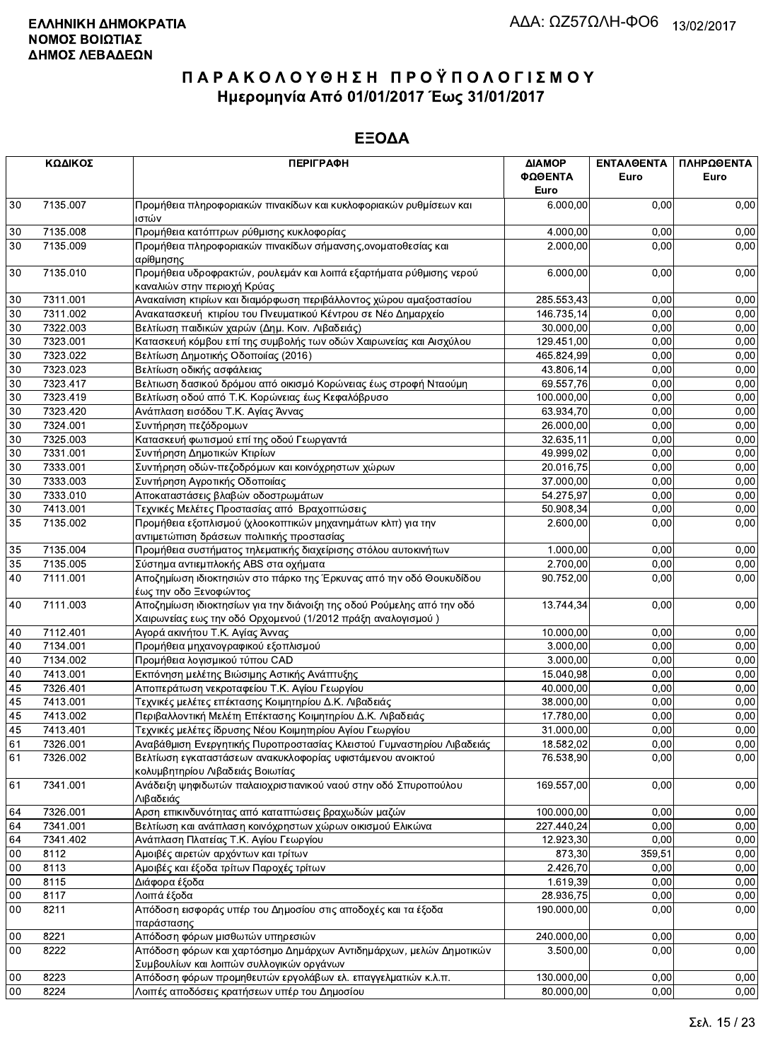**ΕΛΛΗΝΙΚΗ ΔΗΜΟΚΡΑΤΙΑ**
**ΝΟΜΟΣ ΒΟΙΩΤΙΑΣ**
**ΔΗΜΟΣ ΛΕΒΑΔΕΩΝ**

ΑΔΑ: ΩΖ57ΩΛΗ-ΦΟ6 13/02/2017

# ΠΑΡΑΚΟΛΟΥΘΗΣΗ ΠΡΟΫΠΟΛΟΓΙΣΜΟΥ
## Ημερομηνία Από 01/01/2017 Έως 31/01/2017

## ΕΞΟΔΑ

| ΚΩΔΙΚΟΣ | | ΠΕΡΙΓΡΑΦΗ | ΔΙΑΜΟΡΦΩΘΕΝΤΑ Euro | ΕΝΤΑΛΘΕΝΤΑ Euro | ΠΛΗΡΩΘΕΝΤΑ Euro |
|---|---|---|---|---|---|
| 30 | 7135.007 | Προμήθεια πληροφοριακών πινακίδων και κυκλοφοριακών ρυθμίσεων και ιστών | 6.000,00 | 0,00 | 0,00 |
| 30 | 7135.008 | Προμήθεια κατόπτρων ρύθμισης κυκλοφορίας | 4.000,00 | 0,00 | 0,00 |
| 30 | 7135.009 | Προμήθεια πληροφοριακών πινακίδων σήμανσης,ονοματοθεσίας και αρίθμησης | 2.000,00 | 0,00 | 0,00 |
| 30 | 7135.010 | Προμήθεια υδροφρακτών, ρουλεμάν και λοιπά εξαρτήματα ρύθμισης νερού καναλιών στην περιοχή Κρύας | 6.000,00 | 0,00 | 0,00 |
| 30 | 7311.001 | Ανακαίνιση κτιρίων και διαμόρφωση περιβάλλοντος χώρου αμαξοστασίου | 285.553,43 | 0,00 | 0,00 |
| 30 | 7311.002 | Ανακατασκευή κτιρίου του Πνευματικού Κέντρου σε Νέο Δημαρχείο | 146.735,14 | 0,00 | 0,00 |
| 30 | 7322.003 | Βελτίωση παιδικών χαρών (Δημ. Κοιν. Λιβαδειάς) | 30.000,00 | 0,00 | 0,00 |
| 30 | 7323.001 | Κατασκευή κόμβου επί της συμβολής των οδών Χαιρωνείας και Αισχύλου | 129.451,00 | 0,00 | 0,00 |
| 30 | 7323.022 | Βελτίωση Δημοτικής Οδοποιίας (2016) | 465.824,99 | 0,00 | 0,00 |
| 30 | 7323.023 | Βελτίωση οδικής ασφάλειας | 43.806,14 | 0,00 | 0,00 |
| 30 | 7323.417 | Βελτιωση δασικού δρόμου από οικισμό Κορώνειας έως στροφή Νταούμη | 69.557,76 | 0,00 | 0,00 |
| 30 | 7323.419 | Βελτίωση οδού από Τ.Κ. Κορώνειας έως Κεφαλόβρυσο | 100.000,00 | 0,00 | 0,00 |
| 30 | 7323.420 | Ανάπλαση εισόδου Τ.Κ. Αγίας Άννας | 63.934,70 | 0,00 | 0,00 |
| 30 | 7324.001 | Συντήρηση πεζόδρομων | 26.000,00 | 0,00 | 0,00 |
| 30 | 7325.003 | Κατασκευή φωτισμού επί της οδού Γεωργαντά | 32.635,11 | 0,00 | 0,00 |
| 30 | 7331.001 | Συντήρηση Δημοτικών Κτιρίων | 49.999,02 | 0,00 | 0,00 |
| 30 | 7333.001 | Συντήρηση οδών-πεζοδρόμων και κοινόχρηστων χώρων | 20.016,75 | 0,00 | 0,00 |
| 30 | 7333.003 | Συντήρηση Αγροτικής Οδοποιίας | 37.000,00 | 0,00 | 0,00 |
| 30 | 7333.010 | Αποκαταστάσεις βλαβών οδοστρωμάτων | 54.275,97 | 0,00 | 0,00 |
| 30 | 7413.001 | Τεχνικές Μελέτες Προστασίας από Βραχοπτώσεις | 50.908,34 | 0,00 | 0,00 |
| 35 | 7135.002 | Προμήθεια εξοπλισμού (χλοοκοπτικών μηχανημάτων κλπ) για την αντιμετώπιση δράσεων πολιτικής προστασίας | 2.600,00 | 0,00 | 0,00 |
| 35 | 7135.004 | Προμήθεια συστήματος τηλεματικής διαχείρισης στόλου αυτοκινήτων | 1.000,00 | 0,00 | 0,00 |
| 35 | 7135.005 | Σύστημα αντιεμπλοκής ABS στα οχήματα | 2.700,00 | 0,00 | 0,00 |
| 40 | 7111.001 | Αποζημίωση ιδιοκτησιών στο πάρκο της Έρκυνας από την οδό Θουκυδίδου έως την οδο Ξενοφώντος | 90.752,00 | 0,00 | 0,00 |
| 40 | 7111.003 | Αποζημίωση ιδιοκτησίων για την διάνοιξη της οδού Ρούμελης από την οδό Χαιρωνείας εως την οδό Ορχομενού (1/2012 πράξη αναλογισμού ) | 13.744,34 | 0,00 | 0,00 |
| 40 | 7112.401 | Αγορά ακινήτου Τ.Κ. Αγίας Άννας | 10.000,00 | 0,00 | 0,00 |
| 40 | 7134.001 | Προμήθεια μηχανογραφικού εξοπλισμού | 3.000,00 | 0,00 | 0,00 |
| 40 | 7134.002 | Προμήθεια λογισμικού τύπου CAD | 3.000,00 | 0,00 | 0,00 |
| 40 | 7413.001 | Εκπόνηση μελέτης Βιώσιμης Αστικής Ανάπτυξης | 15.040,98 | 0,00 | 0,00 |
| 45 | 7326.401 | Αποπεράτωση νεκροταφείου Τ.Κ. Αγίου Γεωργίου | 40.000,00 | 0,00 | 0,00 |
| 45 | 7413.001 | Τεχνικές μελέτες επέκτασης Κοιμητηρίου Δ.Κ. Λιβαδειάς | 38.000,00 | 0,00 | 0,00 |
| 45 | 7413.002 | Περιβαλλοντική Μελέτη Επέκτασης Κοιμητηρίου Δ.Κ. Λιβαδειάς | 17.780,00 | 0,00 | 0,00 |
| 45 | 7413.401 | Τεχνικές μελέτες ίδρυσης Νέου Κοιμητηρίου Αγίου Γεωργίου | 31.000,00 | 0,00 | 0,00 |
| 61 | 7326.001 | Αναβάθμιση Ενεργητικής Πυροπροστασίας Κλειστού Γυμναστηρίου Λιβαδειάς | 18.582,02 | 0,00 | 0,00 |
| 61 | 7326.002 | Βελτίωση εγκαταστάσεων ανακυκλοφορίας υφιστάμενου ανοικτού κολυμβητηρίου Λιβαδειάς Βοιωτίας | 76.538,90 | 0,00 | 0,00 |
| 61 | 7341.001 | Ανάδειξη ψηφιδωτών παλαιοχριστιανικού ναού στην οδό Σπυροπούλου Λιβαδειάς | 169.557,00 | 0,00 | 0,00 |
| 64 | 7326.001 | Αρση επικινδυνότητας από καταπτώσεις βραχωδών μαζών | 100.000,00 | 0,00 | 0,00 |
| 64 | 7341.001 | Βελτίωση και ανάπλαση κοινόχρηστων χώρων οικισμού Ελικώνα | 227.440,24 | 0,00 | 0,00 |
| 64 | 7341.402 | Ανάπλαση Πλατείας Τ.Κ. Αγίου Γεωργίου | 12.923,30 | 0,00 | 0,00 |
| 00 | 8112 | Αμοιβές αιρετών αρχόντων και τρίτων | 873,30 | 359,51 | 0,00 |
| 00 | 8113 | Αμοιβές και έξοδα τρίτων Παροχές τρίτων | 2.426,70 | 0,00 | 0,00 |
| 00 | 8115 | Διάφορα έξοδα | 1.619,39 | 0,00 | 0,00 |
| 00 | 8117 | Λοιπά έξοδα | 28.936,75 | 0,00 | 0,00 |
| 00 | 8211 | Απόδοση εισφοράς υπέρ του Δημοσίου στις αποδοχές και τα έξοδα παράστασης | 190.000,00 | 0,00 | 0,00 |
| 00 | 8221 | Απόδοση φόρων μισθωτών υπηρεσιών | 240.000,00 | 0,00 | 0,00 |
| 00 | 8222 | Απόδοση φόρων και χαρτόσημο Δημάρχων Αντιδημάρχων, μελών Δημοτικών Συμβουλίων και λοιπών συλλογικών οργάνων | 3.500,00 | 0,00 | 0,00 |
| 00 | 8223 | Απόδοση φόρων προμηθευτών εργολάβων ελ. επαγγελματιών κ.λ.π. | 130.000,00 | 0,00 | 0,00 |
| 00 | 8224 | Λοιπές αποδόσεις κρατήσεων υπέρ του Δημοσίου | 80.000,00 | 0,00 | 0,00 |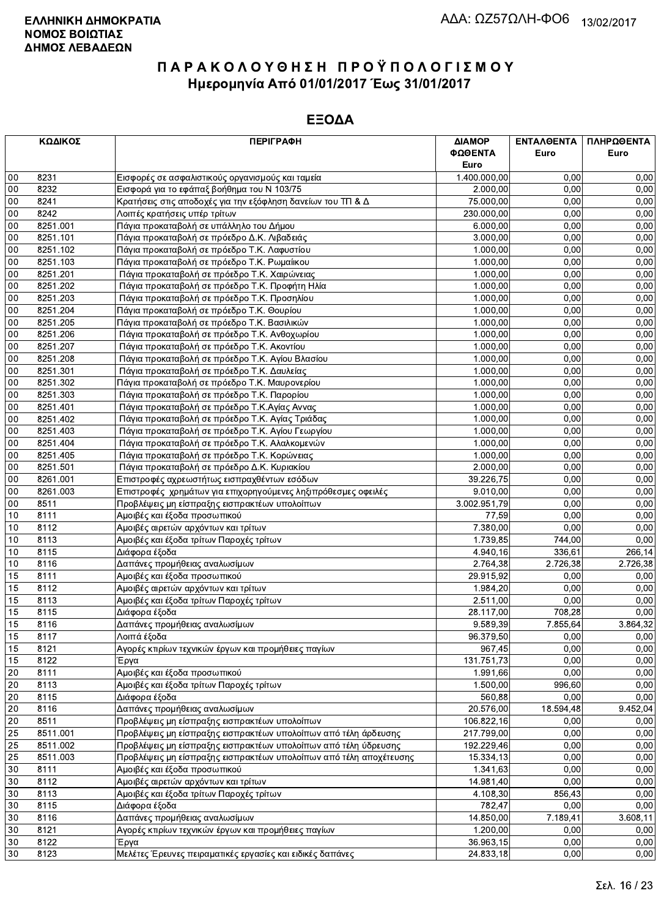**ΕΛΛΗΝΙΚΗ ΔΗΜΟΚΡΑΤΙΑ**
**ΝΟΜΟΣ ΒΟΙΩΤΙΑΣ**
**ΔΗΜΟΣ ΛΕΒΑΔΕΩΝ**

ΑΔΑ: ΩΖ57ΩΛΗ-ΦΟ6 13/02/2017

# ΠΑΡΑΚΟΛΟΥΘΗΣΗ ΠΡΟΫΠΟΛΟΓΙΣΜΟΥ
## Ημερομηνία Από 01/01/2017 Έως 31/01/2017

## ΕΞΟΔΑ

| ΚΩΔΙΚΟΣ | | ΠΕΡΙΓΡΑΦΗ | ΔΙΑΜΟΡΦΩΘΕΝΤΑ Euro | ΕΝΤΑΛΘΕΝΤΑ Euro | ΠΛΗΡΩΘΕΝΤΑ Euro |
|---|---|---|---|---|---|
| 00 | 8231 | Εισφορές σε ασφαλιστικούς οργανισμούς και ταμεία | 1.400.000,00 | 0,00 | 0,00 |
| 00 | 8232 | Εισφορά για το εφάπαξ βοήθημα του Ν 103/75 | 2.000,00 | 0,00 | 0,00 |
| 00 | 8241 | Κρατήσεις στις αποδοχές για την εξόφληση δανείων του ΤΠ & Δ | 75.000,00 | 0,00 | 0,00 |
| 00 | 8242 | Λοιπές κρατήσεις υπέρ τρίτων | 230.000,00 | 0,00 | 0,00 |
| 00 | 8251.001 | Πάγια προκαταβολή σε υπάλληλο του Δήμου | 6.000,00 | 0,00 | 0,00 |
| 00 | 8251.101 | Πάγια προκαταβολή σε πρόεδρο Δ.Κ. Λιβαδειάς | 3.000,00 | 0,00 | 0,00 |
| 00 | 8251.102 | Πάγια προκαταβολή σε πρόεδρο Τ.Κ. Λαφυστίου | 1.000,00 | 0,00 | 0,00 |
| 00 | 8251.103 | Πάγια προκαταβολή σε πρόεδρο Τ.Κ. Ρωμαίικου | 1.000,00 | 0,00 | 0,00 |
| 00 | 8251.201 | Πάγια προκαταβολή σε πρόεδρο Τ.Κ. Χαιρώνειας | 1.000,00 | 0,00 | 0,00 |
| 00 | 8251.202 | Πάγια προκαταβολή σε πρόεδρο Τ.Κ. Προφήτη Ηλία | 1.000,00 | 0,00 | 0,00 |
| 00 | 8251.203 | Πάγια προκαταβολή σε πρόεδρο Τ.Κ. Προσηλίου | 1.000,00 | 0,00 | 0,00 |
| 00 | 8251.204 | Πάγια προκαταβολή σε πρόεδρο Τ.Κ. Θουρίου | 1.000,00 | 0,00 | 0,00 |
| 00 | 8251.205 | Πάγια προκαταβολή σε πρόεδρο Τ.Κ. Βασιλικών | 1.000,00 | 0,00 | 0,00 |
| 00 | 8251.206 | Πάγια προκαταβολή σε πρόεδρο Τ.Κ. Ανθοχωρίου | 1.000,00 | 0,00 | 0,00 |
| 00 | 8251.207 | Πάγια προκαταβολή σε πρόεδρο Τ.Κ. Ακοντίου | 1.000,00 | 0,00 | 0,00 |
| 00 | 8251.208 | Πάγια προκαταβολή σε πρόεδρο Τ.Κ. Αγίου Βλασίου | 1.000,00 | 0,00 | 0,00 |
| 00 | 8251.301 | Πάγια προκαταβολή σε πρόεδρο Τ.Κ. Δαυλείας | 1.000,00 | 0,00 | 0,00 |
| 00 | 8251.302 | Πάγια προκαταβολή σε πρόεδρο Τ.Κ. Μαυρονερίου | 1.000,00 | 0,00 | 0,00 |
| 00 | 8251.303 | Πάγια προκαταβολή σε πρόεδρο Τ.Κ. Παρορίου | 1.000,00 | 0,00 | 0,00 |
| 00 | 8251.401 | Πάγια προκαταβολή σε πρόεδρο Τ.Κ.Αγίας Αννας | 1.000,00 | 0,00 | 0,00 |
| 00 | 8251.402 | Πάγια προκαταβολή σε πρόεδρο Τ.Κ. Αγίας Τριάδας | 1.000,00 | 0,00 | 0,00 |
| 00 | 8251.403 | Πάγια προκαταβολή σε πρόεδρο Τ.Κ. Αγίου Γεωργίου | 1.000,00 | 0,00 | 0,00 |
| 00 | 8251.404 | Πάγια προκαταβολή σε πρόεδρο Τ.Κ. Αλαλκομενών | 1.000,00 | 0,00 | 0,00 |
| 00 | 8251.405 | Πάγια προκαταβολή σε πρόεδρο Τ.Κ. Κορώνειας | 1.000,00 | 0,00 | 0,00 |
| 00 | 8251.501 | Πάγια προκαταβολή σε πρόεδρο Δ.Κ. Κυριακίου | 2.000,00 | 0,00 | 0,00 |
| 00 | 8261.001 | Επιστροφές αχρεωστήτως εισπραχθέντων εσόδων | 39.226,75 | 0,00 | 0,00 |
| 00 | 8261.003 | Επιστροφές χρημάτων για επιχορηγούμενες ληξιπρόθεσμες οφειλές | 9.010,00 | 0,00 | 0,00 |
| 00 | 8511 | Προβλέψεις μη είσπραξης εισπρακτέων υπολοίπων | 3.002.951,79 | 0,00 | 0,00 |
| 10 | 8111 | Αμοιβές και έξοδα προσωπικού | 77,59 | 0,00 | 0,00 |
| 10 | 8112 | Αμοιβές αιρετών αρχόντων και τρίτων | 7.380,00 | 0,00 | 0,00 |
| 10 | 8113 | Αμοιβές και έξοδα τρίτων Παροχές τρίτων | 1.739,85 | 744,00 | 0,00 |
| 10 | 8115 | Διάφορα έξοδα | 4.940,16 | 336,61 | 266,14 |
| 10 | 8116 | Δαπάνες προμήθειας αναλωσίμων | 2.764,38 | 2.726,38 | 2.726,38 |
| 15 | 8111 | Αμοιβές και έξοδα προσωπικού | 29.915,92 | 0,00 | 0,00 |
| 15 | 8112 | Αμοιβές αιρετών αρχόντων και τρίτων | 1.984,20 | 0,00 | 0,00 |
| 15 | 8113 | Αμοιβές και έξοδα τρίτων Παροχές τρίτων | 2.511,00 | 0,00 | 0,00 |
| 15 | 8115 | Διάφορα έξοδα | 28.117,00 | 708,28 | 0,00 |
| 15 | 8116 | Δαπάνες προμήθειας αναλωσίμων | 9.589,39 | 7.855,64 | 3.864,32 |
| 15 | 8117 | Λοιπά έξοδα | 96.379,50 | 0,00 | 0,00 |
| 15 | 8121 | Αγορές κτιρίων τεχνικών έργων και προμήθειες παγίων | 967,45 | 0,00 | 0,00 |
| 15 | 8122 | Έργα | 131.751,73 | 0,00 | 0,00 |
| 20 | 8111 | Αμοιβές και έξοδα προσωπικού | 1.991,66 | 0,00 | 0,00 |
| 20 | 8113 | Αμοιβές και έξοδα τρίτων Παροχές τρίτων | 1.500,00 | 996,60 | 0,00 |
| 20 | 8115 | Διάφορα έξοδα | 560,88 | 0,00 | 0,00 |
| 20 | 8116 | Δαπάνες προμήθειας αναλωσίμων | 20.576,00 | 18.594,48 | 9.452,04 |
| 20 | 8511 | Προβλέψεις μη είσπραξης εισπρακτέων υπολοίπων | 106.822,16 | 0,00 | 0,00 |
| 25 | 8511.001 | Προβλέψεις μη είσπραξης εισπρακτέων υπολοίπων από τέλη άρδευσης | 217.799,00 | 0,00 | 0,00 |
| 25 | 8511.002 | Προβλέψεις μη είσπραξης εισπρακτέων υπολοίπων από τέλη ύδρευσης | 192.229,46 | 0,00 | 0,00 |
| 25 | 8511.003 | Προβλέψεις μη είσπραξης εισπρακτέων υπολοίπων από τέλη αποχέτευσης | 15.334,13 | 0,00 | 0,00 |
| 30 | 8111 | Αμοιβές και έξοδα προσωπικού | 1.341,63 | 0,00 | 0,00 |
| 30 | 8112 | Αμοιβές αιρετών αρχόντων και τρίτων | 14.981,40 | 0,00 | 0,00 |
| 30 | 8113 | Αμοιβές και έξοδα τρίτων Παροχές τρίτων | 4.108,30 | 856,43 | 0,00 |
| 30 | 8115 | Διάφορα έξοδα | 782,47 | 0,00 | 0,00 |
| 30 | 8116 | Δαπάνες προμήθειας αναλωσίμων | 14.850,00 | 7.189,41 | 3.608,11 |
| 30 | 8121 | Αγορές κτιρίων τεχνικών έργων και προμήθειες παγίων | 1.200,00 | 0,00 | 0,00 |
| 30 | 8122 | Έργα | 36.963,15 | 0,00 | 0,00 |
| 30 | 8123 | Μελέτες Έρευνες πειραματικές εργασίες και ειδικές δαπάνες | 24.833,18 | 0,00 | 0,00 |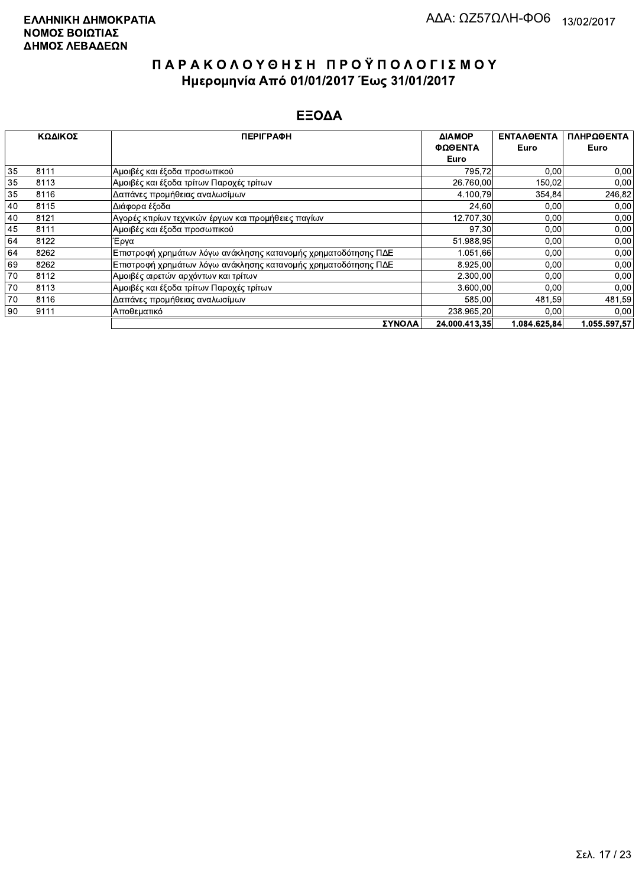**ΕΛΛΗΝΙΚΗ ΔΗΜΟΚΡΑΤΙΑ**
**ΝΟΜΟΣ ΒΟΙΩΤΙΑΣ**
**ΔΗΜΟΣ ΛΕΒΑΔΕΩΝ**

ΑΔΑ: ΩΖ57ΩΛΗ-ΦΟ6 13/02/2017

# ΠΑΡΑΚΟΛΟΥΘΗΣΗ ΠΡΟΫΠΟΛΟΓΙΣΜΟΥ
## Ημερομηνία Από 01/01/2017 Έως 31/01/2017

## ΕΞΟΔΑ

| ΚΩΔΙΚΟΣ | | ΠΕΡΙΓΡΑΦΗ | ΔΙΑΜΟΡ ΦΩΘΕΝΤΑ Euro | ΕΝΤΑΛΘΕΝΤΑ Euro | ΠΛΗΡΩΘΕΝΤΑ Euro |
|---|---|---|---|---|---|
| 35 | 8111 | Αμοιβές και έξοδα προσωπικού | 795,72 | 0,00 | 0,00 |
| 35 | 8113 | Αμοιβές και έξοδα τρίτων Παροχές τρίτων | 26.760,00 | 150,02 | 0,00 |
| 35 | 8116 | Δαπάνες προμήθειας αναλωσίμων | 4.100,79 | 354,84 | 246,82 |
| 40 | 8115 | Διάφορα έξοδα | 24,60 | 0,00 | 0,00 |
| 40 | 8121 | Αγορές κτιρίων τεχνικών έργων και προμήθειες παγίων | 12.707,30 | 0,00 | 0,00 |
| 45 | 8111 | Αμοιβές και έξοδα προσωπικού | 97,30 | 0,00 | 0,00 |
| 64 | 8122 | Έργα | 51.988,95 | 0,00 | 0,00 |
| 64 | 8262 | Επιστροφή χρημάτων λόγω ανάκλησης κατανομής χρηματοδότησης ΠΔΕ | 1.051,66 | 0,00 | 0,00 |
| 69 | 8262 | Επιστροφή χρημάτων λόγω ανάκλησης κατανομής χρηματοδότησης ΠΔΕ | 8.925,00 | 0,00 | 0,00 |
| 70 | 8112 | Αμοιβές αιρετών αρχόντων και τρίτων | 2.300,00 | 0,00 | 0,00 |
| 70 | 8113 | Αμοιβές και έξοδα τρίτων Παροχές τρίτων | 3.600,00 | 0,00 | 0,00 |
| 70 | 8116 | Δαπάνες προμήθειας αναλωσίμων | 585,00 | 481,59 | 481,59 |
| 90 | 9111 | Αποθεματικό | 238.965,20 | 0,00 | 0,00 |
| | | **ΣΥΝΟΛΑ** | **24.000.413,35** | **1.084.625,84** | **1.055.597,57** |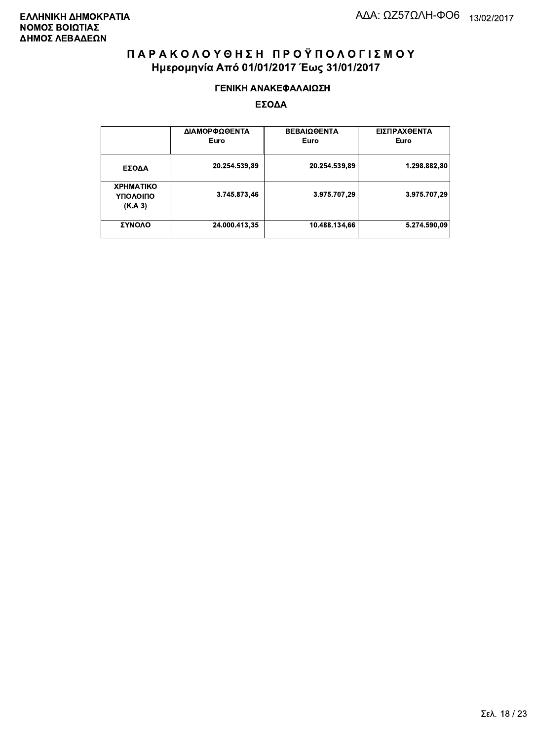ΕΛΛΗΝΙΚΗ ΔΗΜΟΚΡΑΤΙΑ
ΝΟΜΟΣ ΒΟΙΩΤΙΑΣ
ΔΗΜΟΣ ΛΕΒΑΔΕΩΝ

ΑΔΑ: ΩΖ57ΩΛΗ-ΦΟ6 13/02/2017

# ΠΑΡΑΚΟΛΟΥΘΗΣΗ ΠΡΟΫΠΟΛΟΓΙΣΜΟΥ
## Ημερομηνία Από 01/01/2017 Έως 31/01/2017

### ΓΕΝΙΚΗ ΑΝΑΚΕΦΑΛΑΙΩΣΗ

### ΕΣΟΔΑ

| | ΔΙΑΜΟΡΦΩΘΕΝΤΑ Euro | ΒΕΒΑΙΩΘΕΝΤΑ Euro | ΕΙΣΠΡΑΧΘΕΝΤΑ Euro |
|---|---|---|---|
| ΕΣΟΔΑ | 20.254.539,89 | 20.254.539,89 | 1.298.882,80 |
| ΧΡΗΜΑΤΙΚΟ ΥΠΟΛΟΙΠΟ (Κ.Α 3) | 3.745.873,46 | 3.975.707,29 | 3.975.707,29 |
| ΣΥΝΟΛΟ | 24.000.413,35 | 10.488.134,66 | 5.274.590,09 |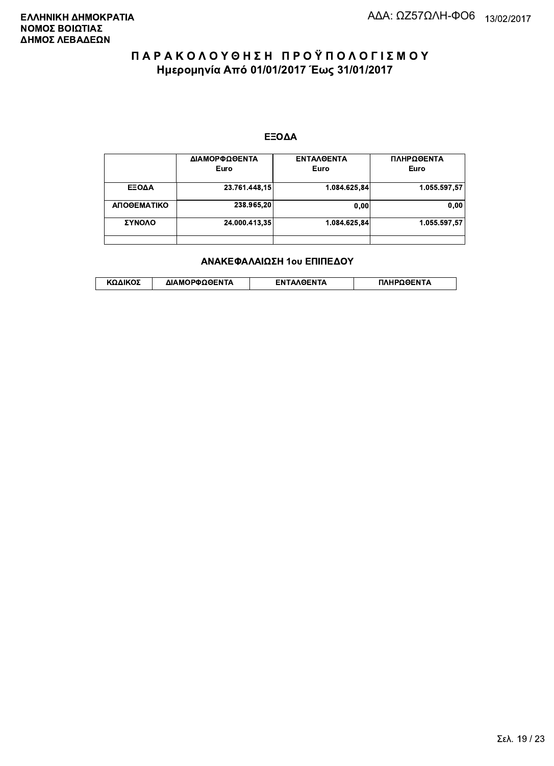**ΕΛΛΗΝΙΚΗ ΔΗΜΟΚΡΑΤΙΑ**
**ΝΟΜΟΣ ΒΟΙΩΤΙΑΣ**
**ΔΗΜΟΣ ΛΕΒΑΔΕΩΝ**

ΑΔΑ: ΩΖ57ΩΛΗ-ΦΟ6 13/02/2017

# ΠΑΡΑΚΟΛΟΥΘΗΣΗ ΠΡΟΫΠΟΛΟΓΙΣΜΟΥ

## Ημερομηνία Από 01/01/2017 Έως 31/01/2017

### ΕΞΟΔΑ

| | ΔΙΑΜΟΡΦΩΘΕΝΤΑ Euro | ΕΝΤΑΛΘΕΝΤΑ Euro | ΠΛΗΡΩΘΕΝΤΑ Euro |
|---|---|---|---|
| ΕΞΟΔΑ | 23.761.448,15 | 1.084.625,84 | 1.055.597,57 |
| ΑΠΟΘΕΜΑΤΙΚΟ | 238.965,20 | 0,00 | 0,00 |
| ΣΥΝΟΛΟ | 24.000.413,35 | 1.084.625,84 | 1.055.597,57 |
| | | | |

### ΑΝΑΚΕΦΑΛΑΙΩΣΗ 1ου ΕΠΙΠΕΔΟΥ

| ΚΩΔΙΚΟΣ | ΔΙΑΜΟΡΦΩΘΕΝΤΑ | ΕΝΤΑΛΘΕΝΤΑ | ΠΛΗΡΩΘΕΝΤΑ |
|---|---|---|---|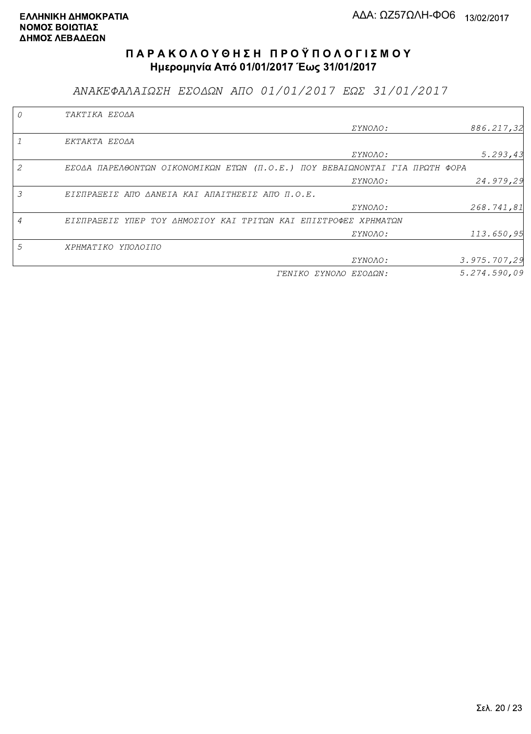**ΕΛΛΗΝΙΚΗ ΔΗΜΟΚΡΑΤΙΑ**
**ΝΟΜΟΣ ΒΟΙΩΤΙΑΣ**
**ΔΗΜΟΣ ΛΕΒΑΔΕΩΝ**

ΑΔΑ: ΩΖ57ΩΛΗ-ΦΟ6 13/02/2017

# ΠΑΡΑΚΟΛΟΥΘΗΣΗ ΠΡΟΫΠΟΛΟΓΙΣΜΟΥ

**Ημερομηνία Από 01/01/2017 Έως 31/01/2017**

## *ΑΝΑΚΕΦΑΛΑΙΩΣΗ ΕΣΟΔΩΝ ΑΠΟ 01/01/2017 ΕΩΣ 31/01/2017*

| | | | |
|---|---|---|---|
| *0* | *ΤΑΚΤΙΚΑ ΕΣΟΔΑ* | | |
| | | *ΣΥΝΟΛΟ:* | *886.217,32* |
| *1* | *ΕΚΤΑΚΤΑ ΕΣΟΔΑ* | | |
| | | *ΣΥΝΟΛΟ:* | *5.293,43* |
| *2* | *ΕΣΟΔΑ ΠΑΡΕΛΘΟΝΤΩΝ ΟΙΚΟΝΟΜΙΚΩΝ ΕΤΩΝ (Π.Ο.Ε.) ΠΟΥ ΒΕΒΑΙΩΝΟΝΤΑΙ ΓΙΑ ΠΡΩΤΗ ΦΟΡΑ* | | |
| | | *ΣΥΝΟΛΟ:* | *24.979,29* |
| *3* | *ΕΙΣΠΡΑΞΕΙΣ ΑΠΟ ΔΑΝΕΙΑ ΚΑΙ ΑΠΑΙΤΗΣΕΙΣ ΑΠΟ Π.Ο.Ε.* | | |
| | | *ΣΥΝΟΛΟ:* | *268.741,81* |
| *4* | *ΕΙΣΠΡΑΞΕΙΣ ΥΠΕΡ ΤΟΥ ΔΗΜΟΣΙΟΥ ΚΑΙ ΤΡΙΤΩΝ ΚΑΙ ΕΠΙΣΤΡΟΦΕΣ ΧΡΗΜΑΤΩΝ* | | |
| | | *ΣΥΝΟΛΟ:* | *113.650,95* |
| *5* | *ΧΡΗΜΑΤΙΚΟ ΥΠΟΛΟΙΠΟ* | | |
| | | *ΣΥΝΟΛΟ:* | *3.975.707,29* |
| | | *ΓΕΝΙΚΟ ΣΥΝΟΛΟ ΕΣΟΔΩΝ:* | *5.274.590,09* |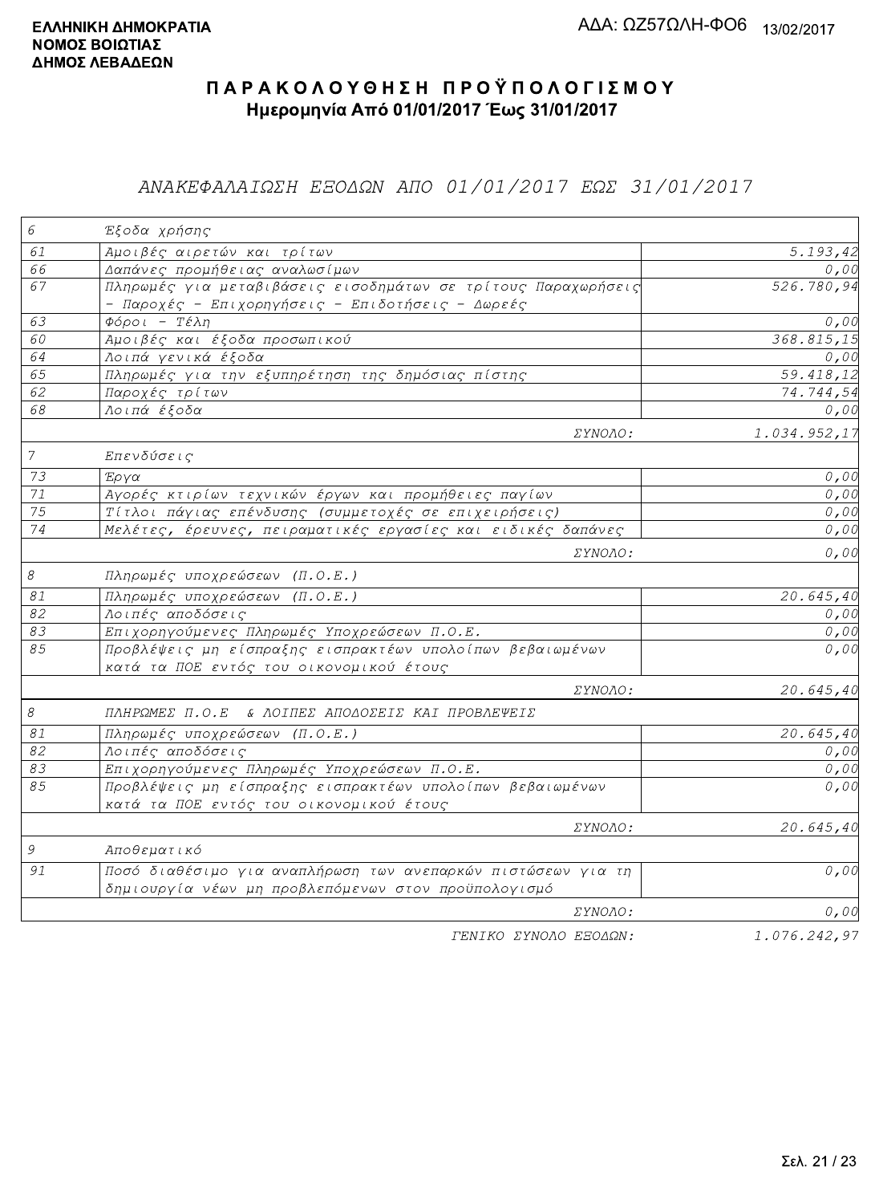**ΕΛΛΗΝΙΚΗ ΔΗΜΟΚΡΑΤΙΑ**
**ΝΟΜΟΣ ΒΟΙΩΤΙΑΣ**
**ΔΗΜΟΣ ΛΕΒΑΔΕΩΝ**

ΑΔΑ: ΩΖ57ΩΛΗ-ΦΟ6 13/02/2017

# ΠΑΡΑΚΟΛΟΥΘΗΣΗ ΠΡΟΫΠΟΛΟΓΙΣΜΟΥ

**Ημερομηνία Από 01/01/2017 Έως 31/01/2017**

## ΑΝΑΚΕΦΑΛΑΙΩΣΗ ΕΞΟΔΩΝ ΑΠΟ 01/01/2017 ΕΩΣ 31/01/2017

| Κωδ. | Περιγραφή | Ποσό |
|---|---|---|
| 6 | Έξοδα χρήσης | |
| 61 | Αμοιβές αιρετών και τρίτων | 5.193,42 |
| 66 | Δαπάνες προμήθειας αναλωσίμων | 0,00 |
| 67 | Πληρωμές για μεταβιβάσεις εισοδημάτων σε τρίτους Παραχωρήσεις - Παροχές - Επιχορηγήσεις - Επιδοτήσεις - Δωρεές | 526.780,94 |
| 63 | Φόροι - Τέλη | 0,00 |
| 60 | Αμοιβές και έξοδα προσωπικού | 368.815,15 |
| 64 | Λοιπά γενικά έξοδα | 0,00 |
| 65 | Πληρωμές για την εξυπηρέτηση της δημόσιας πίστης | 59.418,12 |
| 62 | Παροχές τρίτων | 74.744,54 |
| 68 | Λοιπά έξοδα | 0,00 |
| | ΣΥΝΟΛΟ: | 1.034.952,17 |
| 7 | Επενδύσεις | |
| 73 | Έργα | 0,00 |
| 71 | Αγορές κτιρίων τεχνικών έργων και προμήθειες παγίων | 0,00 |
| 75 | Τίτλοι πάγιας επένδυσης (συμμετοχές σε επιχειρήσεις) | 0,00 |
| 74 | Μελέτες, έρευνες, πειραματικές εργασίες και ειδικές δαπάνες | 0,00 |
| | ΣΥΝΟΛΟ: | 0,00 |
| 8 | Πληρωμές υποχρεώσεων (Π.Ο.Ε.) | |
| 81 | Πληρωμές υποχρεώσεων (Π.Ο.Ε.) | 20.645,40 |
| 82 | Λοιπές αποδόσεις | 0,00 |
| 83 | Επιχορηγούμενες Πληρωμές Υποχρεώσεων Π.Ο.Ε. | 0,00 |
| 85 | Προβλέψεις μη είσπραξης εισπρακτέων υπολοίπων βεβαιωμένων κατά τα ΠΟΕ εντός του οικονομικού έτους | 0,00 |
| | ΣΥΝΟΛΟ: | 20.645,40 |
| 8 | ΠΛΗΡΩΜΕΣ Π.Ο.Ε & ΛΟΙΠΕΣ ΑΠΟΔΟΣΕΙΣ ΚΑΙ ΠΡΟΒΛΕΨΕΙΣ | |
| 81 | Πληρωμές υποχρεώσεων (Π.Ο.Ε.) | 20.645,40 |
| 82 | Λοιπές αποδόσεις | 0,00 |
| 83 | Επιχορηγούμενες Πληρωμές Υποχρεώσεων Π.Ο.Ε. | 0,00 |
| 85 | Προβλέψεις μη είσπραξης εισπρακτέων υπολοίπων βεβαιωμένων κατά τα ΠΟΕ εντός του οικονομικού έτους | 0,00 |
| | ΣΥΝΟΛΟ: | 20.645,40 |
| 9 | Αποθεματικό | |
| 91 | Ποσό διαθέσιμο για αναπλήρωση των ανεπαρκών πιστώσεων για τη δημιουργία νέων μη προβλεπόμενων στον προϋπολογισμό | 0,00 |
| | ΣΥΝΟΛΟ: | 0,00 |
| | ΓΕΝΙΚΟ ΣΥΝΟΛΟ ΕΞΟΔΩΝ: | 1.076.242,97 |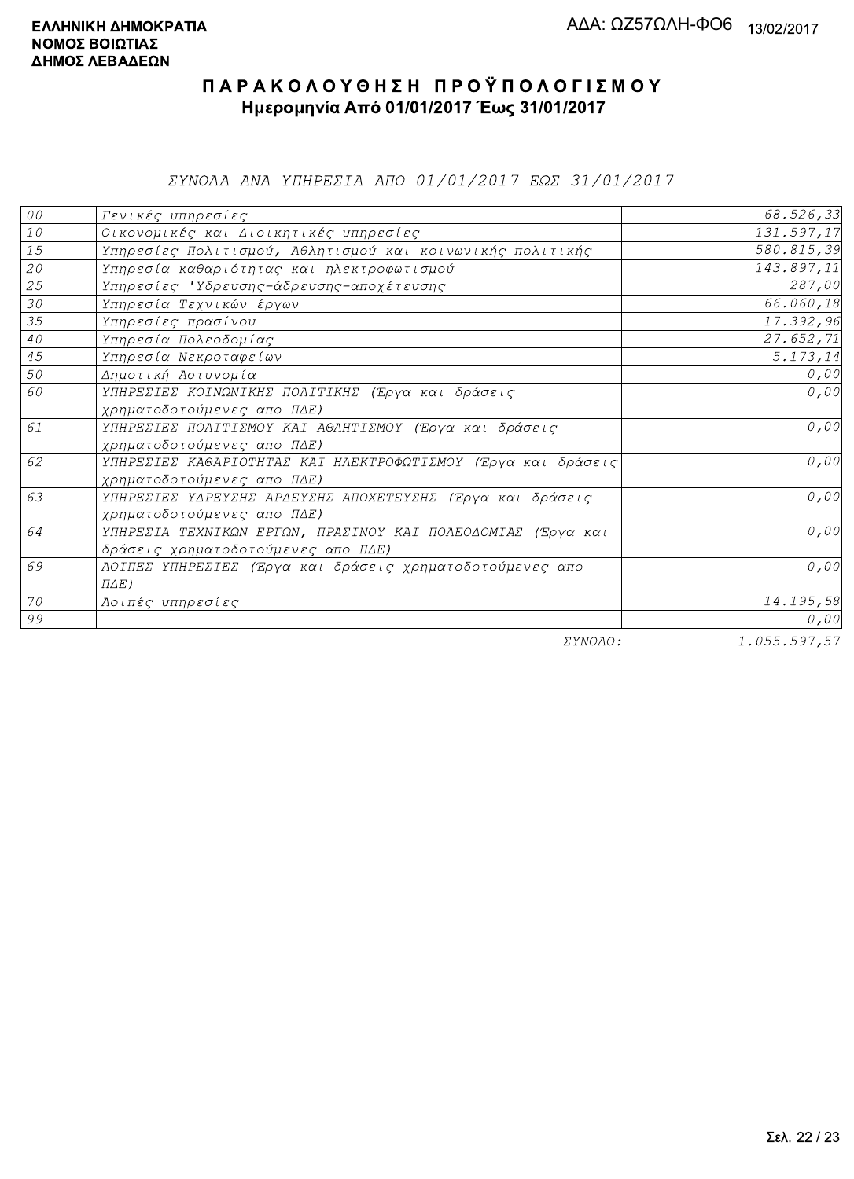**ΕΛΛΗΝΙΚΗ ΔΗΜΟΚΡΑΤΙΑ**
**ΝΟΜΟΣ ΒΟΙΩΤΙΑΣ**
**ΔΗΜΟΣ ΛΕΒΑΔΕΩΝ**

ΑΔΑ: ΩΖ57ΩΛΗ-ΦΟ6 13/02/2017

# ΠΑΡΑΚΟΛΟΥΘΗΣΗ ΠΡΟΫΠΟΛΟΓΙΣΜΟΥ

**Ημερομηνία Από 01/01/2017 Έως 31/01/2017**

*ΣΥΝΟΛΑ ΑΝΑ ΥΠΗΡΕΣΙΑ ΑΠΟ 01/01/2017 ΕΩΣ 31/01/2017*

| | | |
|---|---|---|
| 00 | Γενικές υπηρεσίες | 68.526,33 |
| 10 | Οικονομικές και Διοικητικές υπηρεσίες | 131.597,17 |
| 15 | Υπηρεσίες Πολιτισμού, Αθλητισμού και κοινωνικής πολιτικής | 580.815,39 |
| 20 | Υπηρεσία καθαριότητας και ηλεκτροφωτισμού | 143.897,11 |
| 25 | Υπηρεσίες 'Υδρευσης-άδρευσης-αποχέτευσης | 287,00 |
| 30 | Υπηρεσία Τεχνικών έργων | 66.060,18 |
| 35 | Υπηρεσίες πρασίνου | 17.392,96 |
| 40 | Υπηρεσία Πολεοδομίας | 27.652,71 |
| 45 | Υπηρεσία Νεκροταφείων | 5.173,14 |
| 50 | Δημοτική Αστυνομία | 0,00 |
| 60 | ΥΠΗΡΕΣΙΕΣ ΚΟΙΝΩΝΙΚΗΣ ΠΟΛΙΤΙΚΗΣ (Έργα και δράσεις χρηματοδοτούμενες απο ΠΔΕ) | 0,00 |
| 61 | ΥΠΗΡΕΣΙΕΣ ΠΟΛΙΤΙΣΜΟΥ ΚΑΙ ΑΘΛΗΤΙΣΜΟΥ (Έργα και δράσεις χρηματοδοτούμενες απο ΠΔΕ) | 0,00 |
| 62 | ΥΠΗΡΕΣΙΕΣ ΚΑΘΑΡΙΟΤΗΤΑΣ ΚΑΙ ΗΛΕΚΤΡΟΦΩΤΙΣΜΟΥ (Έργα και δράσεις χρηματοδοτούμενες απο ΠΔΕ) | 0,00 |
| 63 | ΥΠΗΡΕΣΙΕΣ ΥΔΡΕΥΣΗΣ ΑΡΔΕΥΣΗΣ ΑΠΟΧΕΤΕΥΣΗΣ (Έργα και δράσεις χρηματοδοτούμενες απο ΠΔΕ) | 0,00 |
| 64 | ΥΠΗΡΕΣΙΑ ΤΕΧΝΙΚΩΝ ΕΡΓΩΝ, ΠΡΑΣΙΝΟΥ ΚΑΙ ΠΟΛΕΟΔΟΜΙΑΣ (Έργα και δράσεις χρηματοδοτούμενες απο ΠΔΕ) | 0,00 |
| 69 | ΛΟΙΠΕΣ ΥΠΗΡΕΣΙΕΣ (Έργα και δράσεις χρηματοδοτούμενες απο ΠΔΕ) | 0,00 |
| 70 | Λοιπές υπηρεσίες | 14.195,58 |
| 99 | | 0,00 |
| | ΣΥΝΟΛΟ: | 1.055.597,57 |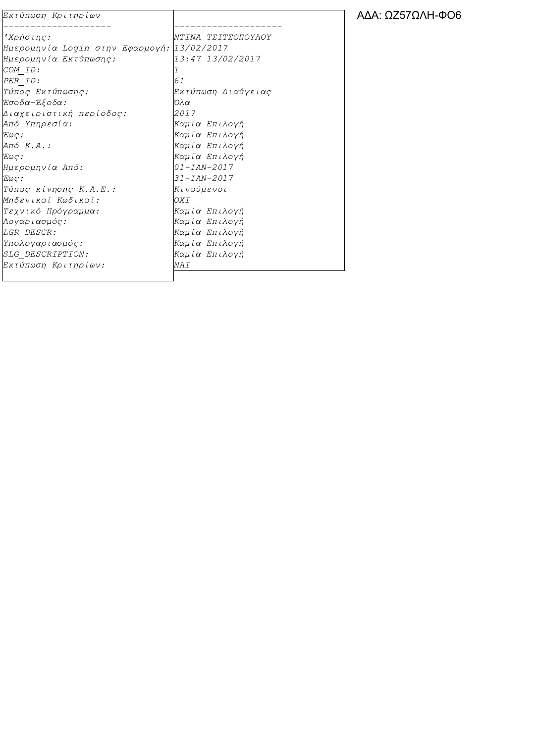ΑΔΑ: ΩΖ57ΩΛΗ-ΦΟ6

| Εκτύπωση Κριτηρίων | |
|---|---|
| 'Χρήστης: | ΝΤΙΝΑ ΤΣΙΤΣΟΠΟΥΛΟΥ |
| Ημερομηνία Login στην Εφαρμογή: | 13/02/2017 |
| Ημερομηνία Εκτύπωσης: | 13:47 13/02/2017 |
| COM_ID: | 1 |
| PER_ID: | 61 |
| Τύπος Εκτύπωσης: | Εκτύπωση Διαύγειας |
| Έσοδα-Έξοδα: | Όλα |
| Διαχειριστική περίοδος: | 2017 |
| Από Υπηρεσία: | Καμία Επιλογή |
| Έως: | Καμία Επιλογή |
| Από Κ.Α.: | Καμία Επιλογή |
| Έως: | Καμία Επιλογή |
| Ημερομηνία Από: | 01-ΙΑΝ-2017 |
| Έως: | 31-ΙΑΝ-2017 |
| Τύπος κίνησης Κ.Α.Ε.: | Κινούμενοι |
| Μηδενικοί Κωδικοί: | ΟΧΙ |
| Τεχνικό Πρόγραμμα: | Καμία Επιλογή |
| Λογαριασμός: | Καμία Επιλογή |
| LGR_DESCR: | Καμία Επιλογή |
| Υπολογαριασμός: | Καμία Επιλογή |
| SLG_DESCRIPTION: | Καμία Επιλογή |
| Εκτύπωση Κριτηρίων: | ΝΑΙ |